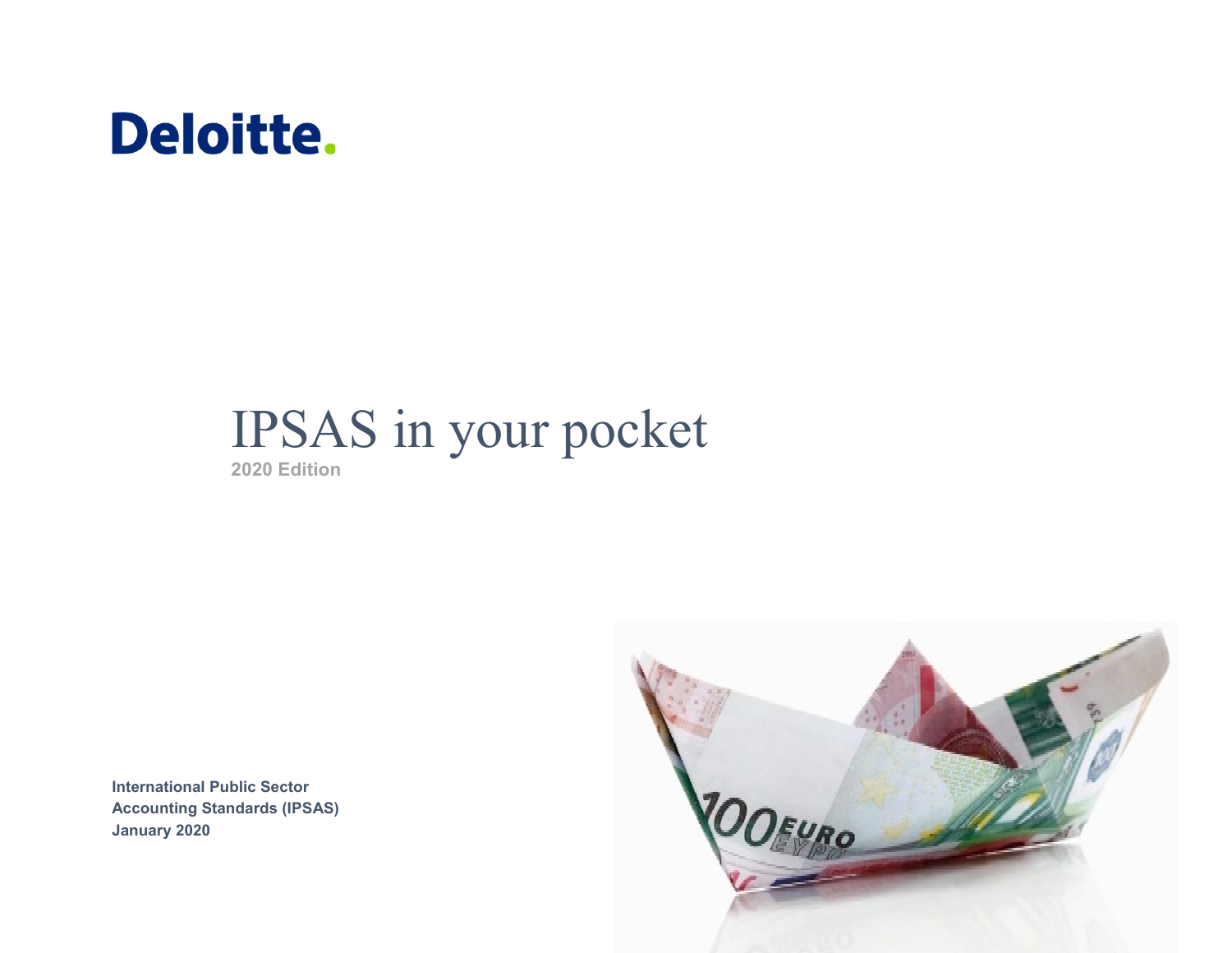Deloitte.

# IPSAS in your pocket

**2020 Edition**

**International Public Sector Accounting Standards (IPSAS)**
**January 2020**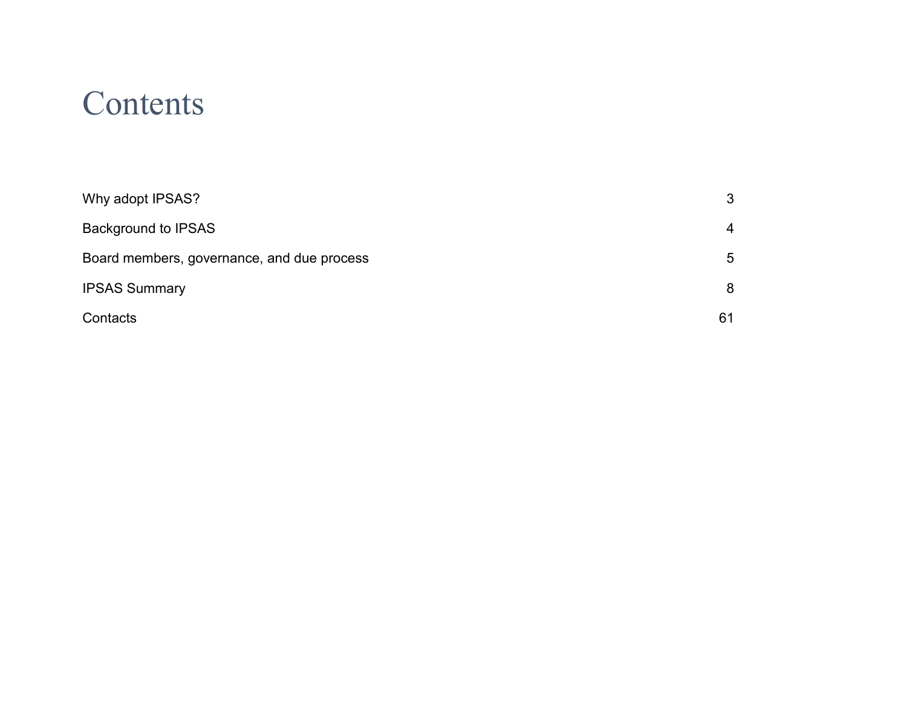# Contents

| | |
|---|---|
| Why adopt IPSAS? | 3 |
| Background to IPSAS | 4 |
| Board members, governance, and due process | 5 |
| IPSAS Summary | 8 |
| Contacts | 61 |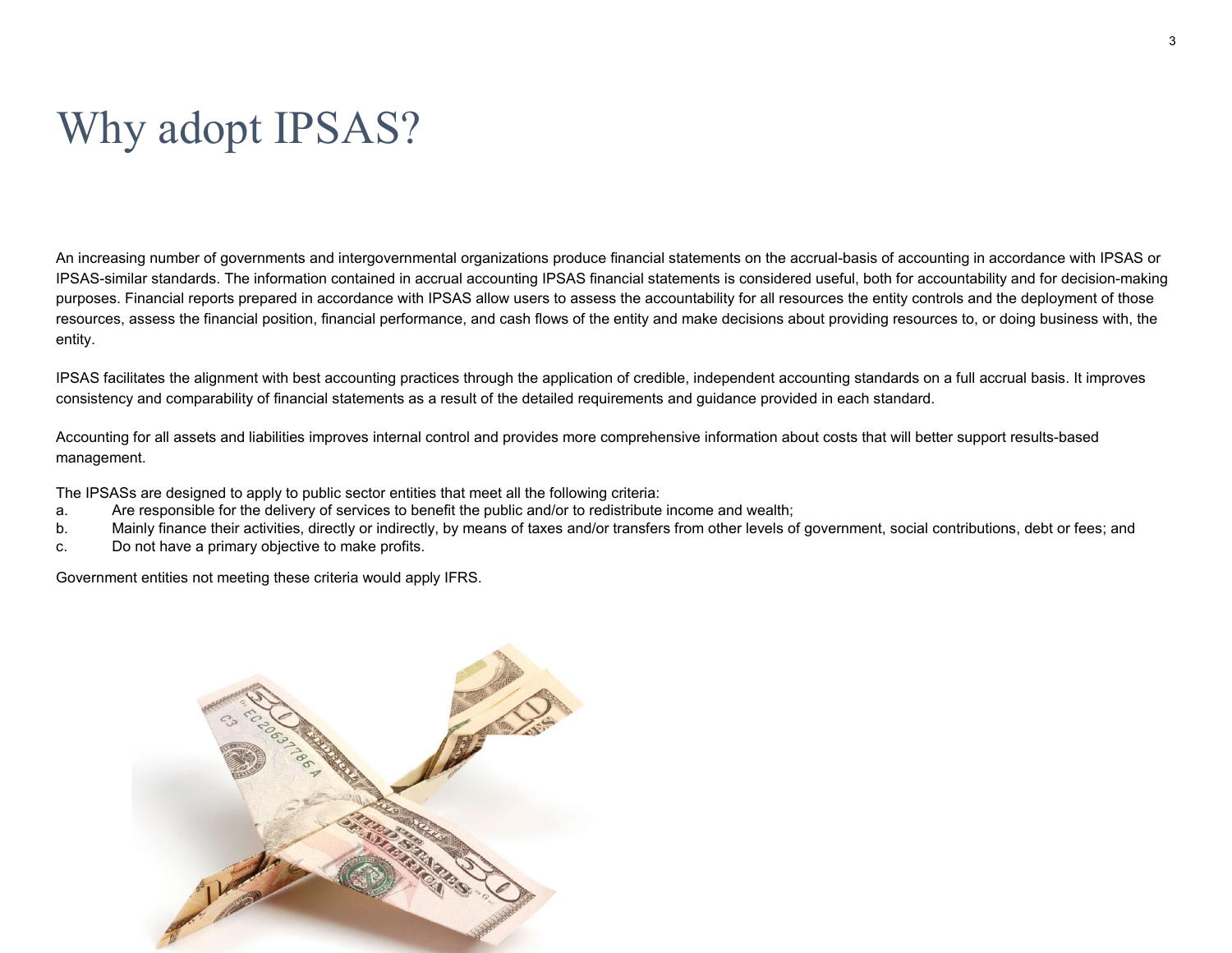# Why adopt IPSAS?

An increasing number of governments and intergovernmental organizations produce financial statements on the accrual-basis of accounting in accordance with IPSAS or IPSAS-similar standards. The information contained in accrual accounting IPSAS financial statements is considered useful, both for accountability and for decision-making purposes. Financial reports prepared in accordance with IPSAS allow users to assess the accountability for all resources the entity controls and the deployment of those resources, assess the financial position, financial performance, and cash flows of the entity and make decisions about providing resources to, or doing business with, the entity.

IPSAS facilitates the alignment with best accounting practices through the application of credible, independent accounting standards on a full accrual basis. It improves consistency and comparability of financial statements as a result of the detailed requirements and guidance provided in each standard.

Accounting for all assets and liabilities improves internal control and provides more comprehensive information about costs that will better support results-based management.

The IPSASs are designed to apply to public sector entities that meet all the following criteria:

a. Are responsible for the delivery of services to benefit the public and/or to redistribute income and wealth;
b. Mainly finance their activities, directly or indirectly, by means of taxes and/or transfers from other levels of government, social contributions, debt or fees; and
c. Do not have a primary objective to make profits.

Government entities not meeting these criteria would apply IFRS.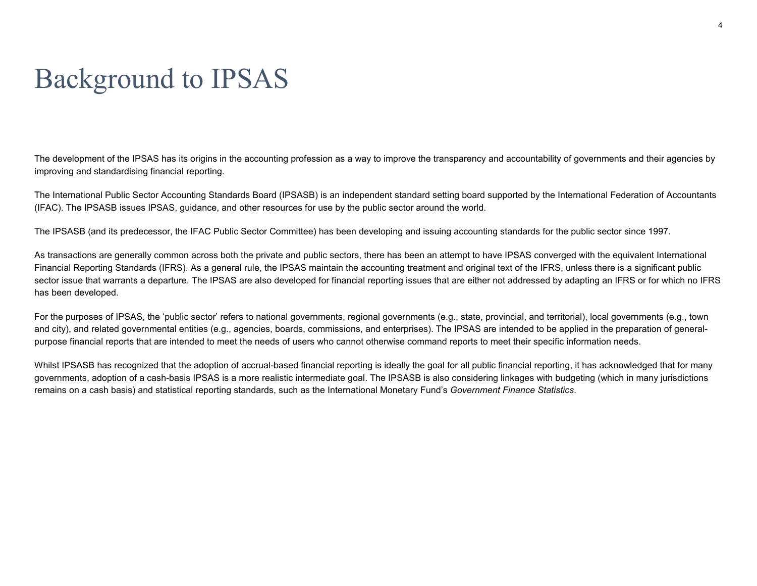# Background to IPSAS

The development of the IPSAS has its origins in the accounting profession as a way to improve the transparency and accountability of governments and their agencies by improving and standardising financial reporting.

The International Public Sector Accounting Standards Board (IPSASB) is an independent standard setting board supported by the International Federation of Accountants (IFAC). The IPSASB issues IPSAS, guidance, and other resources for use by the public sector around the world.

The IPSASB (and its predecessor, the IFAC Public Sector Committee) has been developing and issuing accounting standards for the public sector since 1997.

As transactions are generally common across both the private and public sectors, there has been an attempt to have IPSAS converged with the equivalent International Financial Reporting Standards (IFRS). As a general rule, the IPSAS maintain the accounting treatment and original text of the IFRS, unless there is a significant public sector issue that warrants a departure. The IPSAS are also developed for financial reporting issues that are either not addressed by adapting an IFRS or for which no IFRS has been developed.

For the purposes of IPSAS, the 'public sector' refers to national governments, regional governments (e.g., state, provincial, and territorial), local governments (e.g., town and city), and related governmental entities (e.g., agencies, boards, commissions, and enterprises). The IPSAS are intended to be applied in the preparation of general-purpose financial reports that are intended to meet the needs of users who cannot otherwise command reports to meet their specific information needs.

Whilst IPSASB has recognized that the adoption of accrual-based financial reporting is ideally the goal for all public financial reporting, it has acknowledged that for many governments, adoption of a cash-basis IPSAS is a more realistic intermediate goal. The IPSASB is also considering linkages with budgeting (which in many jurisdictions remains on a cash basis) and statistical reporting standards, such as the International Monetary Fund's *Government Finance Statistics*.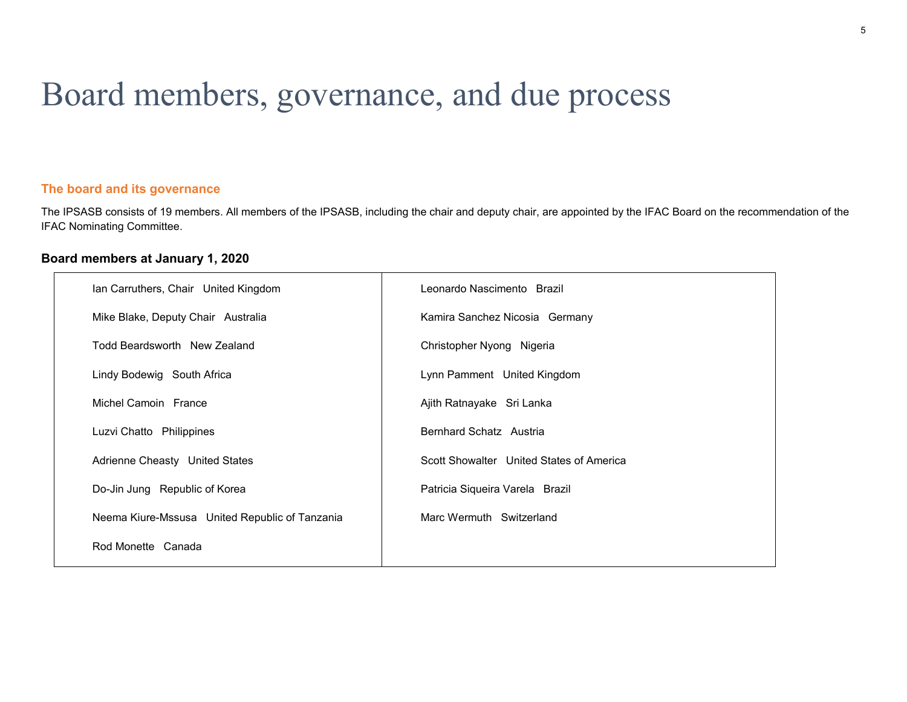# Board members, governance, and due process

## The board and its governance

The IPSASB consists of 19 members. All members of the IPSASB, including the chair and deputy chair, are appointed by the IFAC Board on the recommendation of the IFAC Nominating Committee.

### Board members at January 1, 2020

| | |
|---|---|
| Ian Carruthers, Chair   United Kingdom | Leonardo Nascimento   Brazil |
| Mike Blake, Deputy Chair   Australia | Kamira Sanchez Nicosia   Germany |
| Todd Beardsworth   New Zealand | Christopher Nyong   Nigeria |
| Lindy Bodewig   South Africa | Lynn Pamment   United Kingdom |
| Michel Camoin   France | Ajith Ratnayake   Sri Lanka |
| Luzvi Chatto   Philippines | Bernhard Schatz   Austria |
| Adrienne Cheasty   United States | Scott Showalter   United States of America |
| Do-Jin Jung   Republic of Korea | Patricia Siqueira Varela   Brazil |
| Neema Kiure-Mssusa   United Republic of Tanzania | Marc Wermuth   Switzerland |
| Rod Monette   Canada | |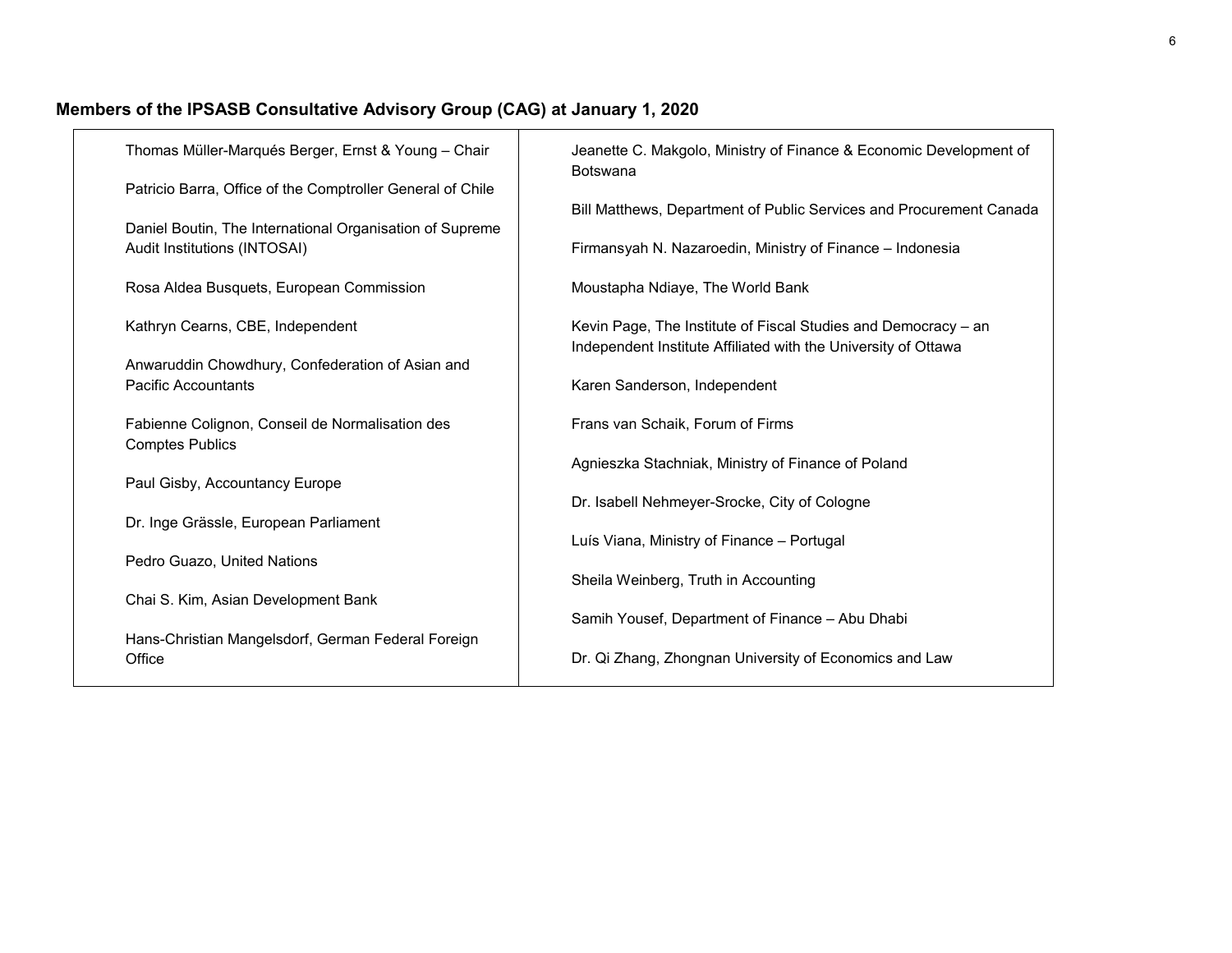## Members of the IPSASB Consultative Advisory Group (CAG) at January 1, 2020

Thomas Müller-Marqués Berger, Ernst & Young – Chair

Patricio Barra, Office of the Comptroller General of Chile

Daniel Boutin, The International Organisation of Supreme Audit Institutions (INTOSAI)

Rosa Aldea Busquets, European Commission

Kathryn Cearns, CBE, Independent

Anwaruddin Chowdhury, Confederation of Asian and Pacific Accountants

Fabienne Colignon, Conseil de Normalisation des Comptes Publics

Paul Gisby, Accountancy Europe

Dr. Inge Grässle, European Parliament

Pedro Guazo, United Nations

Chai S. Kim, Asian Development Bank

Hans-Christian Mangelsdorf, German Federal Foreign Office

Jeanette C. Makgolo, Ministry of Finance & Economic Development of Botswana

Bill Matthews, Department of Public Services and Procurement Canada

Firmansyah N. Nazaroedin, Ministry of Finance – Indonesia

Moustapha Ndiaye, The World Bank

Kevin Page, The Institute of Fiscal Studies and Democracy – an Independent Institute Affiliated with the University of Ottawa

Karen Sanderson, Independent

Frans van Schaik, Forum of Firms

Agnieszka Stachniak, Ministry of Finance of Poland

Dr. Isabell Nehmeyer-Srocke, City of Cologne

Luís Viana, Ministry of Finance – Portugal

Sheila Weinberg, Truth in Accounting

Samih Yousef, Department of Finance – Abu Dhabi

Dr. Qi Zhang, Zhongnan University of Economics and Law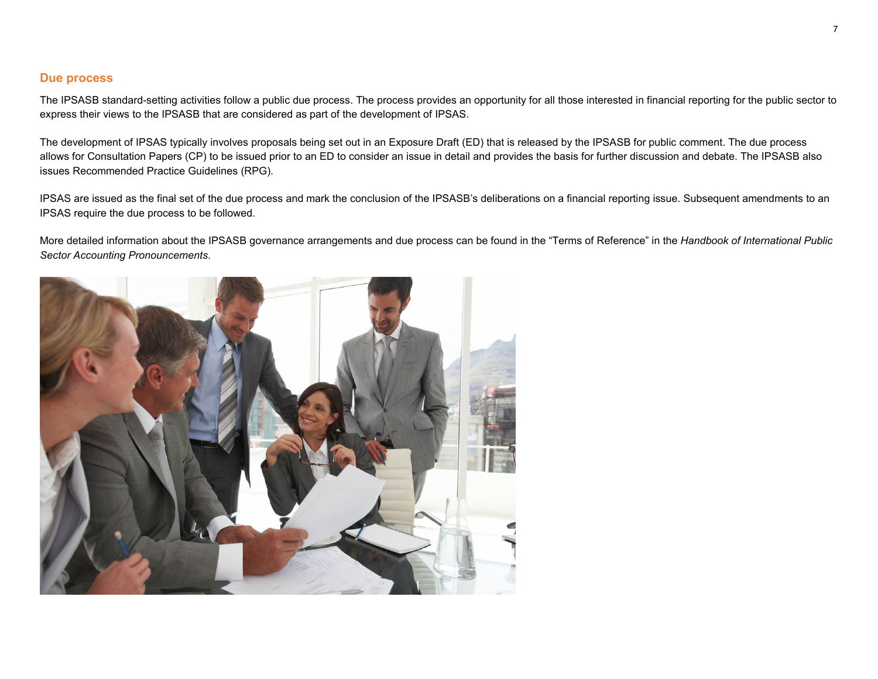## Due process

The IPSASB standard-setting activities follow a public due process. The process provides an opportunity for all those interested in financial reporting for the public sector to express their views to the IPSASB that are considered as part of the development of IPSAS.

The development of IPSAS typically involves proposals being set out in an Exposure Draft (ED) that is released by the IPSASB for public comment. The due process allows for Consultation Papers (CP) to be issued prior to an ED to consider an issue in detail and provides the basis for further discussion and debate. The IPSASB also issues Recommended Practice Guidelines (RPG).

IPSAS are issued as the final set of the due process and mark the conclusion of the IPSASB's deliberations on a financial reporting issue. Subsequent amendments to an IPSAS require the due process to be followed.

More detailed information about the IPSASB governance arrangements and due process can be found in the "Terms of Reference" in the *Handbook of International Public Sector Accounting Pronouncements*.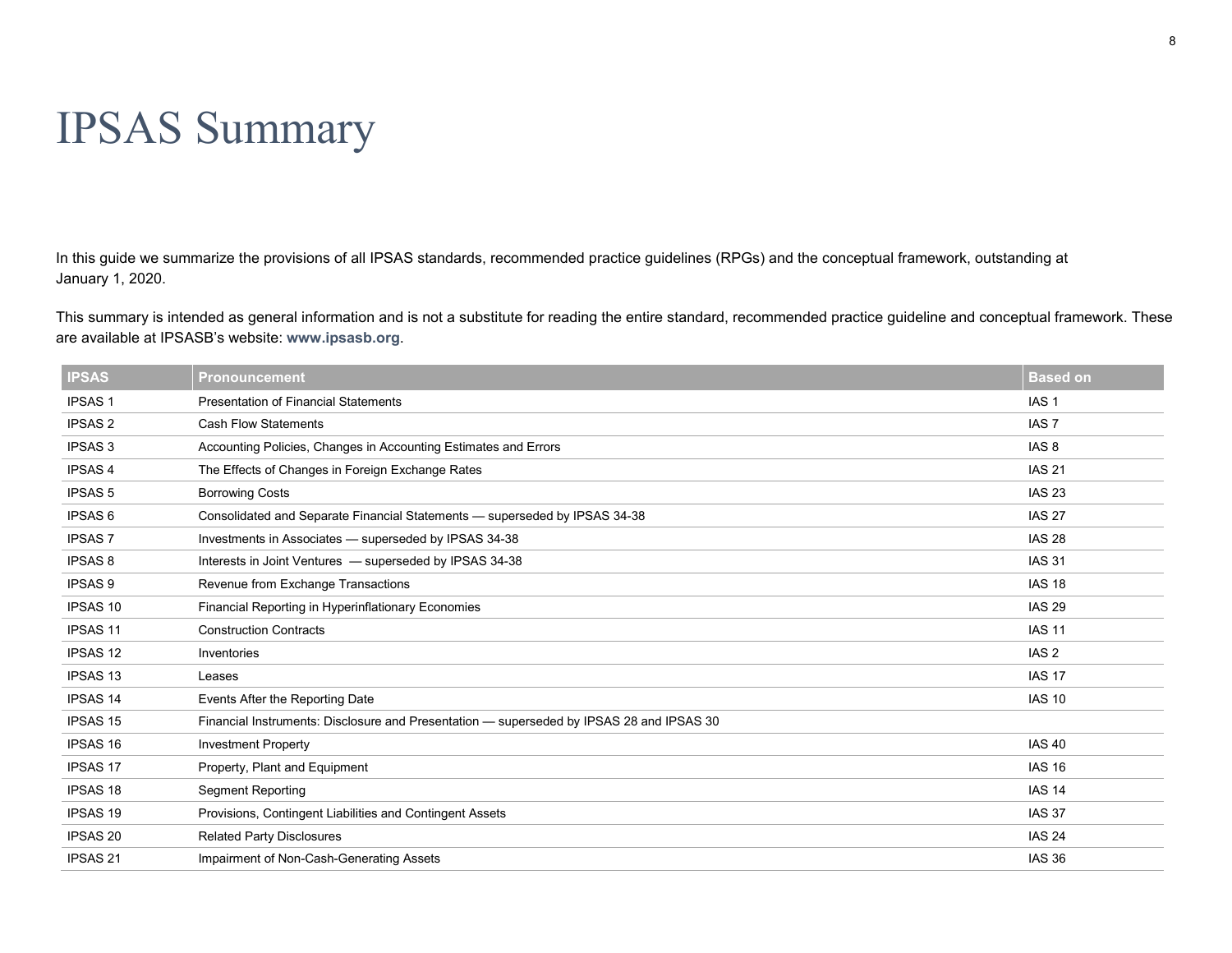# IPSAS Summary

In this guide we summarize the provisions of all IPSAS standards, recommended practice guidelines (RPGs) and the conceptual framework, outstanding at January 1, 2020.

This summary is intended as general information and is not a substitute for reading the entire standard, recommended practice guideline and conceptual framework. These are available at IPSASB's website: **www.ipsasb.org**.

| IPSAS | Pronouncement | Based on |
|---|---|---|
| IPSAS 1 | Presentation of Financial Statements | IAS 1 |
| IPSAS 2 | Cash Flow Statements | IAS 7 |
| IPSAS 3 | Accounting Policies, Changes in Accounting Estimates and Errors | IAS 8 |
| IPSAS 4 | The Effects of Changes in Foreign Exchange Rates | IAS 21 |
| IPSAS 5 | Borrowing Costs | IAS 23 |
| IPSAS 6 | Consolidated and Separate Financial Statements — superseded by IPSAS 34-38 | IAS 27 |
| IPSAS 7 | Investments in Associates — superseded by IPSAS 34-38 | IAS 28 |
| IPSAS 8 | Interests in Joint Ventures — superseded by IPSAS 34-38 | IAS 31 |
| IPSAS 9 | Revenue from Exchange Transactions | IAS 18 |
| IPSAS 10 | Financial Reporting in Hyperinflationary Economies | IAS 29 |
| IPSAS 11 | Construction Contracts | IAS 11 |
| IPSAS 12 | Inventories | IAS 2 |
| IPSAS 13 | Leases | IAS 17 |
| IPSAS 14 | Events After the Reporting Date | IAS 10 |
| IPSAS 15 | Financial Instruments: Disclosure and Presentation — superseded by IPSAS 28 and IPSAS 30 | |
| IPSAS 16 | Investment Property | IAS 40 |
| IPSAS 17 | Property, Plant and Equipment | IAS 16 |
| IPSAS 18 | Segment Reporting | IAS 14 |
| IPSAS 19 | Provisions, Contingent Liabilities and Contingent Assets | IAS 37 |
| IPSAS 20 | Related Party Disclosures | IAS 24 |
| IPSAS 21 | Impairment of Non-Cash-Generating Assets | IAS 36 |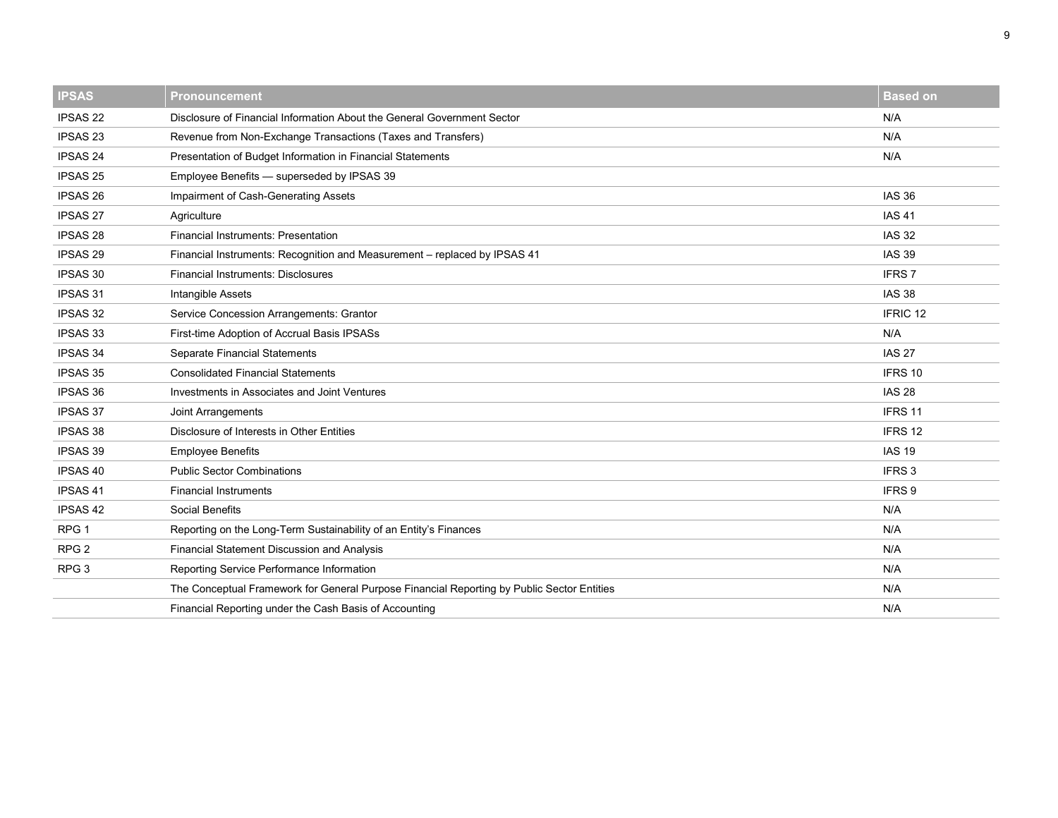| IPSAS | Pronouncement | Based on |
|---|---|---|
| IPSAS 22 | Disclosure of Financial Information About the General Government Sector | N/A |
| IPSAS 23 | Revenue from Non-Exchange Transactions (Taxes and Transfers) | N/A |
| IPSAS 24 | Presentation of Budget Information in Financial Statements | N/A |
| IPSAS 25 | Employee Benefits — superseded by IPSAS 39 | |
| IPSAS 26 | Impairment of Cash-Generating Assets | IAS 36 |
| IPSAS 27 | Agriculture | IAS 41 |
| IPSAS 28 | Financial Instruments: Presentation | IAS 32 |
| IPSAS 29 | Financial Instruments: Recognition and Measurement – replaced by IPSAS 41 | IAS 39 |
| IPSAS 30 | Financial Instruments: Disclosures | IFRS 7 |
| IPSAS 31 | Intangible Assets | IAS 38 |
| IPSAS 32 | Service Concession Arrangements: Grantor | IFRIC 12 |
| IPSAS 33 | First-time Adoption of Accrual Basis IPSASs | N/A |
| IPSAS 34 | Separate Financial Statements | IAS 27 |
| IPSAS 35 | Consolidated Financial Statements | IFRS 10 |
| IPSAS 36 | Investments in Associates and Joint Ventures | IAS 28 |
| IPSAS 37 | Joint Arrangements | IFRS 11 |
| IPSAS 38 | Disclosure of Interests in Other Entities | IFRS 12 |
| IPSAS 39 | Employee Benefits | IAS 19 |
| IPSAS 40 | Public Sector Combinations | IFRS 3 |
| IPSAS 41 | Financial Instruments | IFRS 9 |
| IPSAS 42 | Social Benefits | N/A |
| RPG 1 | Reporting on the Long-Term Sustainability of an Entity's Finances | N/A |
| RPG 2 | Financial Statement Discussion and Analysis | N/A |
| RPG 3 | Reporting Service Performance Information | N/A |
| | The Conceptual Framework for General Purpose Financial Reporting by Public Sector Entities | N/A |
| | Financial Reporting under the Cash Basis of Accounting | N/A |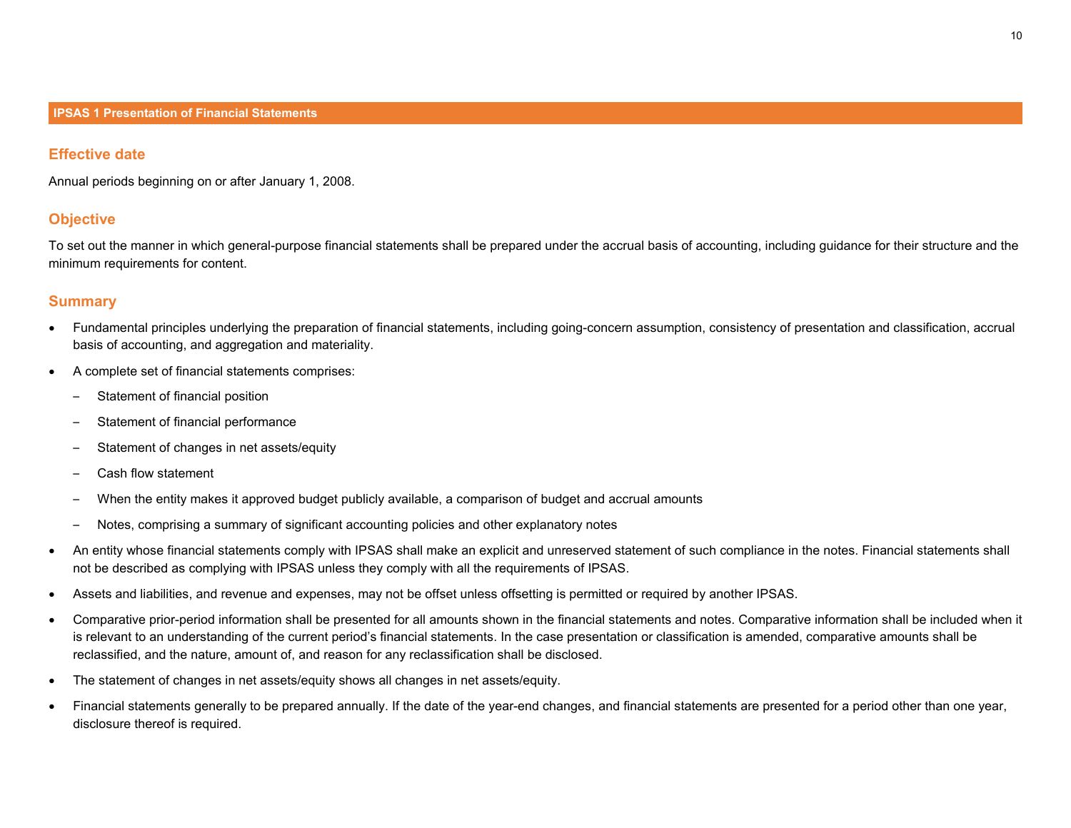## IPSAS 1 Presentation of Financial Statements

### Effective date

Annual periods beginning on or after January 1, 2008.

### Objective

To set out the manner in which general-purpose financial statements shall be prepared under the accrual basis of accounting, including guidance for their structure and the minimum requirements for content.

### Summary

- Fundamental principles underlying the preparation of financial statements, including going-concern assumption, consistency of presentation and classification, accrual basis of accounting, and aggregation and materiality.
- A complete set of financial statements comprises:
  - Statement of financial position
  - Statement of financial performance
  - Statement of changes in net assets/equity
  - Cash flow statement
  - When the entity makes it approved budget publicly available, a comparison of budget and accrual amounts
  - Notes, comprising a summary of significant accounting policies and other explanatory notes
- An entity whose financial statements comply with IPSAS shall make an explicit and unreserved statement of such compliance in the notes. Financial statements shall not be described as complying with IPSAS unless they comply with all the requirements of IPSAS.
- Assets and liabilities, and revenue and expenses, may not be offset unless offsetting is permitted or required by another IPSAS.
- Comparative prior-period information shall be presented for all amounts shown in the financial statements and notes. Comparative information shall be included when it is relevant to an understanding of the current period's financial statements. In the case presentation or classification is amended, comparative amounts shall be reclassified, and the nature, amount of, and reason for any reclassification shall be disclosed.
- The statement of changes in net assets/equity shows all changes in net assets/equity.
- Financial statements generally to be prepared annually. If the date of the year-end changes, and financial statements are presented for a period other than one year, disclosure thereof is required.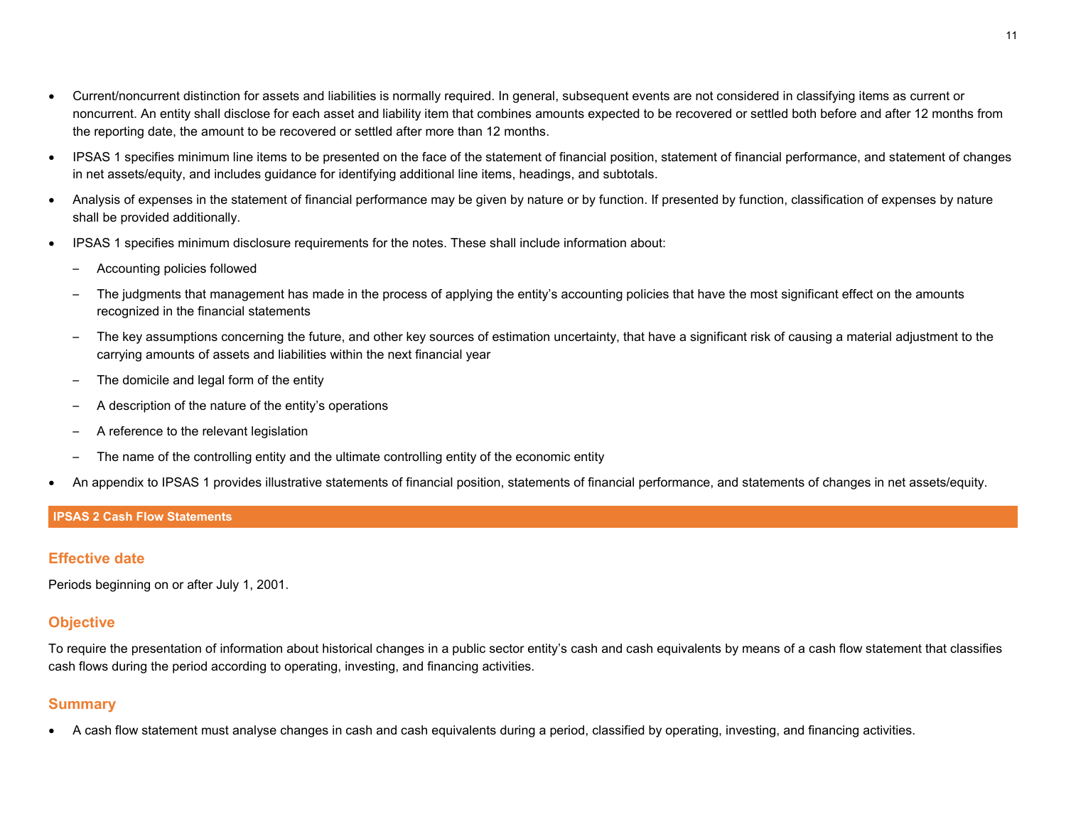- Current/noncurrent distinction for assets and liabilities is normally required. In general, subsequent events are not considered in classifying items as current or noncurrent. An entity shall disclose for each asset and liability item that combines amounts expected to be recovered or settled both before and after 12 months from the reporting date, the amount to be recovered or settled after more than 12 months.
- IPSAS 1 specifies minimum line items to be presented on the face of the statement of financial position, statement of financial performance, and statement of changes in net assets/equity, and includes guidance for identifying additional line items, headings, and subtotals.
- Analysis of expenses in the statement of financial performance may be given by nature or by function. If presented by function, classification of expenses by nature shall be provided additionally.
- IPSAS 1 specifies minimum disclosure requirements for the notes. These shall include information about:
  - Accounting policies followed
  - The judgments that management has made in the process of applying the entity's accounting policies that have the most significant effect on the amounts recognized in the financial statements
  - The key assumptions concerning the future, and other key sources of estimation uncertainty, that have a significant risk of causing a material adjustment to the carrying amounts of assets and liabilities within the next financial year
  - The domicile and legal form of the entity
  - A description of the nature of the entity's operations
  - A reference to the relevant legislation
  - The name of the controlling entity and the ultimate controlling entity of the economic entity
- An appendix to IPSAS 1 provides illustrative statements of financial position, statements of financial performance, and statements of changes in net assets/equity.

## IPSAS 2 Cash Flow Statements

### Effective date

Periods beginning on or after July 1, 2001.

### Objective

To require the presentation of information about historical changes in a public sector entity's cash and cash equivalents by means of a cash flow statement that classifies cash flows during the period according to operating, investing, and financing activities.

### Summary

- A cash flow statement must analyse changes in cash and cash equivalents during a period, classified by operating, investing, and financing activities.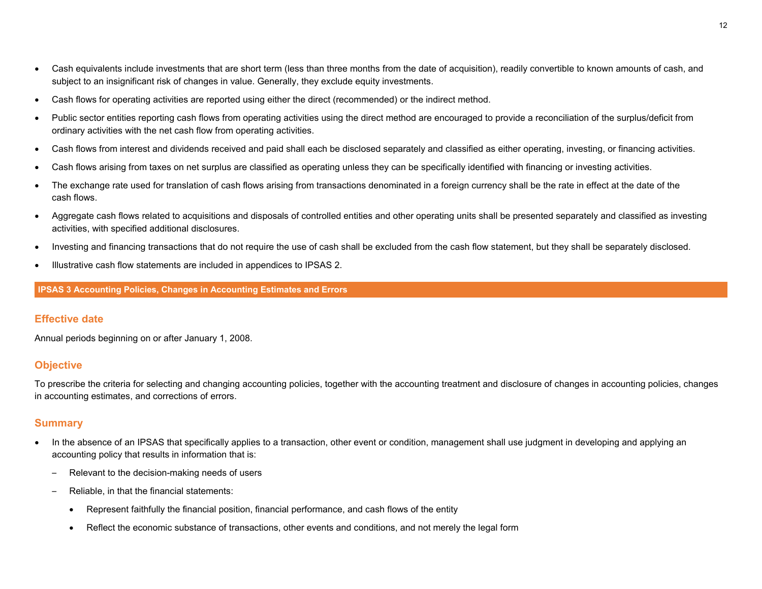- Cash equivalents include investments that are short term (less than three months from the date of acquisition), readily convertible to known amounts of cash, and subject to an insignificant risk of changes in value. Generally, they exclude equity investments.
- Cash flows for operating activities are reported using either the direct (recommended) or the indirect method.
- Public sector entities reporting cash flows from operating activities using the direct method are encouraged to provide a reconciliation of the surplus/deficit from ordinary activities with the net cash flow from operating activities.
- Cash flows from interest and dividends received and paid shall each be disclosed separately and classified as either operating, investing, or financing activities.
- Cash flows arising from taxes on net surplus are classified as operating unless they can be specifically identified with financing or investing activities.
- The exchange rate used for translation of cash flows arising from transactions denominated in a foreign currency shall be the rate in effect at the date of the cash flows.
- Aggregate cash flows related to acquisitions and disposals of controlled entities and other operating units shall be presented separately and classified as investing activities, with specified additional disclosures.
- Investing and financing transactions that do not require the use of cash shall be excluded from the cash flow statement, but they shall be separately disclosed.
- Illustrative cash flow statements are included in appendices to IPSAS 2.

## IPSAS 3 Accounting Policies, Changes in Accounting Estimates and Errors

### Effective date

Annual periods beginning on or after January 1, 2008.

### Objective

To prescribe the criteria for selecting and changing accounting policies, together with the accounting treatment and disclosure of changes in accounting policies, changes in accounting estimates, and corrections of errors.

### Summary

- In the absence of an IPSAS that specifically applies to a transaction, other event or condition, management shall use judgment in developing and applying an accounting policy that results in information that is:
  - Relevant to the decision-making needs of users
  - Reliable, in that the financial statements:
    - Represent faithfully the financial position, financial performance, and cash flows of the entity
    - Reflect the economic substance of transactions, other events and conditions, and not merely the legal form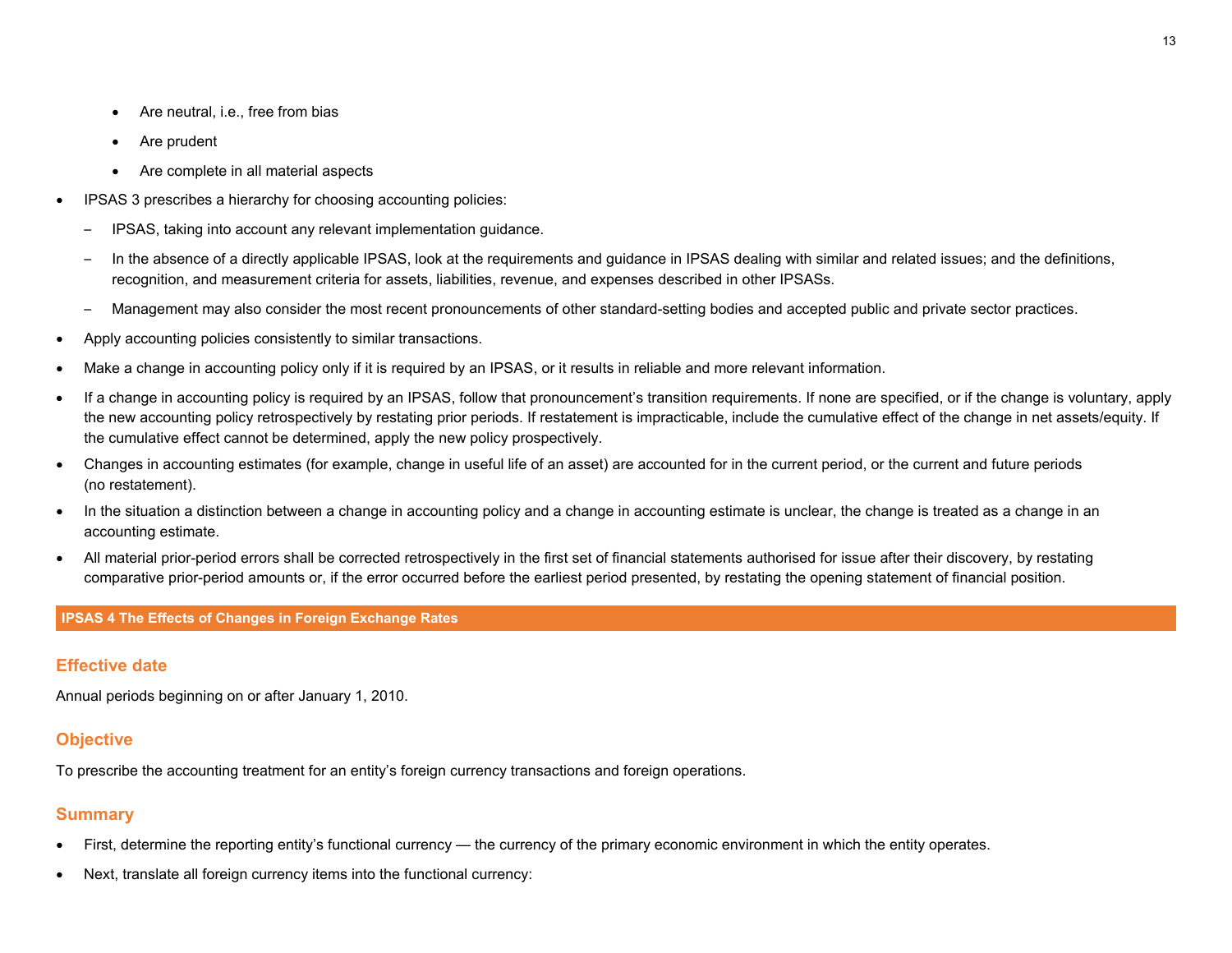- Are neutral, i.e., free from bias
   - Are prudent
   - Are complete in all material aspects

- IPSAS 3 prescribes a hierarchy for choosing accounting policies:
  - IPSAS, taking into account any relevant implementation guidance.
  - In the absence of a directly applicable IPSAS, look at the requirements and guidance in IPSAS dealing with similar and related issues; and the definitions, recognition, and measurement criteria for assets, liabilities, revenue, and expenses described in other IPSASs.
  - Management may also consider the most recent pronouncements of other standard-setting bodies and accepted public and private sector practices.
- Apply accounting policies consistently to similar transactions.
- Make a change in accounting policy only if it is required by an IPSAS, or it results in reliable and more relevant information.
- If a change in accounting policy is required by an IPSAS, follow that pronouncement's transition requirements. If none are specified, or if the change is voluntary, apply the new accounting policy retrospectively by restating prior periods. If restatement is impracticable, include the cumulative effect of the change in net assets/equity. If the cumulative effect cannot be determined, apply the new policy prospectively.
- Changes in accounting estimates (for example, change in useful life of an asset) are accounted for in the current period, or the current and future periods (no restatement).
- In the situation a distinction between a change in accounting policy and a change in accounting estimate is unclear, the change is treated as a change in an accounting estimate.
- All material prior-period errors shall be corrected retrospectively in the first set of financial statements authorised for issue after their discovery, by restating comparative prior-period amounts or, if the error occurred before the earliest period presented, by restating the opening statement of financial position.

## IPSAS 4 The Effects of Changes in Foreign Exchange Rates

### Effective date

Annual periods beginning on or after January 1, 2010.

### Objective

To prescribe the accounting treatment for an entity's foreign currency transactions and foreign operations.

### Summary

- First, determine the reporting entity's functional currency — the currency of the primary economic environment in which the entity operates.
- Next, translate all foreign currency items into the functional currency: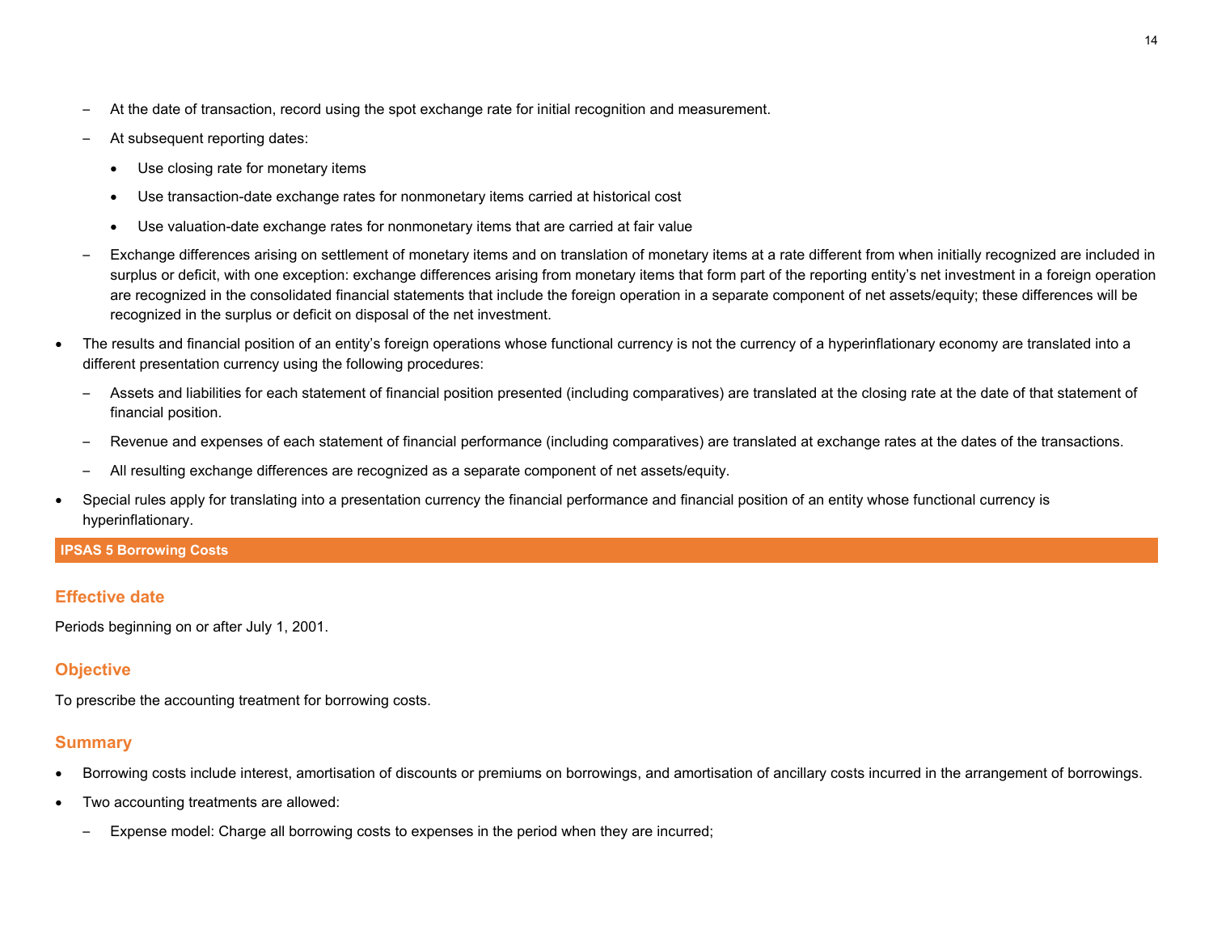- At the date of transaction, record using the spot exchange rate for initial recognition and measurement.
  - At subsequent reporting dates:
    - Use closing rate for monetary items
    - Use transaction-date exchange rates for nonmonetary items carried at historical cost
    - Use valuation-date exchange rates for nonmonetary items that are carried at fair value
  - Exchange differences arising on settlement of monetary items and on translation of monetary items at a rate different from when initially recognized are included in surplus or deficit, with one exception: exchange differences arising from monetary items that form part of the reporting entity's net investment in a foreign operation are recognized in the consolidated financial statements that include the foreign operation in a separate component of net assets/equity; these differences will be recognized in the surplus or deficit on disposal of the net investment.
- The results and financial position of an entity's foreign operations whose functional currency is not the currency of a hyperinflationary economy are translated into a different presentation currency using the following procedures:
  - Assets and liabilities for each statement of financial position presented (including comparatives) are translated at the closing rate at the date of that statement of financial position.
  - Revenue and expenses of each statement of financial performance (including comparatives) are translated at exchange rates at the dates of the transactions.
  - All resulting exchange differences are recognized as a separate component of net assets/equity.
- Special rules apply for translating into a presentation currency the financial performance and financial position of an entity whose functional currency is hyperinflationary.

## IPSAS 5 Borrowing Costs

### Effective date

Periods beginning on or after July 1, 2001.

### Objective

To prescribe the accounting treatment for borrowing costs.

### Summary

- Borrowing costs include interest, amortisation of discounts or premiums on borrowings, and amortisation of ancillary costs incurred in the arrangement of borrowings.
- Two accounting treatments are allowed:
  - Expense model: Charge all borrowing costs to expenses in the period when they are incurred;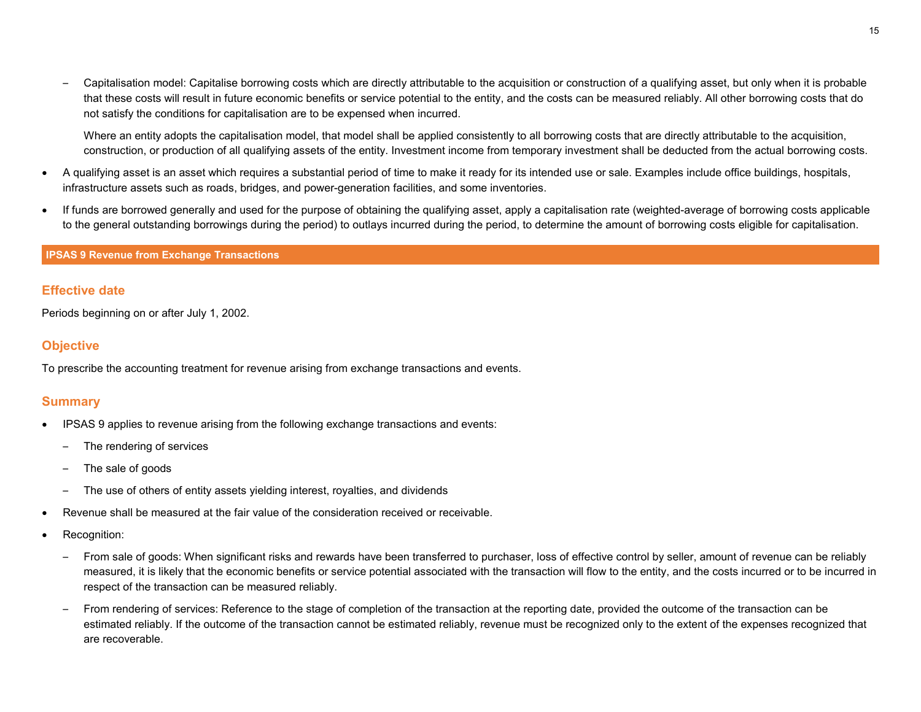- Capitalisation model: Capitalise borrowing costs which are directly attributable to the acquisition or construction of a qualifying asset, but only when it is probable that these costs will result in future economic benefits or service potential to the entity, and the costs can be measured reliably. All other borrowing costs that do not satisfy the conditions for capitalisation are to be expensed when incurred.

  Where an entity adopts the capitalisation model, that model shall be applied consistently to all borrowing costs that are directly attributable to the acquisition, construction, or production of all qualifying assets of the entity. Investment income from temporary investment shall be deducted from the actual borrowing costs.

- A qualifying asset is an asset which requires a substantial period of time to make it ready for its intended use or sale. Examples include office buildings, hospitals, infrastructure assets such as roads, bridges, and power-generation facilities, and some inventories.
- If funds are borrowed generally and used for the purpose of obtaining the qualifying asset, apply a capitalisation rate (weighted-average of borrowing costs applicable to the general outstanding borrowings during the period) to outlays incurred during the period, to determine the amount of borrowing costs eligible for capitalisation.

## IPSAS 9 Revenue from Exchange Transactions

### Effective date

Periods beginning on or after July 1, 2002.

### Objective

To prescribe the accounting treatment for revenue arising from exchange transactions and events.

### Summary

- IPSAS 9 applies to revenue arising from the following exchange transactions and events:
  - The rendering of services
  - The sale of goods
  - The use of others of entity assets yielding interest, royalties, and dividends
- Revenue shall be measured at the fair value of the consideration received or receivable.
- Recognition:
  - From sale of goods: When significant risks and rewards have been transferred to purchaser, loss of effective control by seller, amount of revenue can be reliably measured, it is likely that the economic benefits or service potential associated with the transaction will flow to the entity, and the costs incurred or to be incurred in respect of the transaction can be measured reliably.
  - From rendering of services: Reference to the stage of completion of the transaction at the reporting date, provided the outcome of the transaction can be estimated reliably. If the outcome of the transaction cannot be estimated reliably, revenue must be recognized only to the extent of the expenses recognized that are recoverable.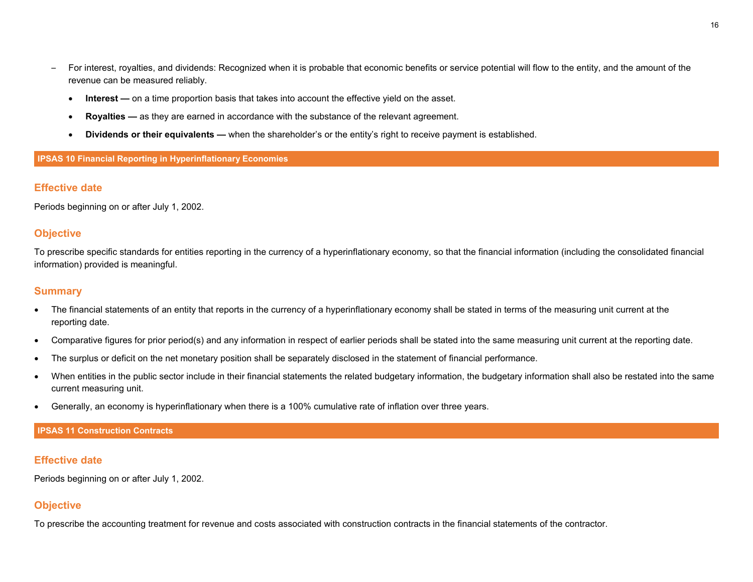- For interest, royalties, and dividends: Recognized when it is probable that economic benefits or service potential will flow to the entity, and the amount of the revenue can be measured reliably.
  - **Interest —** on a time proportion basis that takes into account the effective yield on the asset.
  - **Royalties —** as they are earned in accordance with the substance of the relevant agreement.
  - **Dividends or their equivalents —** when the shareholder's or the entity's right to receive payment is established.

## IPSAS 10 Financial Reporting in Hyperinflationary Economies

### Effective date

Periods beginning on or after July 1, 2002.

### Objective

To prescribe specific standards for entities reporting in the currency of a hyperinflationary economy, so that the financial information (including the consolidated financial information) provided is meaningful.

### Summary

- The financial statements of an entity that reports in the currency of a hyperinflationary economy shall be stated in terms of the measuring unit current at the reporting date.
- Comparative figures for prior period(s) and any information in respect of earlier periods shall be stated into the same measuring unit current at the reporting date.
- The surplus or deficit on the net monetary position shall be separately disclosed in the statement of financial performance.
- When entities in the public sector include in their financial statements the related budgetary information, the budgetary information shall also be restated into the same current measuring unit.
- Generally, an economy is hyperinflationary when there is a 100% cumulative rate of inflation over three years.

## IPSAS 11 Construction Contracts

### Effective date

Periods beginning on or after July 1, 2002.

### Objective

To prescribe the accounting treatment for revenue and costs associated with construction contracts in the financial statements of the contractor.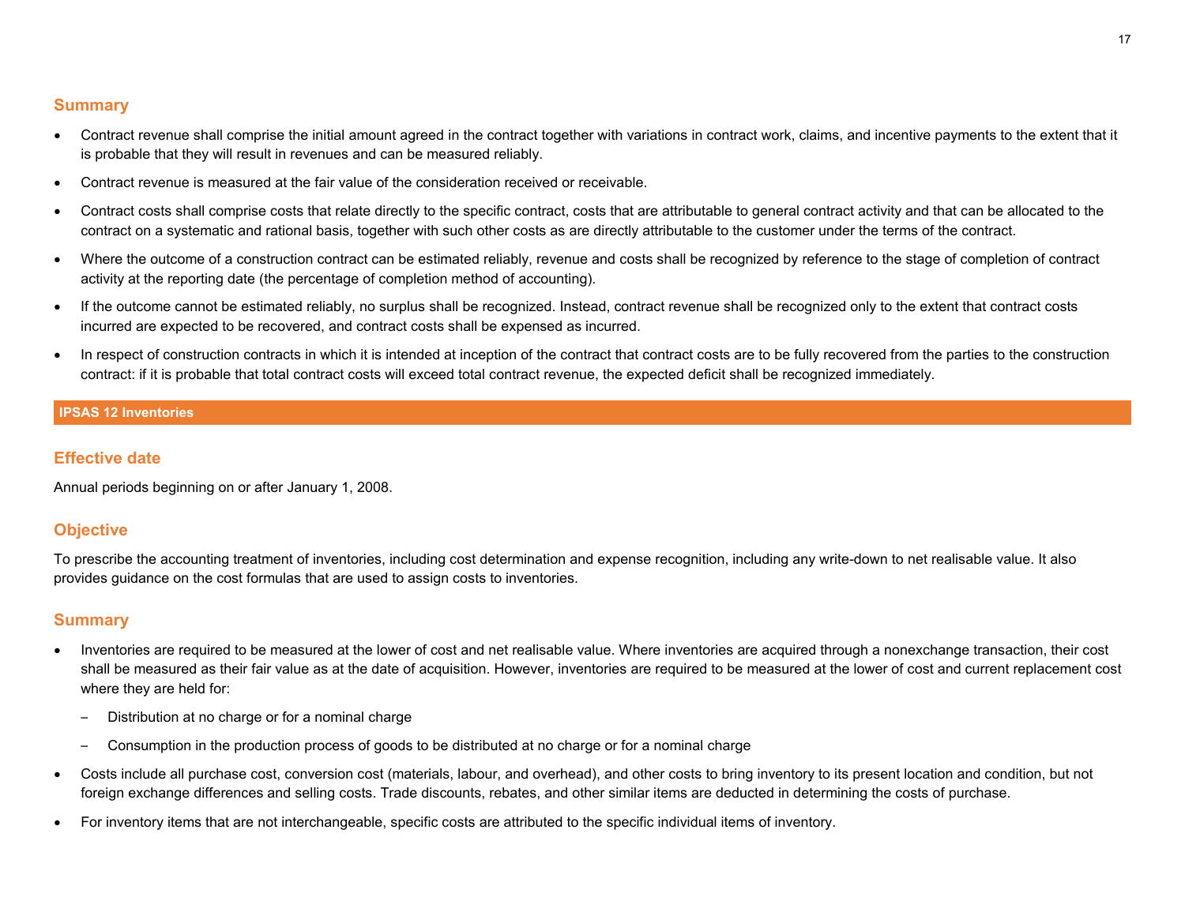## Summary

- Contract revenue shall comprise the initial amount agreed in the contract together with variations in contract work, claims, and incentive payments to the extent that it is probable that they will result in revenues and can be measured reliably.
- Contract revenue is measured at the fair value of the consideration received or receivable.
- Contract costs shall comprise costs that relate directly to the specific contract, costs that are attributable to general contract activity and that can be allocated to the contract on a systematic and rational basis, together with such other costs as are directly attributable to the customer under the terms of the contract.
- Where the outcome of a construction contract can be estimated reliably, revenue and costs shall be recognized by reference to the stage of completion of contract activity at the reporting date (the percentage of completion method of accounting).
- If the outcome cannot be estimated reliably, no surplus shall be recognized. Instead, contract revenue shall be recognized only to the extent that contract costs incurred are expected to be recovered, and contract costs shall be expensed as incurred.
- In respect of construction contracts in which it is intended at inception of the contract that contract costs are to be fully recovered from the parties to the construction contract: if it is probable that total contract costs will exceed total contract revenue, the expected deficit shall be recognized immediately.

# IPSAS 12 Inventories

## Effective date

Annual periods beginning on or after January 1, 2008.

## Objective

To prescribe the accounting treatment of inventories, including cost determination and expense recognition, including any write-down to net realisable value. It also provides guidance on the cost formulas that are used to assign costs to inventories.

## Summary

- Inventories are required to be measured at the lower of cost and net realisable value. Where inventories are acquired through a nonexchange transaction, their cost shall be measured as their fair value as at the date of acquisition. However, inventories are required to be measured at the lower of cost and current replacement cost where they are held for:
  - Distribution at no charge or for a nominal charge
  - Consumption in the production process of goods to be distributed at no charge or for a nominal charge
- Costs include all purchase cost, conversion cost (materials, labour, and overhead), and other costs to bring inventory to its present location and condition, but not foreign exchange differences and selling costs. Trade discounts, rebates, and other similar items are deducted in determining the costs of purchase.
- For inventory items that are not interchangeable, specific costs are attributed to the specific individual items of inventory.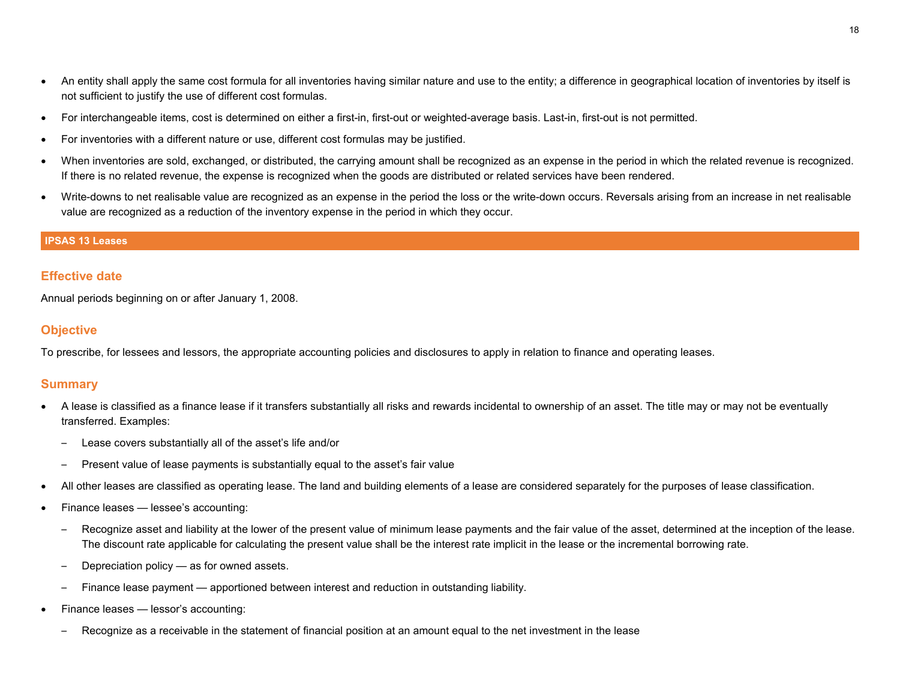- An entity shall apply the same cost formula for all inventories having similar nature and use to the entity; a difference in geographical location of inventories by itself is not sufficient to justify the use of different cost formulas.
- For interchangeable items, cost is determined on either a first-in, first-out or weighted-average basis. Last-in, first-out is not permitted.
- For inventories with a different nature or use, different cost formulas may be justified.
- When inventories are sold, exchanged, or distributed, the carrying amount shall be recognized as an expense in the period in which the related revenue is recognized. If there is no related revenue, the expense is recognized when the goods are distributed or related services have been rendered.
- Write-downs to net realisable value are recognized as an expense in the period the loss or the write-down occurs. Reversals arising from an increase in net realisable value are recognized as a reduction of the inventory expense in the period in which they occur.

## IPSAS 13 Leases

### Effective date

Annual periods beginning on or after January 1, 2008.

### Objective

To prescribe, for lessees and lessors, the appropriate accounting policies and disclosures to apply in relation to finance and operating leases.

### Summary

- A lease is classified as a finance lease if it transfers substantially all risks and rewards incidental to ownership of an asset. The title may or may not be eventually transferred. Examples:
  - Lease covers substantially all of the asset's life and/or
  - Present value of lease payments is substantially equal to the asset's fair value
- All other leases are classified as operating lease. The land and building elements of a lease are considered separately for the purposes of lease classification.
- Finance leases — lessee's accounting:
  - Recognize asset and liability at the lower of the present value of minimum lease payments and the fair value of the asset, determined at the inception of the lease. The discount rate applicable for calculating the present value shall be the interest rate implicit in the lease or the incremental borrowing rate.
  - Depreciation policy — as for owned assets.
  - Finance lease payment — apportioned between interest and reduction in outstanding liability.
- Finance leases — lessor's accounting:
  - Recognize as a receivable in the statement of financial position at an amount equal to the net investment in the lease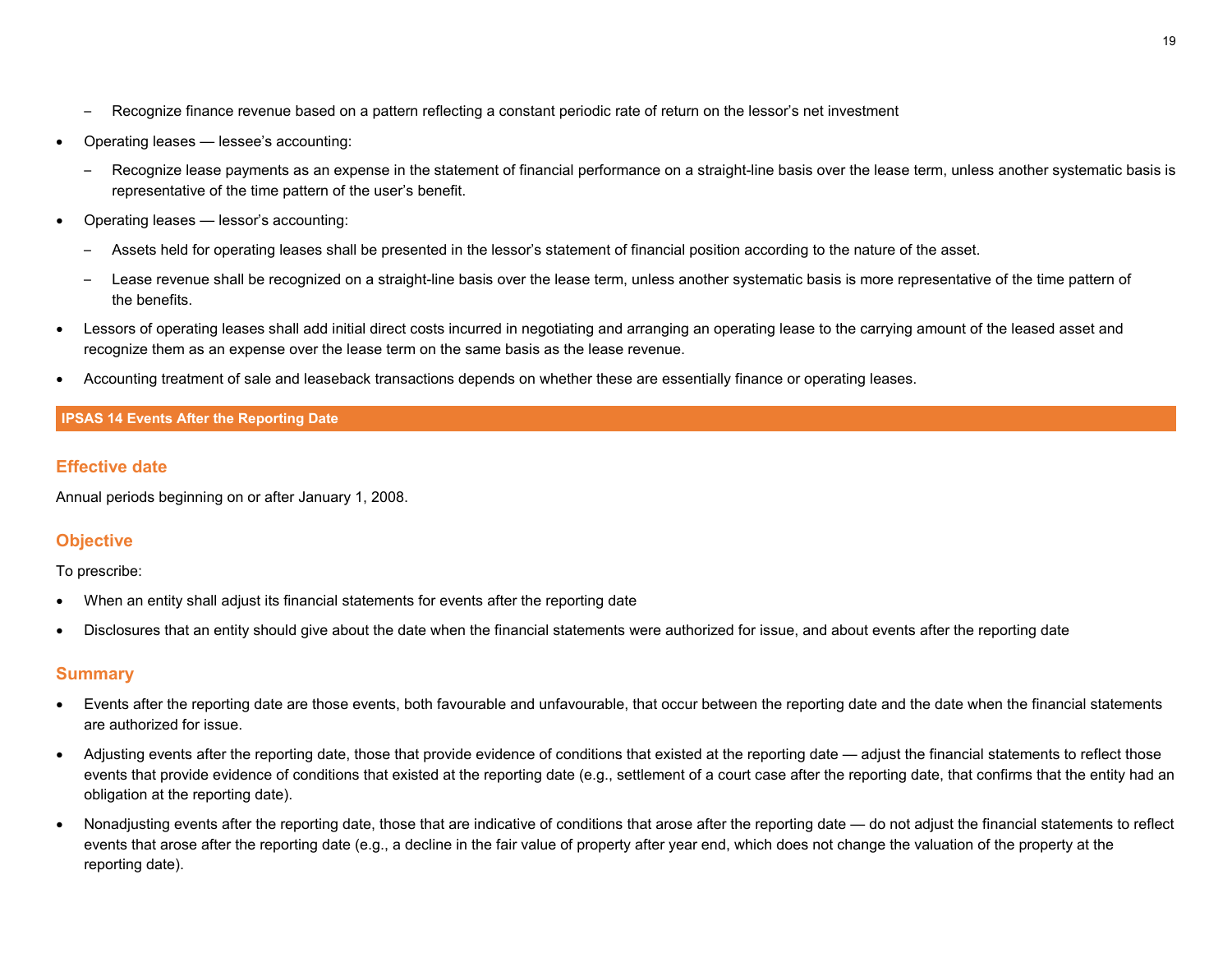- Recognize finance revenue based on a pattern reflecting a constant periodic rate of return on the lessor's net investment
- Operating leases — lessee's accounting:
  - Recognize lease payments as an expense in the statement of financial performance on a straight-line basis over the lease term, unless another systematic basis is representative of the time pattern of the user's benefit.
- Operating leases — lessor's accounting:
  - Assets held for operating leases shall be presented in the lessor's statement of financial position according to the nature of the asset.
  - Lease revenue shall be recognized on a straight-line basis over the lease term, unless another systematic basis is more representative of the time pattern of the benefits.
- Lessors of operating leases shall add initial direct costs incurred in negotiating and arranging an operating lease to the carrying amount of the leased asset and recognize them as an expense over the lease term on the same basis as the lease revenue.
- Accounting treatment of sale and leaseback transactions depends on whether these are essentially finance or operating leases.

## IPSAS 14 Events After the Reporting Date

### Effective date

Annual periods beginning on or after January 1, 2008.

### Objective

To prescribe:

- When an entity shall adjust its financial statements for events after the reporting date
- Disclosures that an entity should give about the date when the financial statements were authorized for issue, and about events after the reporting date

### Summary

- Events after the reporting date are those events, both favourable and unfavourable, that occur between the reporting date and the date when the financial statements are authorized for issue.
- Adjusting events after the reporting date, those that provide evidence of conditions that existed at the reporting date — adjust the financial statements to reflect those events that provide evidence of conditions that existed at the reporting date (e.g., settlement of a court case after the reporting date, that confirms that the entity had an obligation at the reporting date).
- Nonadjusting events after the reporting date, those that are indicative of conditions that arose after the reporting date — do not adjust the financial statements to reflect events that arose after the reporting date (e.g., a decline in the fair value of property after year end, which does not change the valuation of the property at the reporting date).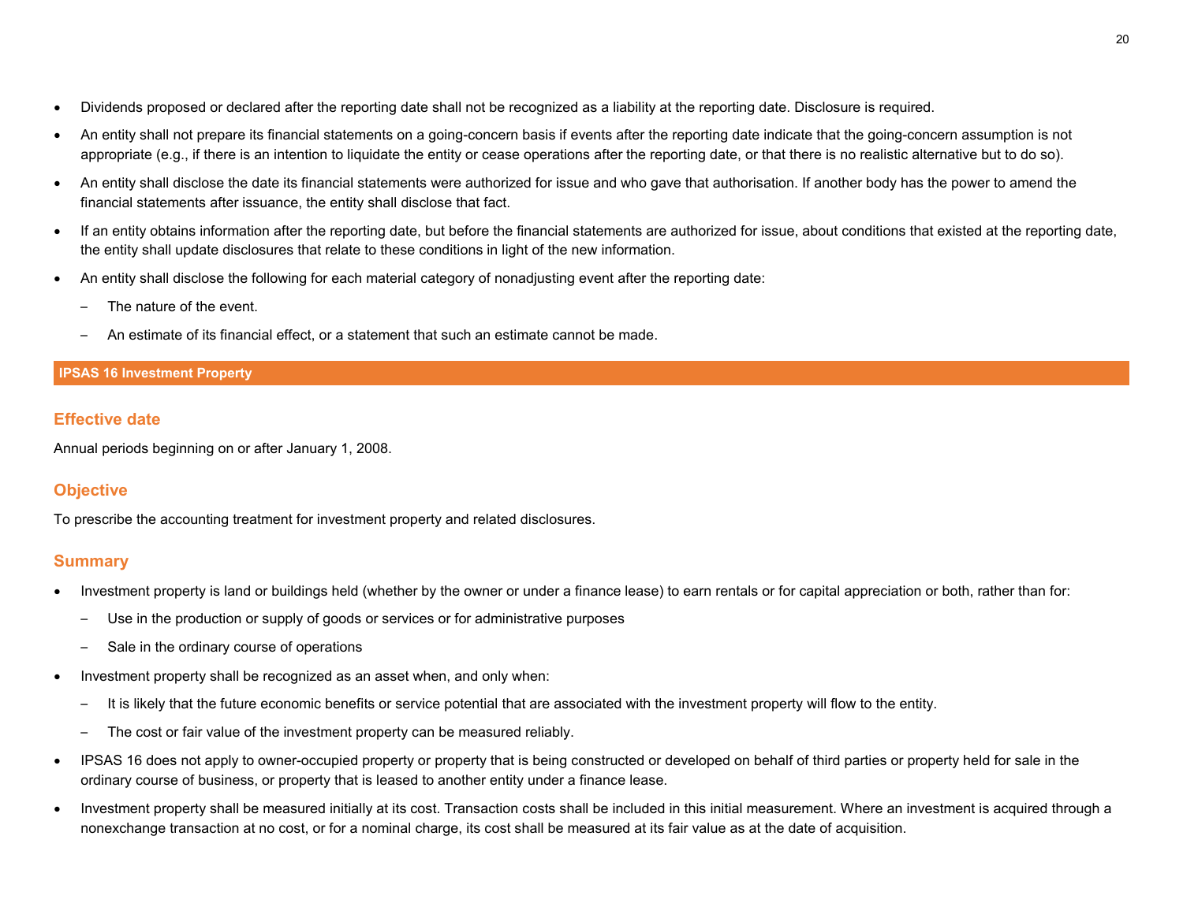- Dividends proposed or declared after the reporting date shall not be recognized as a liability at the reporting date. Disclosure is required.
- An entity shall not prepare its financial statements on a going-concern basis if events after the reporting date indicate that the going-concern assumption is not appropriate (e.g., if there is an intention to liquidate the entity or cease operations after the reporting date, or that there is no realistic alternative but to do so).
- An entity shall disclose the date its financial statements were authorized for issue and who gave that authorisation. If another body has the power to amend the financial statements after issuance, the entity shall disclose that fact.
- If an entity obtains information after the reporting date, but before the financial statements are authorized for issue, about conditions that existed at the reporting date, the entity shall update disclosures that relate to these conditions in light of the new information.
- An entity shall disclose the following for each material category of nonadjusting event after the reporting date:
  - The nature of the event.
  - An estimate of its financial effect, or a statement that such an estimate cannot be made.

## IPSAS 16 Investment Property

### Effective date

Annual periods beginning on or after January 1, 2008.

### Objective

To prescribe the accounting treatment for investment property and related disclosures.

### Summary

- Investment property is land or buildings held (whether by the owner or under a finance lease) to earn rentals or for capital appreciation or both, rather than for:
  - Use in the production or supply of goods or services or for administrative purposes
  - Sale in the ordinary course of operations
- Investment property shall be recognized as an asset when, and only when:
  - It is likely that the future economic benefits or service potential that are associated with the investment property will flow to the entity.
  - The cost or fair value of the investment property can be measured reliably.
- IPSAS 16 does not apply to owner-occupied property or property that is being constructed or developed on behalf of third parties or property held for sale in the ordinary course of business, or property that is leased to another entity under a finance lease.
- Investment property shall be measured initially at its cost. Transaction costs shall be included in this initial measurement. Where an investment is acquired through a nonexchange transaction at no cost, or for a nominal charge, its cost shall be measured at its fair value as at the date of acquisition.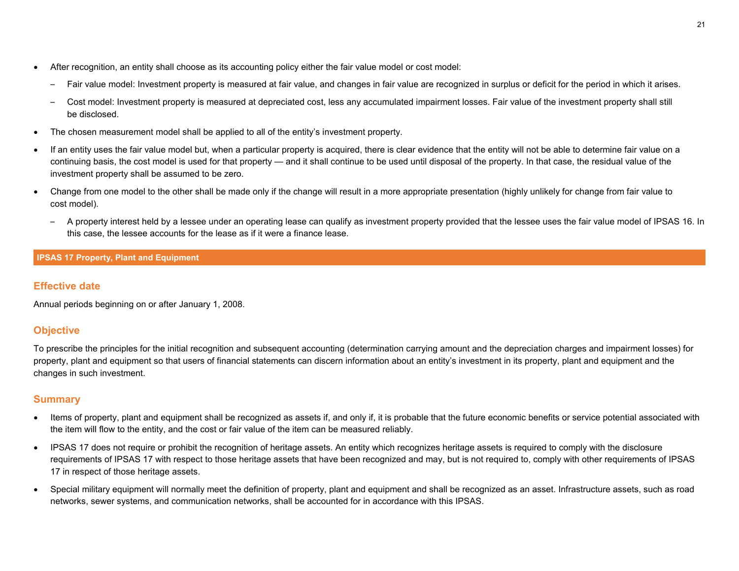- After recognition, an entity shall choose as its accounting policy either the fair value model or cost model:
  - Fair value model: Investment property is measured at fair value, and changes in fair value are recognized in surplus or deficit for the period in which it arises.
  - Cost model: Investment property is measured at depreciated cost, less any accumulated impairment losses. Fair value of the investment property shall still be disclosed.
- The chosen measurement model shall be applied to all of the entity's investment property.
- If an entity uses the fair value model but, when a particular property is acquired, there is clear evidence that the entity will not be able to determine fair value on a continuing basis, the cost model is used for that property — and it shall continue to be used until disposal of the property. In that case, the residual value of the investment property shall be assumed to be zero.
- Change from one model to the other shall be made only if the change will result in a more appropriate presentation (highly unlikely for change from fair value to cost model).
  - A property interest held by a lessee under an operating lease can qualify as investment property provided that the lessee uses the fair value model of IPSAS 16. In this case, the lessee accounts for the lease as if it were a finance lease.

## IPSAS 17 Property, Plant and Equipment

### Effective date

Annual periods beginning on or after January 1, 2008.

### Objective

To prescribe the principles for the initial recognition and subsequent accounting (determination carrying amount and the depreciation charges and impairment losses) for property, plant and equipment so that users of financial statements can discern information about an entity's investment in its property, plant and equipment and the changes in such investment.

### Summary

- Items of property, plant and equipment shall be recognized as assets if, and only if, it is probable that the future economic benefits or service potential associated with the item will flow to the entity, and the cost or fair value of the item can be measured reliably.
- IPSAS 17 does not require or prohibit the recognition of heritage assets. An entity which recognizes heritage assets is required to comply with the disclosure requirements of IPSAS 17 with respect to those heritage assets that have been recognized and may, but is not required to, comply with other requirements of IPSAS 17 in respect of those heritage assets.
- Special military equipment will normally meet the definition of property, plant and equipment and shall be recognized as an asset. Infrastructure assets, such as road networks, sewer systems, and communication networks, shall be accounted for in accordance with this IPSAS.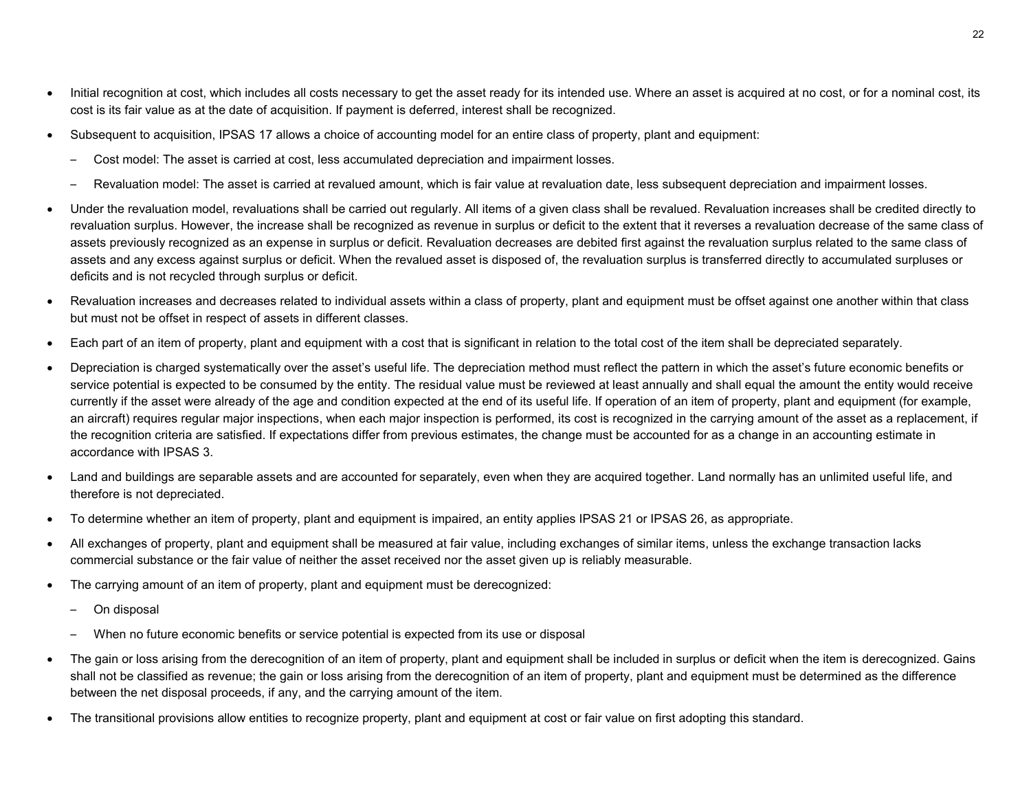- Initial recognition at cost, which includes all costs necessary to get the asset ready for its intended use. Where an asset is acquired at no cost, or for a nominal cost, its cost is its fair value as at the date of acquisition. If payment is deferred, interest shall be recognized.
- Subsequent to acquisition, IPSAS 17 allows a choice of accounting model for an entire class of property, plant and equipment:
  - Cost model: The asset is carried at cost, less accumulated depreciation and impairment losses.
  - Revaluation model: The asset is carried at revalued amount, which is fair value at revaluation date, less subsequent depreciation and impairment losses.
- Under the revaluation model, revaluations shall be carried out regularly. All items of a given class shall be revalued. Revaluation increases shall be credited directly to revaluation surplus. However, the increase shall be recognized as revenue in surplus or deficit to the extent that it reverses a revaluation decrease of the same class of assets previously recognized as an expense in surplus or deficit. Revaluation decreases are debited first against the revaluation surplus related to the same class of assets and any excess against surplus or deficit. When the revalued asset is disposed of, the revaluation surplus is transferred directly to accumulated surpluses or deficits and is not recycled through surplus or deficit.
- Revaluation increases and decreases related to individual assets within a class of property, plant and equipment must be offset against one another within that class but must not be offset in respect of assets in different classes.
- Each part of an item of property, plant and equipment with a cost that is significant in relation to the total cost of the item shall be depreciated separately.
- Depreciation is charged systematically over the asset's useful life. The depreciation method must reflect the pattern in which the asset's future economic benefits or service potential is expected to be consumed by the entity. The residual value must be reviewed at least annually and shall equal the amount the entity would receive currently if the asset were already of the age and condition expected at the end of its useful life. If operation of an item of property, plant and equipment (for example, an aircraft) requires regular major inspections, when each major inspection is performed, its cost is recognized in the carrying amount of the asset as a replacement, if the recognition criteria are satisfied. If expectations differ from previous estimates, the change must be accounted for as a change in an accounting estimate in accordance with IPSAS 3.
- Land and buildings are separable assets and are accounted for separately, even when they are acquired together. Land normally has an unlimited useful life, and therefore is not depreciated.
- To determine whether an item of property, plant and equipment is impaired, an entity applies IPSAS 21 or IPSAS 26, as appropriate.
- All exchanges of property, plant and equipment shall be measured at fair value, including exchanges of similar items, unless the exchange transaction lacks commercial substance or the fair value of neither the asset received nor the asset given up is reliably measurable.
- The carrying amount of an item of property, plant and equipment must be derecognized:
  - On disposal
  - When no future economic benefits or service potential is expected from its use or disposal
- The gain or loss arising from the derecognition of an item of property, plant and equipment shall be included in surplus or deficit when the item is derecognized. Gains shall not be classified as revenue; the gain or loss arising from the derecognition of an item of property, plant and equipment must be determined as the difference between the net disposal proceeds, if any, and the carrying amount of the item.
- The transitional provisions allow entities to recognize property, plant and equipment at cost or fair value on first adopting this standard.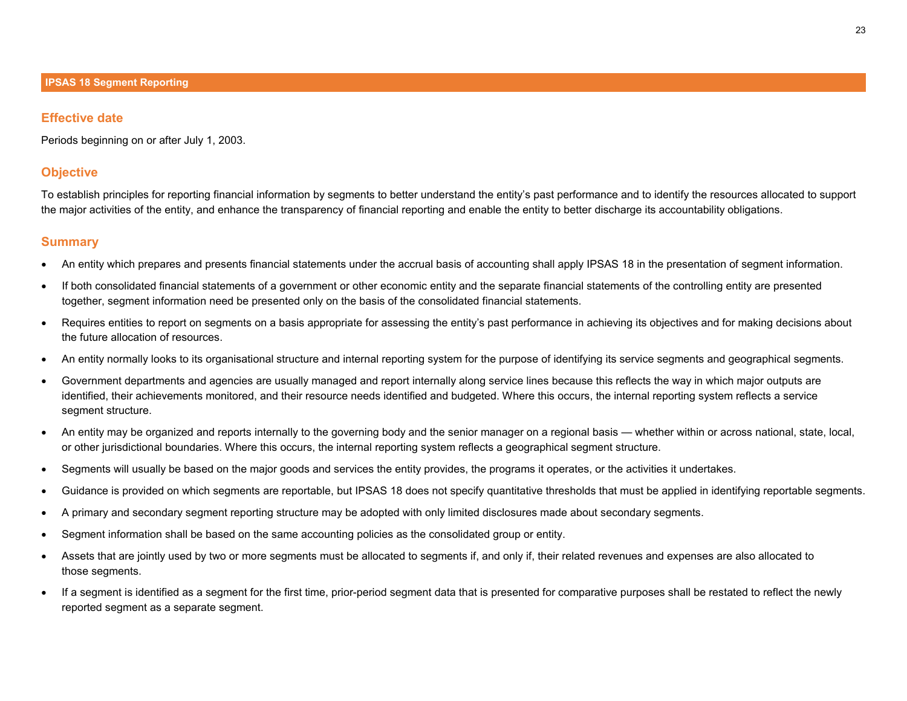## IPSAS 18 Segment Reporting

### Effective date

Periods beginning on or after July 1, 2003.

### Objective

To establish principles for reporting financial information by segments to better understand the entity's past performance and to identify the resources allocated to support the major activities of the entity, and enhance the transparency of financial reporting and enable the entity to better discharge its accountability obligations.

### Summary

- An entity which prepares and presents financial statements under the accrual basis of accounting shall apply IPSAS 18 in the presentation of segment information.
- If both consolidated financial statements of a government or other economic entity and the separate financial statements of the controlling entity are presented together, segment information need be presented only on the basis of the consolidated financial statements.
- Requires entities to report on segments on a basis appropriate for assessing the entity's past performance in achieving its objectives and for making decisions about the future allocation of resources.
- An entity normally looks to its organisational structure and internal reporting system for the purpose of identifying its service segments and geographical segments.
- Government departments and agencies are usually managed and report internally along service lines because this reflects the way in which major outputs are identified, their achievements monitored, and their resource needs identified and budgeted. Where this occurs, the internal reporting system reflects a service segment structure.
- An entity may be organized and reports internally to the governing body and the senior manager on a regional basis — whether within or across national, state, local, or other jurisdictional boundaries. Where this occurs, the internal reporting system reflects a geographical segment structure.
- Segments will usually be based on the major goods and services the entity provides, the programs it operates, or the activities it undertakes.
- Guidance is provided on which segments are reportable, but IPSAS 18 does not specify quantitative thresholds that must be applied in identifying reportable segments.
- A primary and secondary segment reporting structure may be adopted with only limited disclosures made about secondary segments.
- Segment information shall be based on the same accounting policies as the consolidated group or entity.
- Assets that are jointly used by two or more segments must be allocated to segments if, and only if, their related revenues and expenses are also allocated to those segments.
- If a segment is identified as a segment for the first time, prior-period segment data that is presented for comparative purposes shall be restated to reflect the newly reported segment as a separate segment.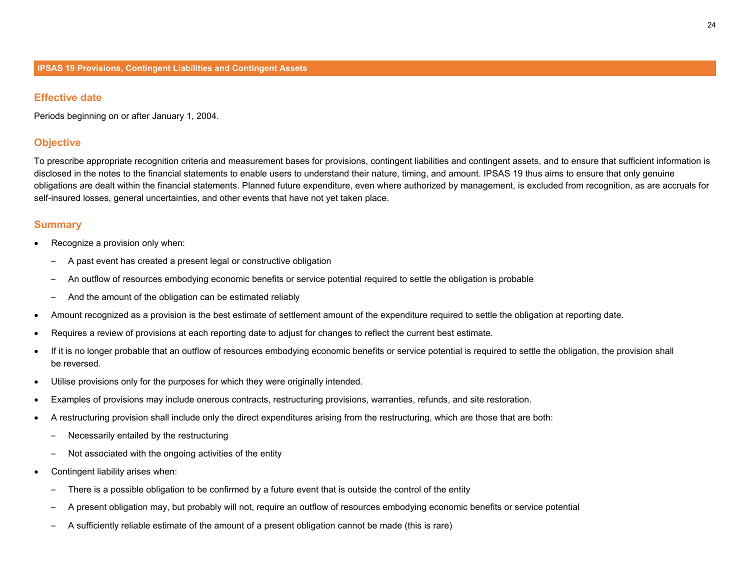## IPSAS 19 Provisions, Contingent Liabilities and Contingent Assets

### Effective date

Periods beginning on or after January 1, 2004.

### Objective

To prescribe appropriate recognition criteria and measurement bases for provisions, contingent liabilities and contingent assets, and to ensure that sufficient information is disclosed in the notes to the financial statements to enable users to understand their nature, timing, and amount. IPSAS 19 thus aims to ensure that only genuine obligations are dealt within the financial statements. Planned future expenditure, even where authorized by management, is excluded from recognition, as are accruals for self-insured losses, general uncertainties, and other events that have not yet taken place.

### Summary

- Recognize a provision only when:
  - A past event has created a present legal or constructive obligation
  - An outflow of resources embodying economic benefits or service potential required to settle the obligation is probable
  - And the amount of the obligation can be estimated reliably
- Amount recognized as a provision is the best estimate of settlement amount of the expenditure required to settle the obligation at reporting date.
- Requires a review of provisions at each reporting date to adjust for changes to reflect the current best estimate.
- If it is no longer probable that an outflow of resources embodying economic benefits or service potential is required to settle the obligation, the provision shall be reversed.
- Utilise provisions only for the purposes for which they were originally intended.
- Examples of provisions may include onerous contracts, restructuring provisions, warranties, refunds, and site restoration.
- A restructuring provision shall include only the direct expenditures arising from the restructuring, which are those that are both:
  - Necessarily entailed by the restructuring
  - Not associated with the ongoing activities of the entity
- Contingent liability arises when:
  - There is a possible obligation to be confirmed by a future event that is outside the control of the entity
  - A present obligation may, but probably will not, require an outflow of resources embodying economic benefits or service potential
  - A sufficiently reliable estimate of the amount of a present obligation cannot be made (this is rare)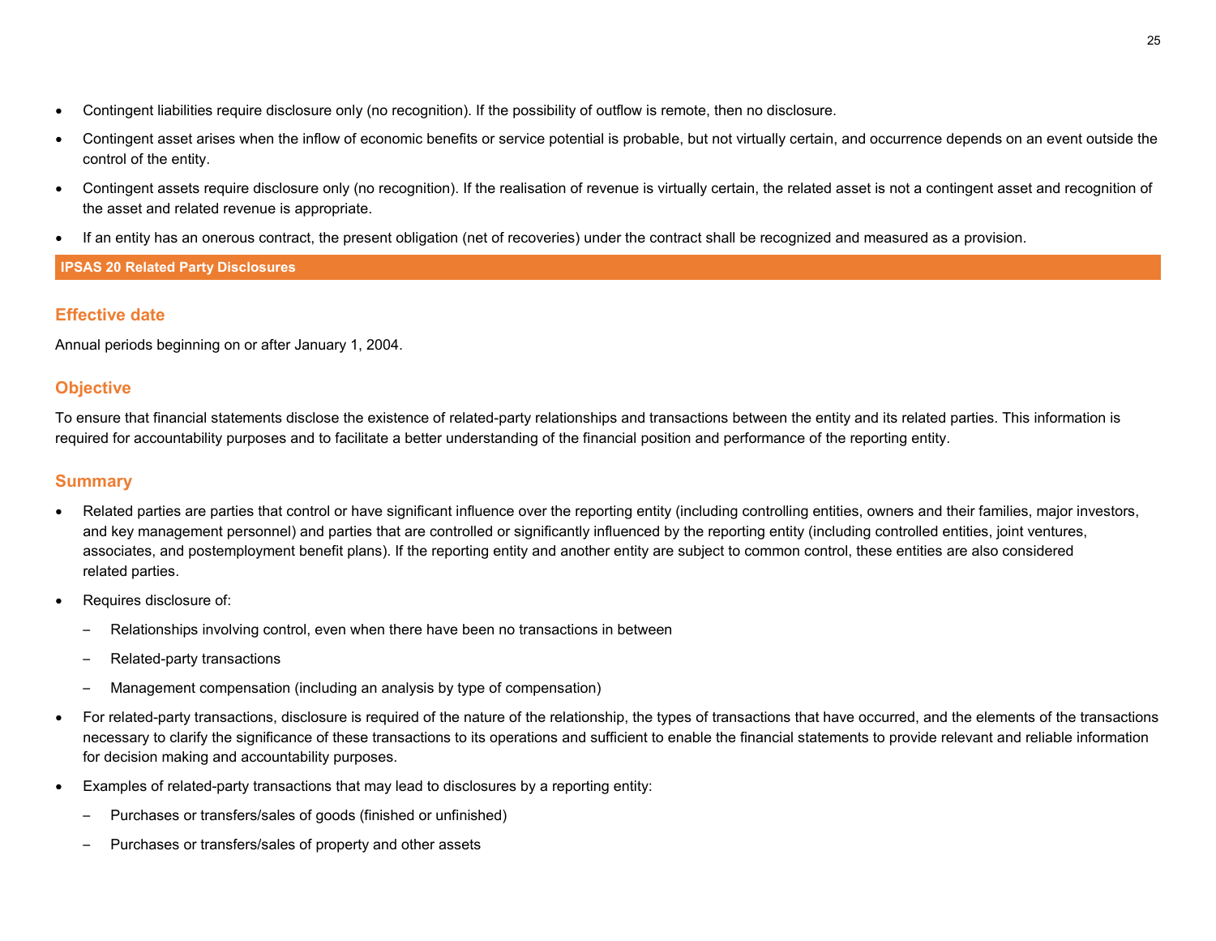- Contingent liabilities require disclosure only (no recognition). If the possibility of outflow is remote, then no disclosure.
- Contingent asset arises when the inflow of economic benefits or service potential is probable, but not virtually certain, and occurrence depends on an event outside the control of the entity.
- Contingent assets require disclosure only (no recognition). If the realisation of revenue is virtually certain, the related asset is not a contingent asset and recognition of the asset and related revenue is appropriate.
- If an entity has an onerous contract, the present obligation (net of recoveries) under the contract shall be recognized and measured as a provision.

## IPSAS 20 Related Party Disclosures

### Effective date

Annual periods beginning on or after January 1, 2004.

### Objective

To ensure that financial statements disclose the existence of related-party relationships and transactions between the entity and its related parties. This information is required for accountability purposes and to facilitate a better understanding of the financial position and performance of the reporting entity.

### Summary

- Related parties are parties that control or have significant influence over the reporting entity (including controlling entities, owners and their families, major investors, and key management personnel) and parties that are controlled or significantly influenced by the reporting entity (including controlled entities, joint ventures, associates, and postemployment benefit plans). If the reporting entity and another entity are subject to common control, these entities are also considered related parties.
- Requires disclosure of:
  - Relationships involving control, even when there have been no transactions in between
  - Related-party transactions
  - Management compensation (including an analysis by type of compensation)
- For related-party transactions, disclosure is required of the nature of the relationship, the types of transactions that have occurred, and the elements of the transactions necessary to clarify the significance of these transactions to its operations and sufficient to enable the financial statements to provide relevant and reliable information for decision making and accountability purposes.
- Examples of related-party transactions that may lead to disclosures by a reporting entity:
  - Purchases or transfers/sales of goods (finished or unfinished)
  - Purchases or transfers/sales of property and other assets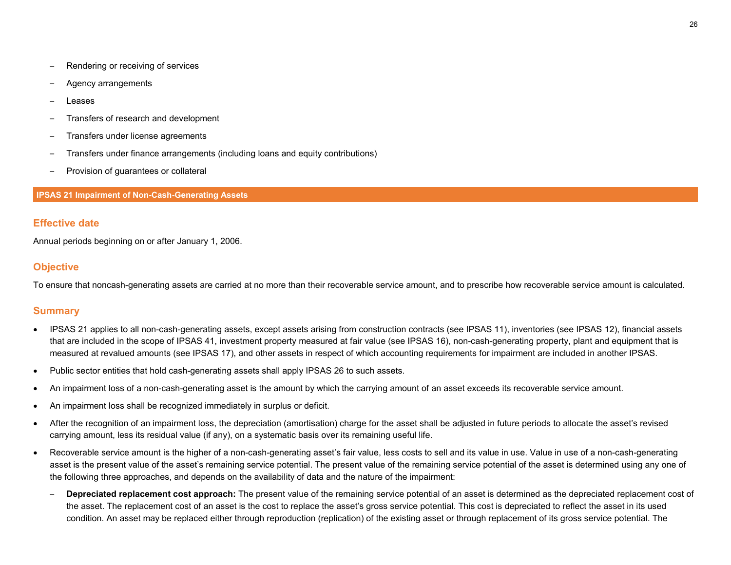- Rendering or receiving of services
- Agency arrangements
- Leases
- Transfers of research and development
- Transfers under license agreements
- Transfers under finance arrangements (including loans and equity contributions)
- Provision of guarantees or collateral

## IPSAS 21 Impairment of Non-Cash-Generating Assets

### Effective date

Annual periods beginning on or after January 1, 2006.

### Objective

To ensure that noncash-generating assets are carried at no more than their recoverable service amount, and to prescribe how recoverable service amount is calculated.

### Summary

- IPSAS 21 applies to all non-cash-generating assets, except assets arising from construction contracts (see IPSAS 11), inventories (see IPSAS 12), financial assets that are included in the scope of IPSAS 41, investment property measured at fair value (see IPSAS 16), non-cash-generating property, plant and equipment that is measured at revalued amounts (see IPSAS 17), and other assets in respect of which accounting requirements for impairment are included in another IPSAS.
- Public sector entities that hold cash-generating assets shall apply IPSAS 26 to such assets.
- An impairment loss of a non-cash-generating asset is the amount by which the carrying amount of an asset exceeds its recoverable service amount.
- An impairment loss shall be recognized immediately in surplus or deficit.
- After the recognition of an impairment loss, the depreciation (amortisation) charge for the asset shall be adjusted in future periods to allocate the asset's revised carrying amount, less its residual value (if any), on a systematic basis over its remaining useful life.
- Recoverable service amount is the higher of a non-cash-generating asset's fair value, less costs to sell and its value in use. Value in use of a non-cash-generating asset is the present value of the asset's remaining service potential. The present value of the remaining service potential of the asset is determined using any one of the following three approaches, and depends on the availability of data and the nature of the impairment:
  - **Depreciated replacement cost approach:** The present value of the remaining service potential of an asset is determined as the depreciated replacement cost of the asset. The replacement cost of an asset is the cost to replace the asset's gross service potential. This cost is depreciated to reflect the asset in its used condition. An asset may be replaced either through reproduction (replication) of the existing asset or through replacement of its gross service potential. The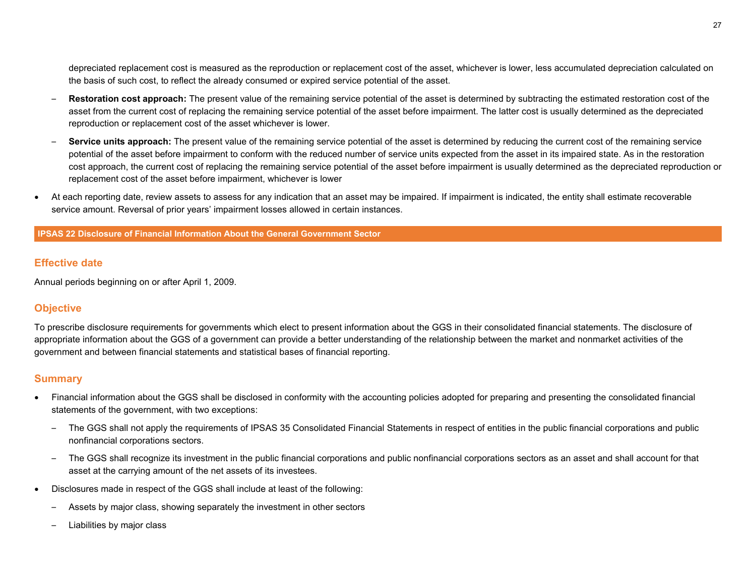depreciated replacement cost is measured as the reproduction or replacement cost of the asset, whichever is lower, less accumulated depreciation calculated on the basis of such cost, to reflect the already consumed or expired service potential of the asset.

   - **Restoration cost approach:** The present value of the remaining service potential of the asset is determined by subtracting the estimated restoration cost of the asset from the current cost of replacing the remaining service potential of the asset before impairment. The latter cost is usually determined as the depreciated reproduction or replacement cost of the asset whichever is lower.
   - **Service units approach:** The present value of the remaining service potential of the asset is determined by reducing the current cost of the remaining service potential of the asset before impairment to conform with the reduced number of service units expected from the asset in its impaired state. As in the restoration cost approach, the current cost of replacing the remaining service potential of the asset before impairment is usually determined as the depreciated reproduction or replacement cost of the asset before impairment, whichever is lower

- At each reporting date, review assets to assess for any indication that an asset may be impaired. If impairment is indicated, the entity shall estimate recoverable service amount. Reversal of prior years' impairment losses allowed in certain instances.

## IPSAS 22 Disclosure of Financial Information About the General Government Sector

### Effective date

Annual periods beginning on or after April 1, 2009.

### Objective

To prescribe disclosure requirements for governments which elect to present information about the GGS in their consolidated financial statements. The disclosure of appropriate information about the GGS of a government can provide a better understanding of the relationship between the market and nonmarket activities of the government and between financial statements and statistical bases of financial reporting.

### Summary

- Financial information about the GGS shall be disclosed in conformity with the accounting policies adopted for preparing and presenting the consolidated financial statements of the government, with two exceptions:
   - The GGS shall not apply the requirements of IPSAS 35 Consolidated Financial Statements in respect of entities in the public financial corporations and public nonfinancial corporations sectors.
   - The GGS shall recognize its investment in the public financial corporations and public nonfinancial corporations sectors as an asset and shall account for that asset at the carrying amount of the net assets of its investees.
- Disclosures made in respect of the GGS shall include at least of the following:
   - Assets by major class, showing separately the investment in other sectors
   - Liabilities by major class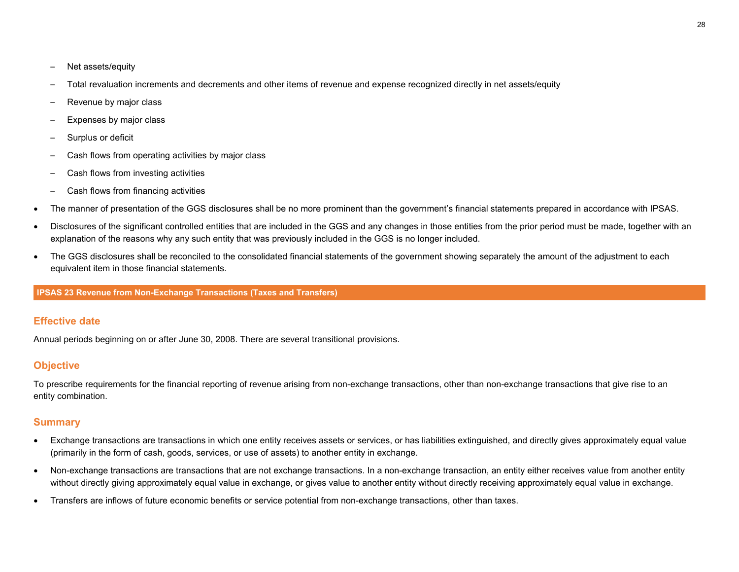- Net assets/equity
  - Total revaluation increments and decrements and other items of revenue and expense recognized directly in net assets/equity
  - Revenue by major class
  - Expenses by major class
  - Surplus or deficit
  - Cash flows from operating activities by major class
  - Cash flows from investing activities
  - Cash flows from financing activities

- The manner of presentation of the GGS disclosures shall be no more prominent than the government's financial statements prepared in accordance with IPSAS.
- Disclosures of the significant controlled entities that are included in the GGS and any changes in those entities from the prior period must be made, together with an explanation of the reasons why any such entity that was previously included in the GGS is no longer included.
- The GGS disclosures shall be reconciled to the consolidated financial statements of the government showing separately the amount of the adjustment to each equivalent item in those financial statements.

## IPSAS 23 Revenue from Non-Exchange Transactions (Taxes and Transfers)

### Effective date

Annual periods beginning on or after June 30, 2008. There are several transitional provisions.

### Objective

To prescribe requirements for the financial reporting of revenue arising from non-exchange transactions, other than non-exchange transactions that give rise to an entity combination.

### Summary

- Exchange transactions are transactions in which one entity receives assets or services, or has liabilities extinguished, and directly gives approximately equal value (primarily in the form of cash, goods, services, or use of assets) to another entity in exchange.
- Non-exchange transactions are transactions that are not exchange transactions. In a non-exchange transaction, an entity either receives value from another entity without directly giving approximately equal value in exchange, or gives value to another entity without directly receiving approximately equal value in exchange.
- Transfers are inflows of future economic benefits or service potential from non-exchange transactions, other than taxes.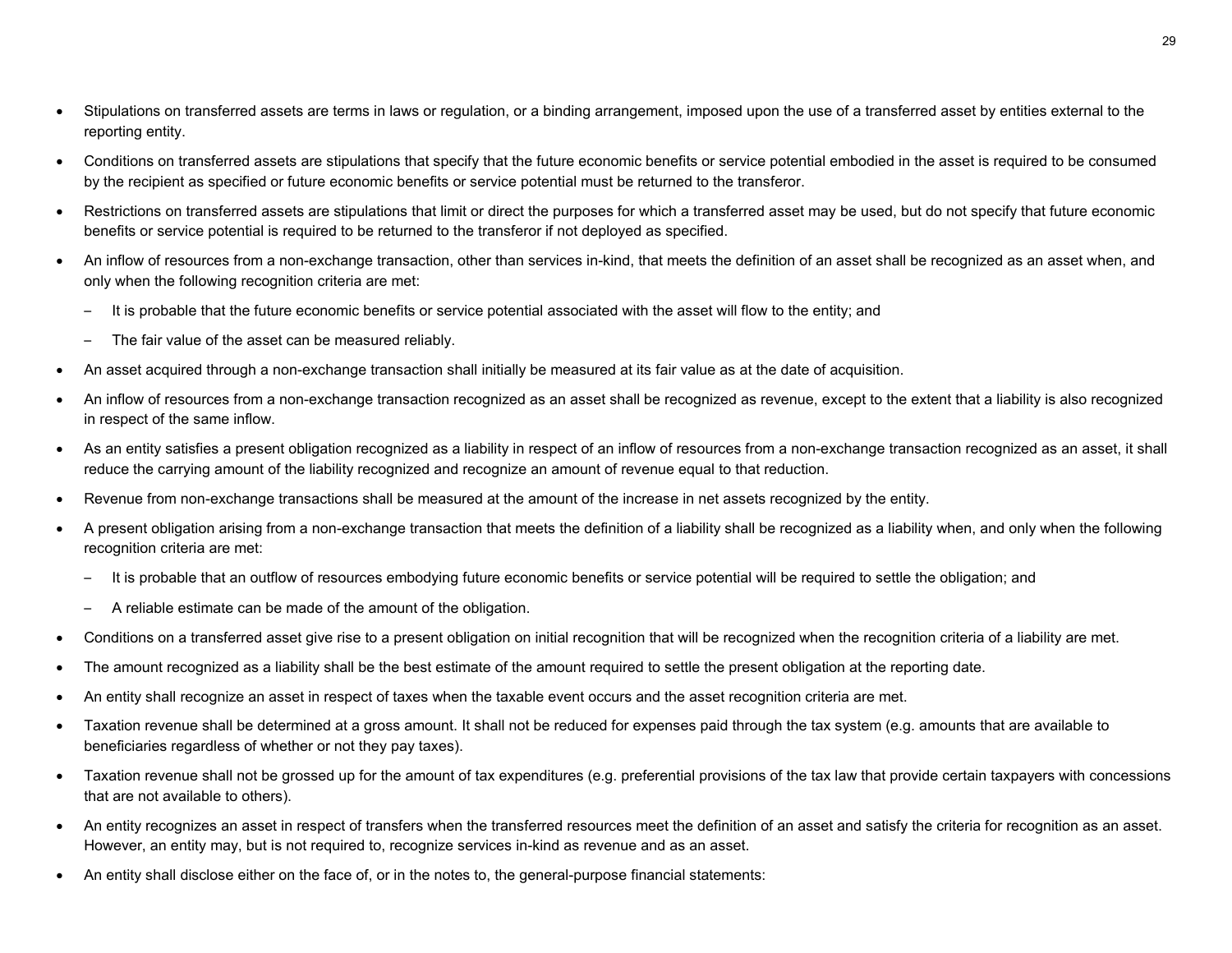- Stipulations on transferred assets are terms in laws or regulation, or a binding arrangement, imposed upon the use of a transferred asset by entities external to the reporting entity.
- Conditions on transferred assets are stipulations that specify that the future economic benefits or service potential embodied in the asset is required to be consumed by the recipient as specified or future economic benefits or service potential must be returned to the transferor.
- Restrictions on transferred assets are stipulations that limit or direct the purposes for which a transferred asset may be used, but do not specify that future economic benefits or service potential is required to be returned to the transferor if not deployed as specified.
- An inflow of resources from a non-exchange transaction, other than services in-kind, that meets the definition of an asset shall be recognized as an asset when, and only when the following recognition criteria are met:
  - It is probable that the future economic benefits or service potential associated with the asset will flow to the entity; and
  - The fair value of the asset can be measured reliably.
- An asset acquired through a non-exchange transaction shall initially be measured at its fair value as at the date of acquisition.
- An inflow of resources from a non-exchange transaction recognized as an asset shall be recognized as revenue, except to the extent that a liability is also recognized in respect of the same inflow.
- As an entity satisfies a present obligation recognized as a liability in respect of an inflow of resources from a non-exchange transaction recognized as an asset, it shall reduce the carrying amount of the liability recognized and recognize an amount of revenue equal to that reduction.
- Revenue from non-exchange transactions shall be measured at the amount of the increase in net assets recognized by the entity.
- A present obligation arising from a non-exchange transaction that meets the definition of a liability shall be recognized as a liability when, and only when the following recognition criteria are met:
  - It is probable that an outflow of resources embodying future economic benefits or service potential will be required to settle the obligation; and
  - A reliable estimate can be made of the amount of the obligation.
- Conditions on a transferred asset give rise to a present obligation on initial recognition that will be recognized when the recognition criteria of a liability are met.
- The amount recognized as a liability shall be the best estimate of the amount required to settle the present obligation at the reporting date.
- An entity shall recognize an asset in respect of taxes when the taxable event occurs and the asset recognition criteria are met.
- Taxation revenue shall be determined at a gross amount. It shall not be reduced for expenses paid through the tax system (e.g. amounts that are available to beneficiaries regardless of whether or not they pay taxes).
- Taxation revenue shall not be grossed up for the amount of tax expenditures (e.g. preferential provisions of the tax law that provide certain taxpayers with concessions that are not available to others).
- An entity recognizes an asset in respect of transfers when the transferred resources meet the definition of an asset and satisfy the criteria for recognition as an asset. However, an entity may, but is not required to, recognize services in-kind as revenue and as an asset.
- An entity shall disclose either on the face of, or in the notes to, the general-purpose financial statements: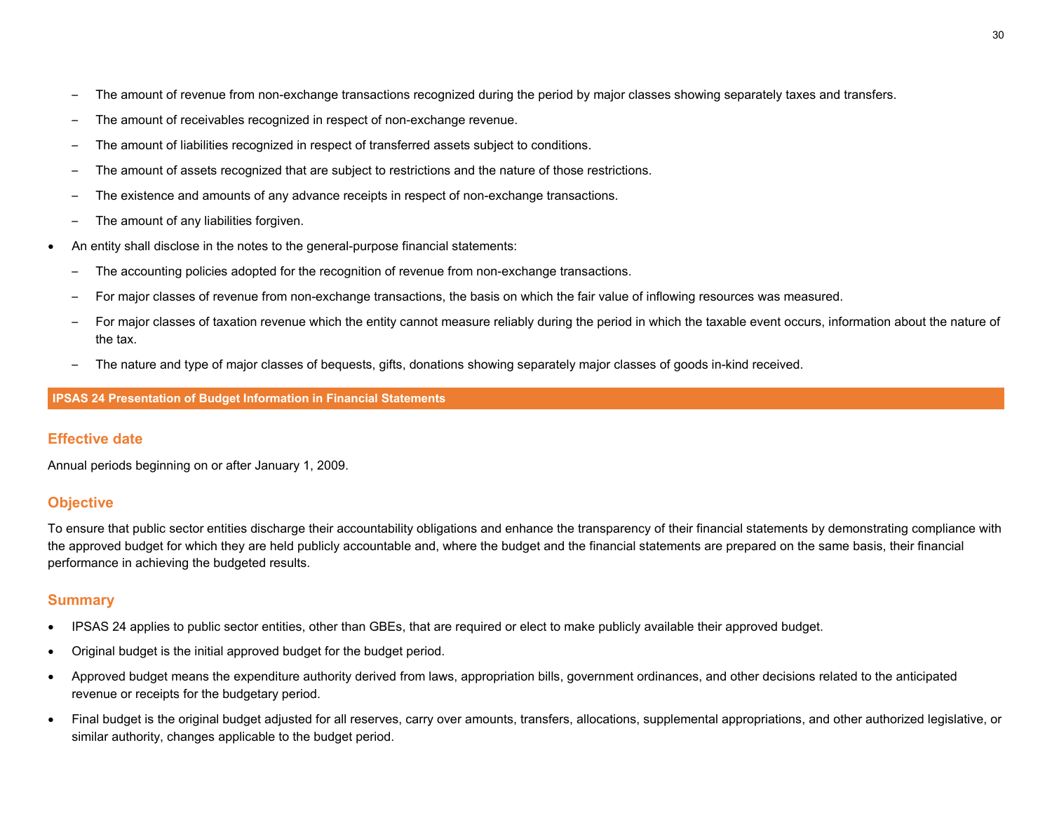- The amount of revenue from non-exchange transactions recognized during the period by major classes showing separately taxes and transfers.
  - The amount of receivables recognized in respect of non-exchange revenue.
  - The amount of liabilities recognized in respect of transferred assets subject to conditions.
  - The amount of assets recognized that are subject to restrictions and the nature of those restrictions.
  - The existence and amounts of any advance receipts in respect of non-exchange transactions.
  - The amount of any liabilities forgiven.
- An entity shall disclose in the notes to the general-purpose financial statements:
  - The accounting policies adopted for the recognition of revenue from non-exchange transactions.
  - For major classes of revenue from non-exchange transactions, the basis on which the fair value of inflowing resources was measured.
  - For major classes of taxation revenue which the entity cannot measure reliably during the period in which the taxable event occurs, information about the nature of the tax.
  - The nature and type of major classes of bequests, gifts, donations showing separately major classes of goods in-kind received.

## IPSAS 24 Presentation of Budget Information in Financial Statements

### Effective date

Annual periods beginning on or after January 1, 2009.

### Objective

To ensure that public sector entities discharge their accountability obligations and enhance the transparency of their financial statements by demonstrating compliance with the approved budget for which they are held publicly accountable and, where the budget and the financial statements are prepared on the same basis, their financial performance in achieving the budgeted results.

### Summary

- IPSAS 24 applies to public sector entities, other than GBEs, that are required or elect to make publicly available their approved budget.
- Original budget is the initial approved budget for the budget period.
- Approved budget means the expenditure authority derived from laws, appropriation bills, government ordinances, and other decisions related to the anticipated revenue or receipts for the budgetary period.
- Final budget is the original budget adjusted for all reserves, carry over amounts, transfers, allocations, supplemental appropriations, and other authorized legislative, or similar authority, changes applicable to the budget period.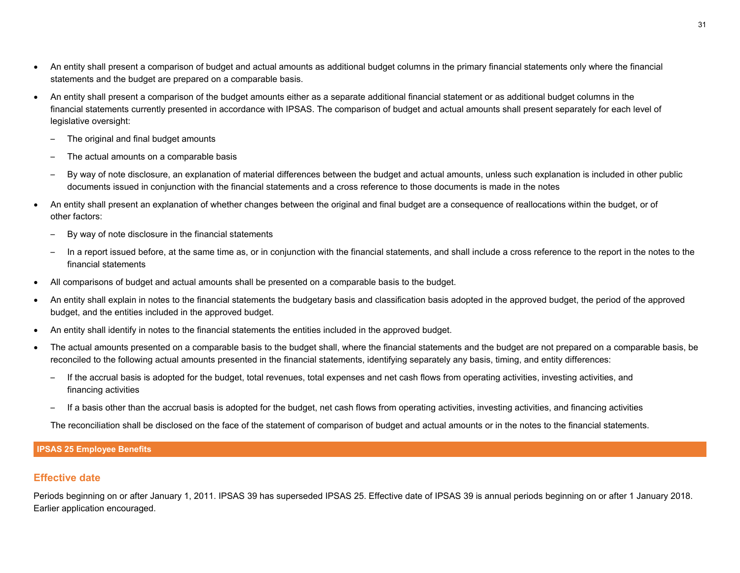- An entity shall present a comparison of budget and actual amounts as additional budget columns in the primary financial statements only where the financial statements and the budget are prepared on a comparable basis.
- An entity shall present a comparison of the budget amounts either as a separate additional financial statement or as additional budget columns in the financial statements currently presented in accordance with IPSAS. The comparison of budget and actual amounts shall present separately for each level of legislative oversight:
  - The original and final budget amounts
  - The actual amounts on a comparable basis
  - By way of note disclosure, an explanation of material differences between the budget and actual amounts, unless such explanation is included in other public documents issued in conjunction with the financial statements and a cross reference to those documents is made in the notes
- An entity shall present an explanation of whether changes between the original and final budget are a consequence of reallocations within the budget, or of other factors:
  - By way of note disclosure in the financial statements
  - In a report issued before, at the same time as, or in conjunction with the financial statements, and shall include a cross reference to the report in the notes to the financial statements
- All comparisons of budget and actual amounts shall be presented on a comparable basis to the budget.
- An entity shall explain in notes to the financial statements the budgetary basis and classification basis adopted in the approved budget, the period of the approved budget, and the entities included in the approved budget.
- An entity shall identify in notes to the financial statements the entities included in the approved budget.
- The actual amounts presented on a comparable basis to the budget shall, where the financial statements and the budget are not prepared on a comparable basis, be reconciled to the following actual amounts presented in the financial statements, identifying separately any basis, timing, and entity differences:
  - If the accrual basis is adopted for the budget, total revenues, total expenses and net cash flows from operating activities, investing activities, and financing activities
  - If a basis other than the accrual basis is adopted for the budget, net cash flows from operating activities, investing activities, and financing activities

  The reconciliation shall be disclosed on the face of the statement of comparison of budget and actual amounts or in the notes to the financial statements.

## IPSAS 25 Employee Benefits

### Effective date

Periods beginning on or after January 1, 2011. IPSAS 39 has superseded IPSAS 25. Effective date of IPSAS 39 is annual periods beginning on or after 1 January 2018. Earlier application encouraged.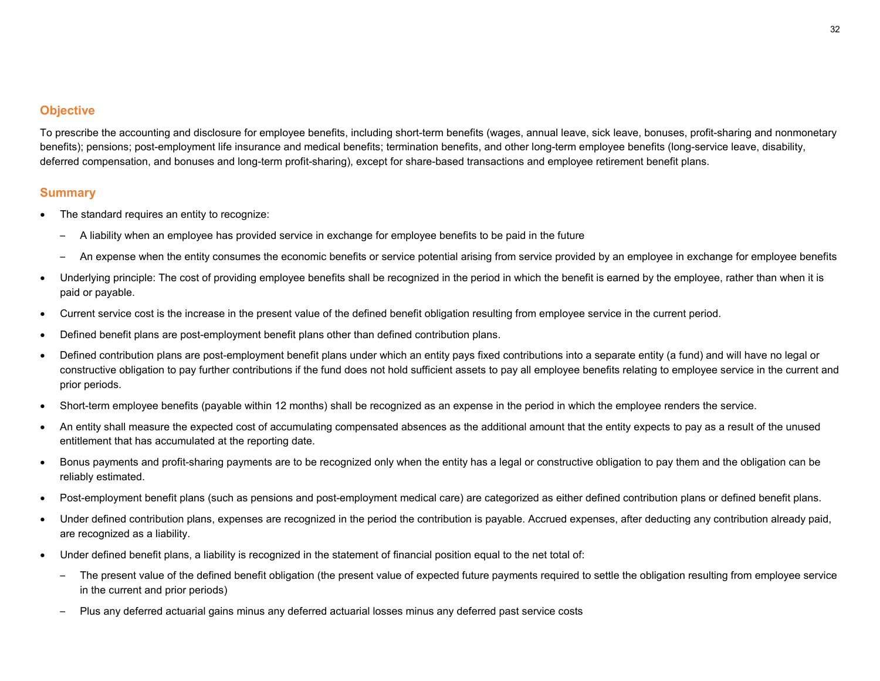## Objective

To prescribe the accounting and disclosure for employee benefits, including short-term benefits (wages, annual leave, sick leave, bonuses, profit-sharing and nonmonetary benefits); pensions; post-employment life insurance and medical benefits; termination benefits, and other long-term employee benefits (long-service leave, disability, deferred compensation, and bonuses and long-term profit-sharing), except for share-based transactions and employee retirement benefit plans.

## Summary

- The standard requires an entity to recognize:
  - A liability when an employee has provided service in exchange for employee benefits to be paid in the future
  - An expense when the entity consumes the economic benefits or service potential arising from service provided by an employee in exchange for employee benefits
- Underlying principle: The cost of providing employee benefits shall be recognized in the period in which the benefit is earned by the employee, rather than when it is paid or payable.
- Current service cost is the increase in the present value of the defined benefit obligation resulting from employee service in the current period.
- Defined benefit plans are post-employment benefit plans other than defined contribution plans.
- Defined contribution plans are post-employment benefit plans under which an entity pays fixed contributions into a separate entity (a fund) and will have no legal or constructive obligation to pay further contributions if the fund does not hold sufficient assets to pay all employee benefits relating to employee service in the current and prior periods.
- Short-term employee benefits (payable within 12 months) shall be recognized as an expense in the period in which the employee renders the service.
- An entity shall measure the expected cost of accumulating compensated absences as the additional amount that the entity expects to pay as a result of the unused entitlement that has accumulated at the reporting date.
- Bonus payments and profit-sharing payments are to be recognized only when the entity has a legal or constructive obligation to pay them and the obligation can be reliably estimated.
- Post-employment benefit plans (such as pensions and post-employment medical care) are categorized as either defined contribution plans or defined benefit plans.
- Under defined contribution plans, expenses are recognized in the period the contribution is payable. Accrued expenses, after deducting any contribution already paid, are recognized as a liability.
- Under defined benefit plans, a liability is recognized in the statement of financial position equal to the net total of:
  - The present value of the defined benefit obligation (the present value of expected future payments required to settle the obligation resulting from employee service in the current and prior periods)
  - Plus any deferred actuarial gains minus any deferred actuarial losses minus any deferred past service costs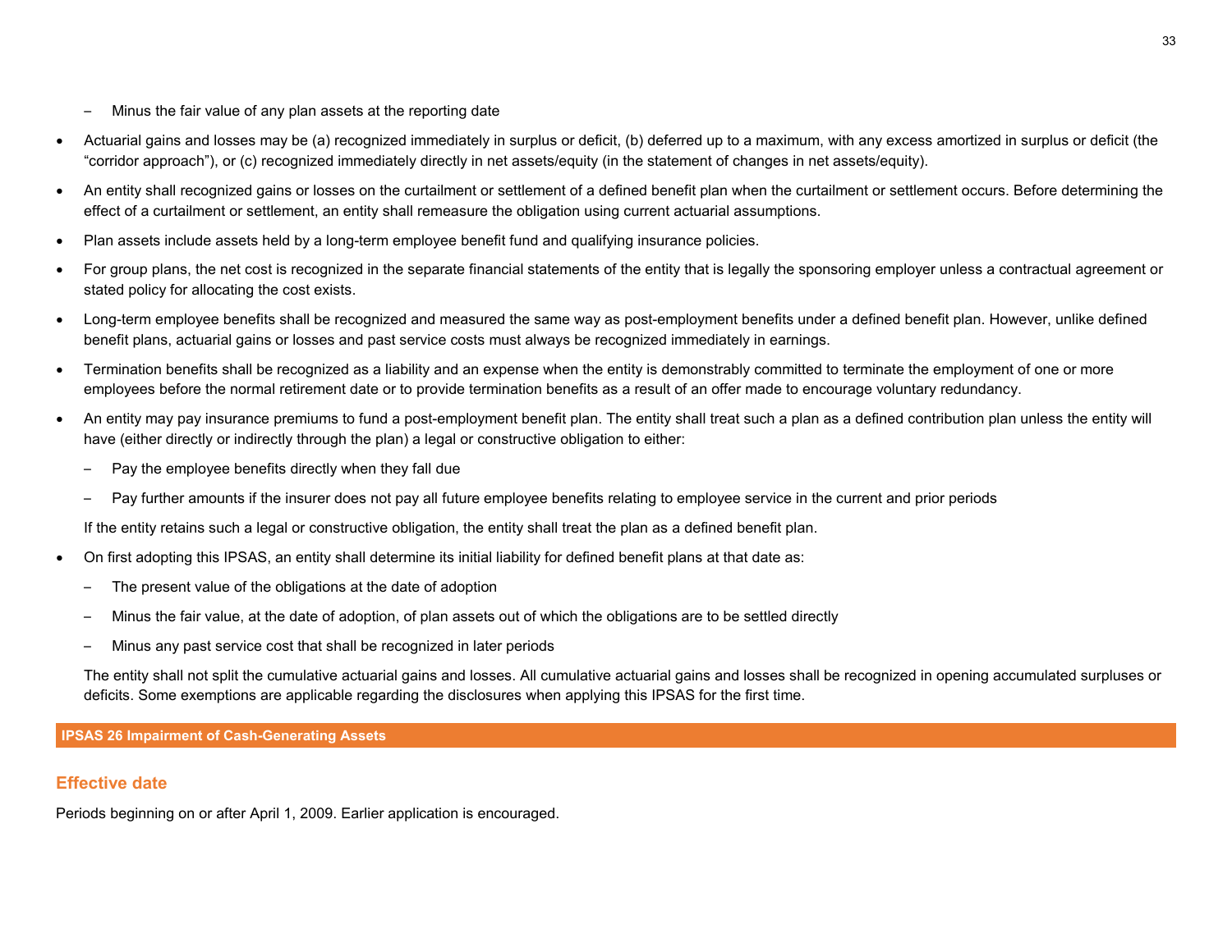- Minus the fair value of any plan assets at the reporting date

- Actuarial gains and losses may be (a) recognized immediately in surplus or deficit, (b) deferred up to a maximum, with any excess amortized in surplus or deficit (the "corridor approach"), or (c) recognized immediately directly in net assets/equity (in the statement of changes in net assets/equity).

- An entity shall recognized gains or losses on the curtailment or settlement of a defined benefit plan when the curtailment or settlement occurs. Before determining the effect of a curtailment or settlement, an entity shall remeasure the obligation using current actuarial assumptions.

- Plan assets include assets held by a long-term employee benefit fund and qualifying insurance policies.

- For group plans, the net cost is recognized in the separate financial statements of the entity that is legally the sponsoring employer unless a contractual agreement or stated policy for allocating the cost exists.

- Long-term employee benefits shall be recognized and measured the same way as post-employment benefits under a defined benefit plan. However, unlike defined benefit plans, actuarial gains or losses and past service costs must always be recognized immediately in earnings.

- Termination benefits shall be recognized as a liability and an expense when the entity is demonstrably committed to terminate the employment of one or more employees before the normal retirement date or to provide termination benefits as a result of an offer made to encourage voluntary redundancy.

- An entity may pay insurance premiums to fund a post-employment benefit plan. The entity shall treat such a plan as a defined contribution plan unless the entity will have (either directly or indirectly through the plan) a legal or constructive obligation to either:

  - Pay the employee benefits directly when they fall due

  - Pay further amounts if the insurer does not pay all future employee benefits relating to employee service in the current and prior periods

  If the entity retains such a legal or constructive obligation, the entity shall treat the plan as a defined benefit plan.

- On first adopting this IPSAS, an entity shall determine its initial liability for defined benefit plans at that date as:

  - The present value of the obligations at the date of adoption

  - Minus the fair value, at the date of adoption, of plan assets out of which the obligations are to be settled directly

  - Minus any past service cost that shall be recognized in later periods

  The entity shall not split the cumulative actuarial gains and losses. All cumulative actuarial gains and losses shall be recognized in opening accumulated surpluses or deficits. Some exemptions are applicable regarding the disclosures when applying this IPSAS for the first time.

## IPSAS 26 Impairment of Cash-Generating Assets

### Effective date

Periods beginning on or after April 1, 2009. Earlier application is encouraged.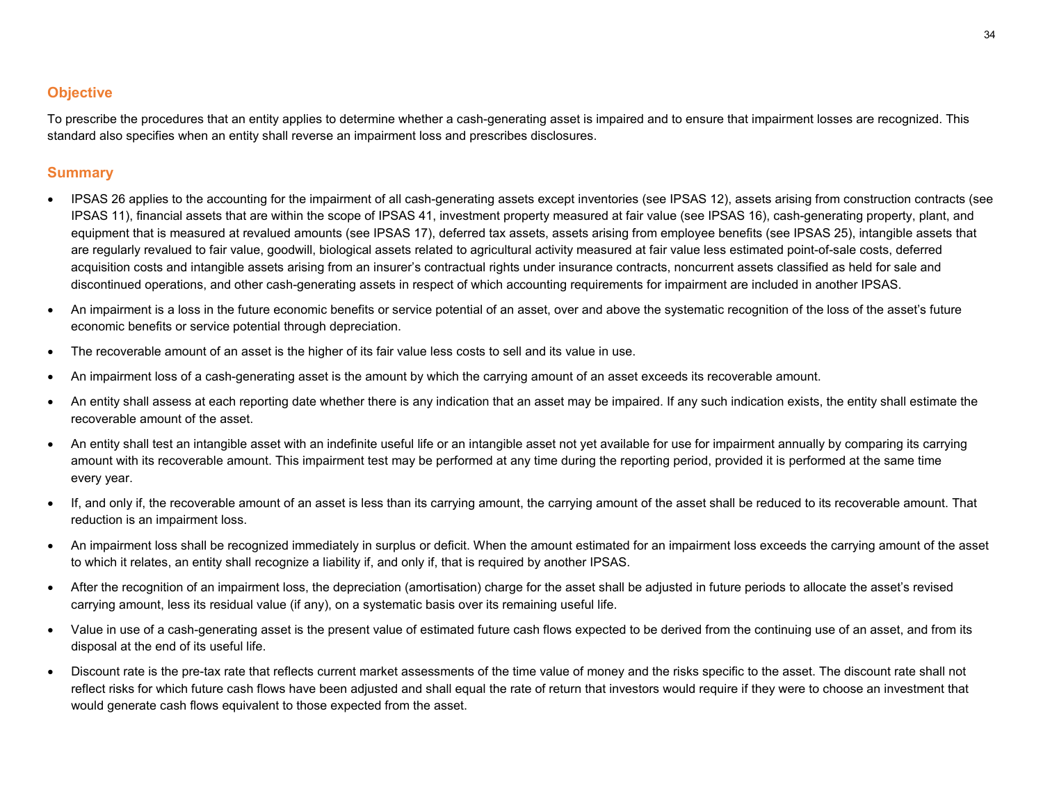## Objective

To prescribe the procedures that an entity applies to determine whether a cash-generating asset is impaired and to ensure that impairment losses are recognized. This standard also specifies when an entity shall reverse an impairment loss and prescribes disclosures.

## Summary

- IPSAS 26 applies to the accounting for the impairment of all cash-generating assets except inventories (see IPSAS 12), assets arising from construction contracts (see IPSAS 11), financial assets that are within the scope of IPSAS 41, investment property measured at fair value (see IPSAS 16), cash-generating property, plant, and equipment that is measured at revalued amounts (see IPSAS 17), deferred tax assets, assets arising from employee benefits (see IPSAS 25), intangible assets that are regularly revalued to fair value, goodwill, biological assets related to agricultural activity measured at fair value less estimated point-of-sale costs, deferred acquisition costs and intangible assets arising from an insurer's contractual rights under insurance contracts, noncurrent assets classified as held for sale and discontinued operations, and other cash-generating assets in respect of which accounting requirements for impairment are included in another IPSAS.
- An impairment is a loss in the future economic benefits or service potential of an asset, over and above the systematic recognition of the loss of the asset's future economic benefits or service potential through depreciation.
- The recoverable amount of an asset is the higher of its fair value less costs to sell and its value in use.
- An impairment loss of a cash-generating asset is the amount by which the carrying amount of an asset exceeds its recoverable amount.
- An entity shall assess at each reporting date whether there is any indication that an asset may be impaired. If any such indication exists, the entity shall estimate the recoverable amount of the asset.
- An entity shall test an intangible asset with an indefinite useful life or an intangible asset not yet available for use for impairment annually by comparing its carrying amount with its recoverable amount. This impairment test may be performed at any time during the reporting period, provided it is performed at the same time every year.
- If, and only if, the recoverable amount of an asset is less than its carrying amount, the carrying amount of the asset shall be reduced to its recoverable amount. That reduction is an impairment loss.
- An impairment loss shall be recognized immediately in surplus or deficit. When the amount estimated for an impairment loss exceeds the carrying amount of the asset to which it relates, an entity shall recognize a liability if, and only if, that is required by another IPSAS.
- After the recognition of an impairment loss, the depreciation (amortisation) charge for the asset shall be adjusted in future periods to allocate the asset's revised carrying amount, less its residual value (if any), on a systematic basis over its remaining useful life.
- Value in use of a cash-generating asset is the present value of estimated future cash flows expected to be derived from the continuing use of an asset, and from its disposal at the end of its useful life.
- Discount rate is the pre-tax rate that reflects current market assessments of the time value of money and the risks specific to the asset. The discount rate shall not reflect risks for which future cash flows have been adjusted and shall equal the rate of return that investors would require if they were to choose an investment that would generate cash flows equivalent to those expected from the asset.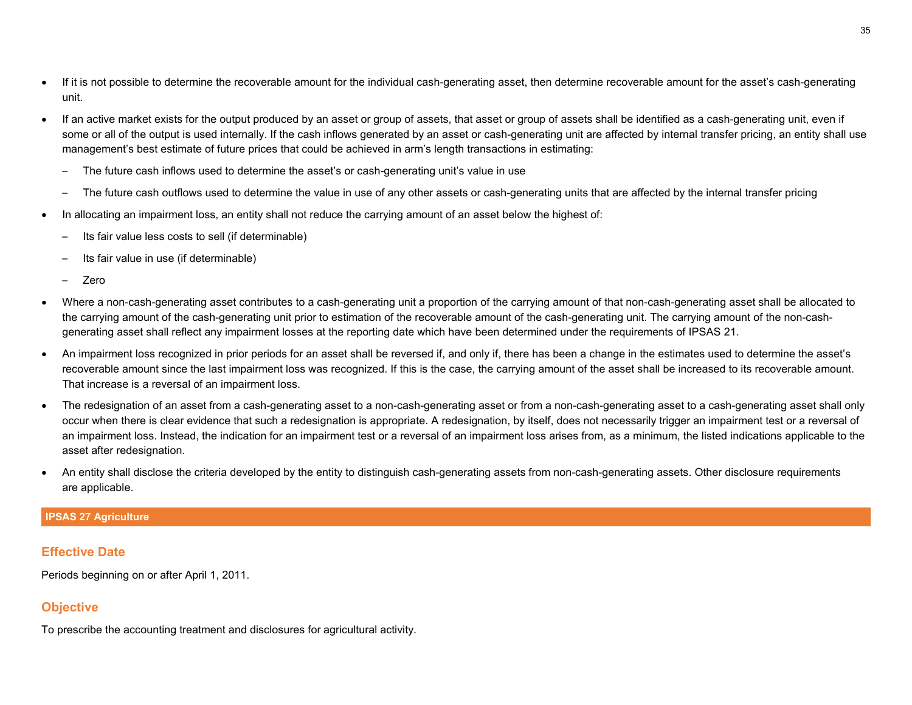- If it is not possible to determine the recoverable amount for the individual cash-generating asset, then determine recoverable amount for the asset's cash-generating unit.
- If an active market exists for the output produced by an asset or group of assets, that asset or group of assets shall be identified as a cash-generating unit, even if some or all of the output is used internally. If the cash inflows generated by an asset or cash-generating unit are affected by internal transfer pricing, an entity shall use management's best estimate of future prices that could be achieved in arm's length transactions in estimating:
  - The future cash inflows used to determine the asset's or cash-generating unit's value in use
  - The future cash outflows used to determine the value in use of any other assets or cash-generating units that are affected by the internal transfer pricing
- In allocating an impairment loss, an entity shall not reduce the carrying amount of an asset below the highest of:
  - Its fair value less costs to sell (if determinable)
  - Its fair value in use (if determinable)
  - Zero
- Where a non-cash-generating asset contributes to a cash-generating unit a proportion of the carrying amount of that non-cash-generating asset shall be allocated to the carrying amount of the cash-generating unit prior to estimation of the recoverable amount of the cash-generating unit. The carrying amount of the non-cash-generating asset shall reflect any impairment losses at the reporting date which have been determined under the requirements of IPSAS 21.
- An impairment loss recognized in prior periods for an asset shall be reversed if, and only if, there has been a change in the estimates used to determine the asset's recoverable amount since the last impairment loss was recognized. If this is the case, the carrying amount of the asset shall be increased to its recoverable amount. That increase is a reversal of an impairment loss.
- The redesignation of an asset from a cash-generating asset to a non-cash-generating asset or from a non-cash-generating asset to a cash-generating asset shall only occur when there is clear evidence that such a redesignation is appropriate. A redesignation, by itself, does not necessarily trigger an impairment test or a reversal of an impairment loss. Instead, the indication for an impairment test or a reversal of an impairment loss arises from, as a minimum, the listed indications applicable to the asset after redesignation.
- An entity shall disclose the criteria developed by the entity to distinguish cash-generating assets from non-cash-generating assets. Other disclosure requirements are applicable.

## IPSAS 27 Agriculture

### Effective Date

Periods beginning on or after April 1, 2011.

### Objective

To prescribe the accounting treatment and disclosures for agricultural activity.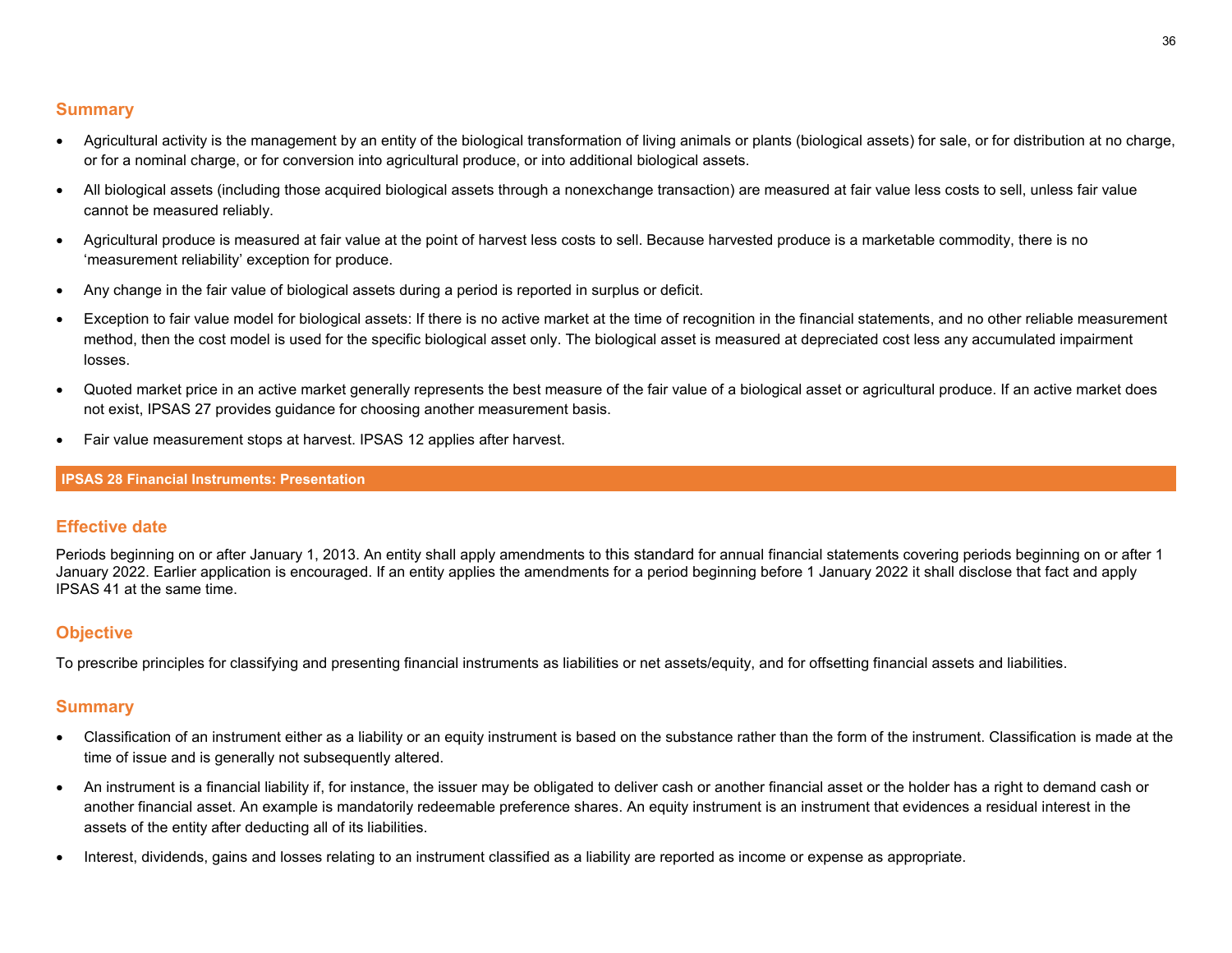## Summary

- Agricultural activity is the management by an entity of the biological transformation of living animals or plants (biological assets) for sale, or for distribution at no charge, or for a nominal charge, or for conversion into agricultural produce, or into additional biological assets.
- All biological assets (including those acquired biological assets through a nonexchange transaction) are measured at fair value less costs to sell, unless fair value cannot be measured reliably.
- Agricultural produce is measured at fair value at the point of harvest less costs to sell. Because harvested produce is a marketable commodity, there is no 'measurement reliability' exception for produce.
- Any change in the fair value of biological assets during a period is reported in surplus or deficit.
- Exception to fair value model for biological assets: If there is no active market at the time of recognition in the financial statements, and no other reliable measurement method, then the cost model is used for the specific biological asset only. The biological asset is measured at depreciated cost less any accumulated impairment losses.
- Quoted market price in an active market generally represents the best measure of the fair value of a biological asset or agricultural produce. If an active market does not exist, IPSAS 27 provides guidance for choosing another measurement basis.
- Fair value measurement stops at harvest. IPSAS 12 applies after harvest.

# IPSAS 28 Financial Instruments: Presentation

## Effective date

Periods beginning on or after January 1, 2013. An entity shall apply amendments to this standard for annual financial statements covering periods beginning on or after 1 January 2022. Earlier application is encouraged. If an entity applies the amendments for a period beginning before 1 January 2022 it shall disclose that fact and apply IPSAS 41 at the same time.

## Objective

To prescribe principles for classifying and presenting financial instruments as liabilities or net assets/equity, and for offsetting financial assets and liabilities.

## Summary

- Classification of an instrument either as a liability or an equity instrument is based on the substance rather than the form of the instrument. Classification is made at the time of issue and is generally not subsequently altered.
- An instrument is a financial liability if, for instance, the issuer may be obligated to deliver cash or another financial asset or the holder has a right to demand cash or another financial asset. An example is mandatorily redeemable preference shares. An equity instrument is an instrument that evidences a residual interest in the assets of the entity after deducting all of its liabilities.
- Interest, dividends, gains and losses relating to an instrument classified as a liability are reported as income or expense as appropriate.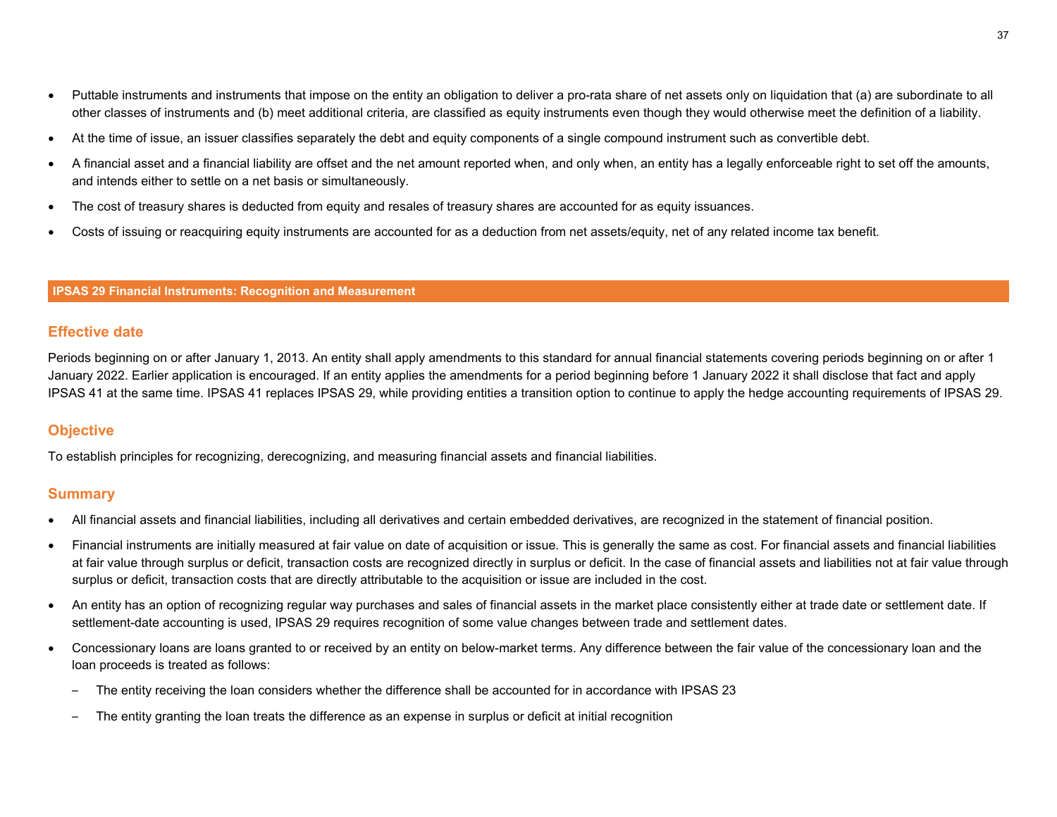- Puttable instruments and instruments that impose on the entity an obligation to deliver a pro-rata share of net assets only on liquidation that (a) are subordinate to all other classes of instruments and (b) meet additional criteria, are classified as equity instruments even though they would otherwise meet the definition of a liability.
- At the time of issue, an issuer classifies separately the debt and equity components of a single compound instrument such as convertible debt.
- A financial asset and a financial liability are offset and the net amount reported when, and only when, an entity has a legally enforceable right to set off the amounts, and intends either to settle on a net basis or simultaneously.
- The cost of treasury shares is deducted from equity and resales of treasury shares are accounted for as equity issuances.
- Costs of issuing or reacquiring equity instruments are accounted for as a deduction from net assets/equity, net of any related income tax benefit.

## IPSAS 29 Financial Instruments: Recognition and Measurement

### Effective date

Periods beginning on or after January 1, 2013. An entity shall apply amendments to this standard for annual financial statements covering periods beginning on or after 1 January 2022. Earlier application is encouraged. If an entity applies the amendments for a period beginning before 1 January 2022 it shall disclose that fact and apply IPSAS 41 at the same time. IPSAS 41 replaces IPSAS 29, while providing entities a transition option to continue to apply the hedge accounting requirements of IPSAS 29.

### Objective

To establish principles for recognizing, derecognizing, and measuring financial assets and financial liabilities.

### Summary

- All financial assets and financial liabilities, including all derivatives and certain embedded derivatives, are recognized in the statement of financial position.
- Financial instruments are initially measured at fair value on date of acquisition or issue. This is generally the same as cost. For financial assets and financial liabilities at fair value through surplus or deficit, transaction costs are recognized directly in surplus or deficit. In the case of financial assets and liabilities not at fair value through surplus or deficit, transaction costs that are directly attributable to the acquisition or issue are included in the cost.
- An entity has an option of recognizing regular way purchases and sales of financial assets in the market place consistently either at trade date or settlement date. If settlement-date accounting is used, IPSAS 29 requires recognition of some value changes between trade and settlement dates.
- Concessionary loans are loans granted to or received by an entity on below-market terms. Any difference between the fair value of the concessionary loan and the loan proceeds is treated as follows:
  - The entity receiving the loan considers whether the difference shall be accounted for in accordance with IPSAS 23
  - The entity granting the loan treats the difference as an expense in surplus or deficit at initial recognition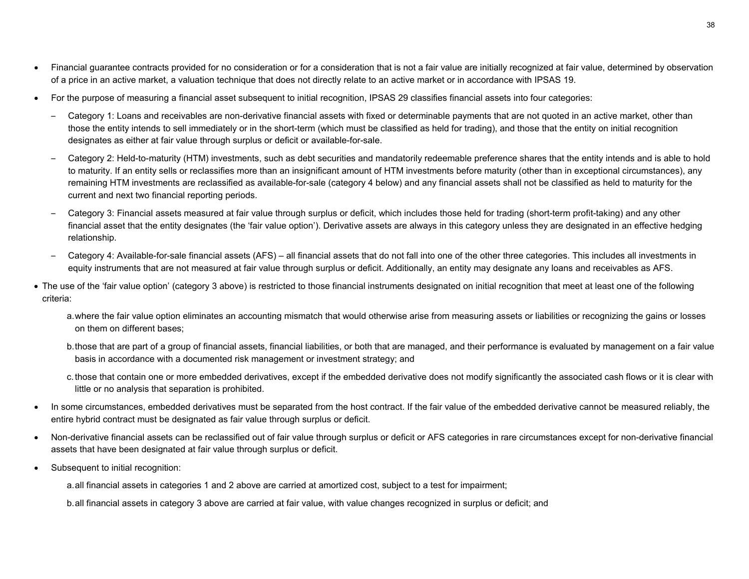- Financial guarantee contracts provided for no consideration or for a consideration that is not a fair value are initially recognized at fair value, determined by observation of a price in an active market, a valuation technique that does not directly relate to an active market or in accordance with IPSAS 19.
- For the purpose of measuring a financial asset subsequent to initial recognition, IPSAS 29 classifies financial assets into four categories:
  - Category 1: Loans and receivables are non-derivative financial assets with fixed or determinable payments that are not quoted in an active market, other than those the entity intends to sell immediately or in the short-term (which must be classified as held for trading), and those that the entity on initial recognition designates as either at fair value through surplus or deficit or available-for-sale.
  - Category 2: Held-to-maturity (HTM) investments, such as debt securities and mandatorily redeemable preference shares that the entity intends and is able to hold to maturity. If an entity sells or reclassifies more than an insignificant amount of HTM investments before maturity (other than in exceptional circumstances), any remaining HTM investments are reclassified as available-for-sale (category 4 below) and any financial assets shall not be classified as held to maturity for the current and next two financial reporting periods.
  - Category 3: Financial assets measured at fair value through surplus or deficit, which includes those held for trading (short-term profit-taking) and any other financial asset that the entity designates (the 'fair value option'). Derivative assets are always in this category unless they are designated in an effective hedging relationship.
  - Category 4: Available-for-sale financial assets (AFS) – all financial assets that do not fall into one of the other three categories. This includes all investments in equity instruments that are not measured at fair value through surplus or deficit. Additionally, an entity may designate any loans and receivables as AFS.
- The use of the 'fair value option' (category 3 above) is restricted to those financial instruments designated on initial recognition that meet at least one of the following criteria:

  a. where the fair value option eliminates an accounting mismatch that would otherwise arise from measuring assets or liabilities or recognizing the gains or losses on them on different bases;

  b. those that are part of a group of financial assets, financial liabilities, or both that are managed, and their performance is evaluated by management on a fair value basis in accordance with a documented risk management or investment strategy; and

  c. those that contain one or more embedded derivatives, except if the embedded derivative does not modify significantly the associated cash flows or it is clear with little or no analysis that separation is prohibited.
- In some circumstances, embedded derivatives must be separated from the host contract. If the fair value of the embedded derivative cannot be measured reliably, the entire hybrid contract must be designated as fair value through surplus or deficit.
- Non-derivative financial assets can be reclassified out of fair value through surplus or deficit or AFS categories in rare circumstances except for non-derivative financial assets that have been designated at fair value through surplus or deficit.
- Subsequent to initial recognition:

  a. all financial assets in categories 1 and 2 above are carried at amortized cost, subject to a test for impairment;

  b. all financial assets in category 3 above are carried at fair value, with value changes recognized in surplus or deficit; and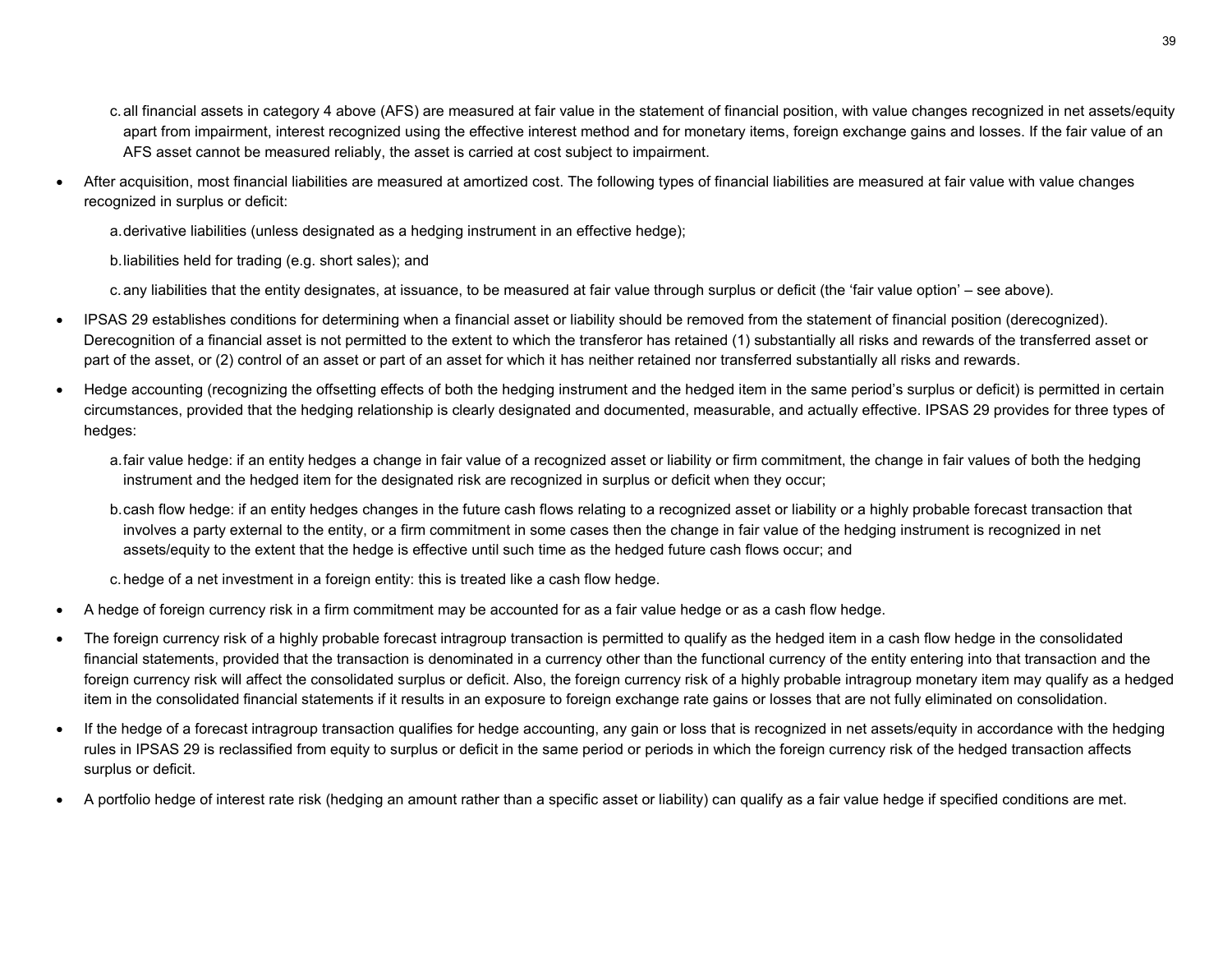c. all financial assets in category 4 above (AFS) are measured at fair value in the statement of financial position, with value changes recognized in net assets/equity apart from impairment, interest recognized using the effective interest method and for monetary items, foreign exchange gains and losses. If the fair value of an AFS asset cannot be measured reliably, the asset is carried at cost subject to impairment.

- After acquisition, most financial liabilities are measured at amortized cost. The following types of financial liabilities are measured at fair value with value changes recognized in surplus or deficit:

  a. derivative liabilities (unless designated as a hedging instrument in an effective hedge);

  b. liabilities held for trading (e.g. short sales); and

  c. any liabilities that the entity designates, at issuance, to be measured at fair value through surplus or deficit (the 'fair value option' – see above).

- IPSAS 29 establishes conditions for determining when a financial asset or liability should be removed from the statement of financial position (derecognized). Derecognition of a financial asset is not permitted to the extent to which the transferor has retained (1) substantially all risks and rewards of the transferred asset or part of the asset, or (2) control of an asset or part of an asset for which it has neither retained nor transferred substantially all risks and rewards.

- Hedge accounting (recognizing the offsetting effects of both the hedging instrument and the hedged item in the same period's surplus or deficit) is permitted in certain circumstances, provided that the hedging relationship is clearly designated and documented, measurable, and actually effective. IPSAS 29 provides for three types of hedges:

  a. fair value hedge: if an entity hedges a change in fair value of a recognized asset or liability or firm commitment, the change in fair values of both the hedging instrument and the hedged item for the designated risk are recognized in surplus or deficit when they occur;

  b. cash flow hedge: if an entity hedges changes in the future cash flows relating to a recognized asset or liability or a highly probable forecast transaction that involves a party external to the entity, or a firm commitment in some cases then the change in fair value of the hedging instrument is recognized in net assets/equity to the extent that the hedge is effective until such time as the hedged future cash flows occur; and

  c. hedge of a net investment in a foreign entity: this is treated like a cash flow hedge.

- A hedge of foreign currency risk in a firm commitment may be accounted for as a fair value hedge or as a cash flow hedge.

- The foreign currency risk of a highly probable forecast intragroup transaction is permitted to qualify as the hedged item in a cash flow hedge in the consolidated financial statements, provided that the transaction is denominated in a currency other than the functional currency of the entity entering into that transaction and the foreign currency risk will affect the consolidated surplus or deficit. Also, the foreign currency risk of a highly probable intragroup monetary item may qualify as a hedged item in the consolidated financial statements if it results in an exposure to foreign exchange rate gains or losses that are not fully eliminated on consolidation.

- If the hedge of a forecast intragroup transaction qualifies for hedge accounting, any gain or loss that is recognized in net assets/equity in accordance with the hedging rules in IPSAS 29 is reclassified from equity to surplus or deficit in the same period or periods in which the foreign currency risk of the hedged transaction affects surplus or deficit.

- A portfolio hedge of interest rate risk (hedging an amount rather than a specific asset or liability) can qualify as a fair value hedge if specified conditions are met.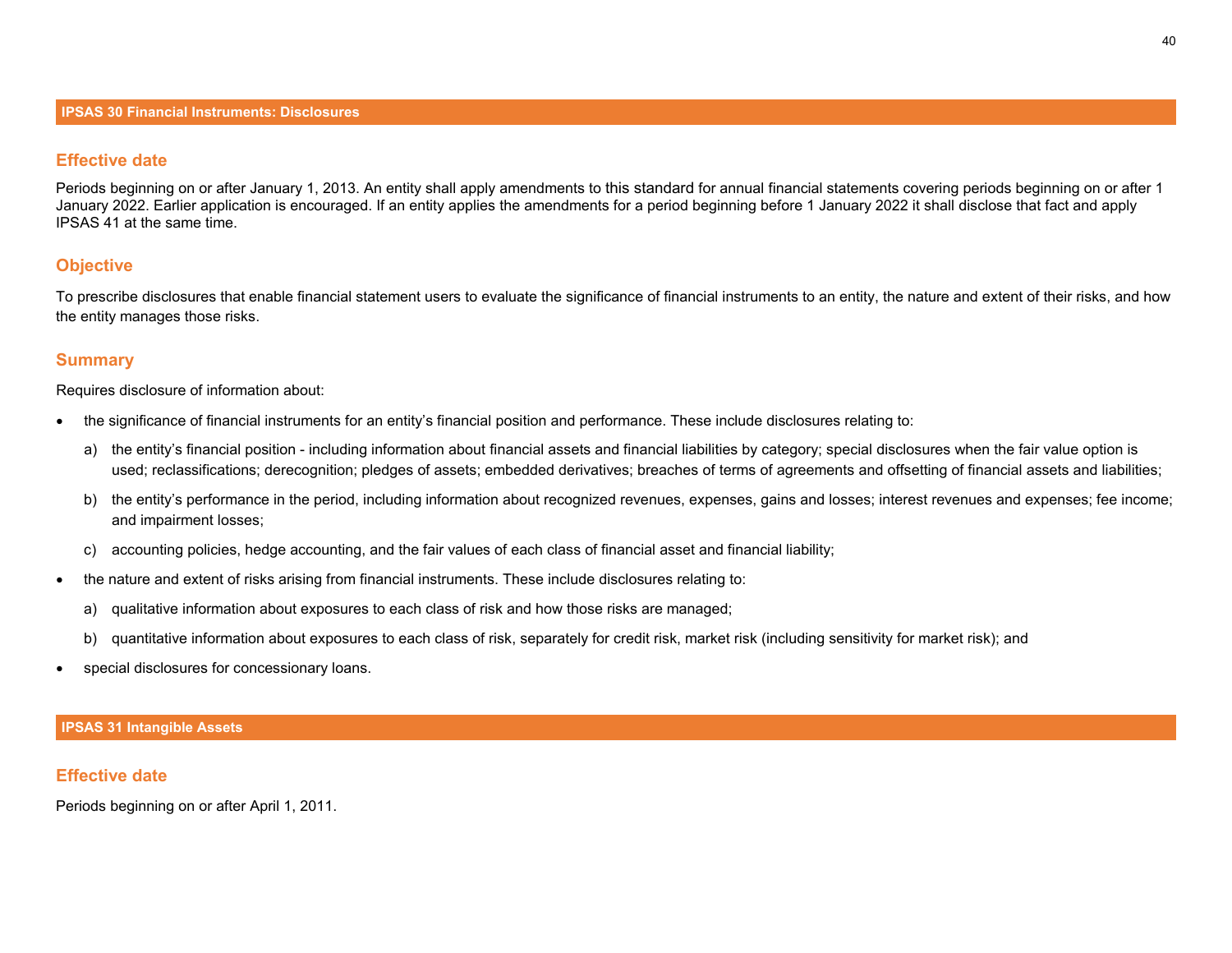## IPSAS 30 Financial Instruments: Disclosures

### Effective date

Periods beginning on or after January 1, 2013. An entity shall apply amendments to this standard for annual financial statements covering periods beginning on or after 1 January 2022. Earlier application is encouraged. If an entity applies the amendments for a period beginning before 1 January 2022 it shall disclose that fact and apply IPSAS 41 at the same time.

### Objective

To prescribe disclosures that enable financial statement users to evaluate the significance of financial instruments to an entity, the nature and extent of their risks, and how the entity manages those risks.

### Summary

Requires disclosure of information about:

- the significance of financial instruments for an entity's financial position and performance. These include disclosures relating to:
  a) the entity's financial position - including information about financial assets and financial liabilities by category; special disclosures when the fair value option is used; reclassifications; derecognition; pledges of assets; embedded derivatives; breaches of terms of agreements and offsetting of financial assets and liabilities;
  b) the entity's performance in the period, including information about recognized revenues, expenses, gains and losses; interest revenues and expenses; fee income; and impairment losses;
  c) accounting policies, hedge accounting, and the fair values of each class of financial asset and financial liability;
- the nature and extent of risks arising from financial instruments. These include disclosures relating to:
  a) qualitative information about exposures to each class of risk and how those risks are managed;
  b) quantitative information about exposures to each class of risk, separately for credit risk, market risk (including sensitivity for market risk); and
- special disclosures for concessionary loans.

## IPSAS 31 Intangible Assets

### Effective date

Periods beginning on or after April 1, 2011.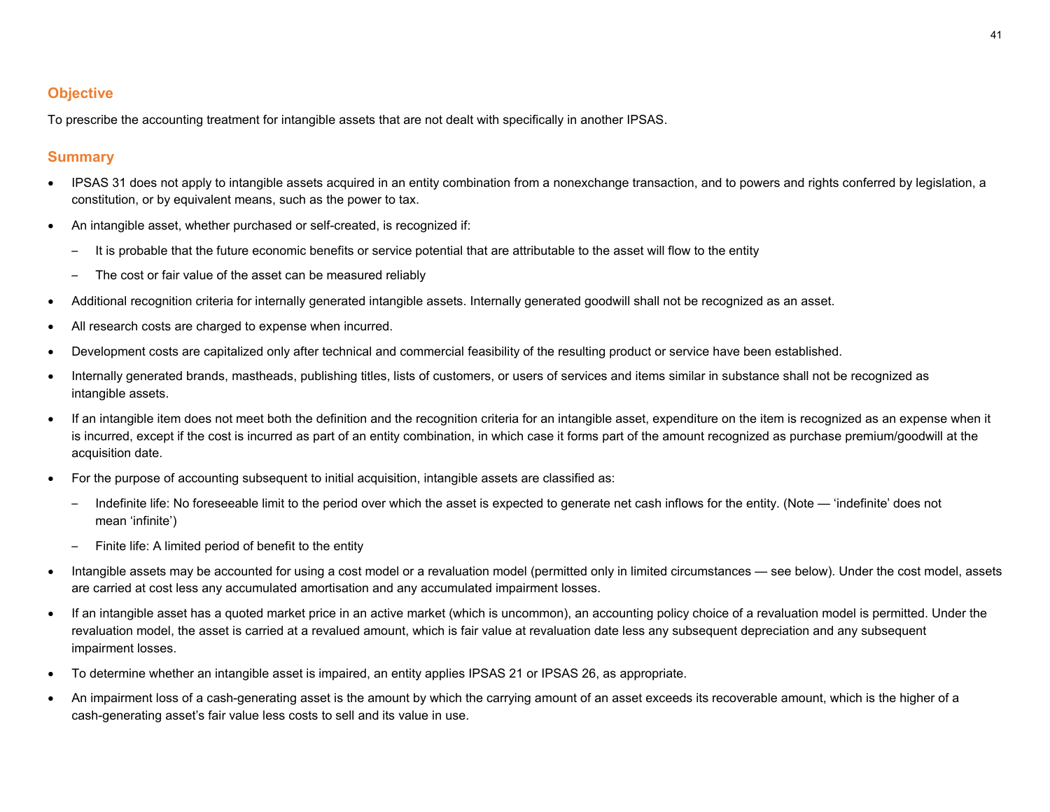## Objective

To prescribe the accounting treatment for intangible assets that are not dealt with specifically in another IPSAS.

## Summary

- IPSAS 31 does not apply to intangible assets acquired in an entity combination from a nonexchange transaction, and to powers and rights conferred by legislation, a constitution, or by equivalent means, such as the power to tax.
- An intangible asset, whether purchased or self-created, is recognized if:
  - It is probable that the future economic benefits or service potential that are attributable to the asset will flow to the entity
  - The cost or fair value of the asset can be measured reliably
- Additional recognition criteria for internally generated intangible assets. Internally generated goodwill shall not be recognized as an asset.
- All research costs are charged to expense when incurred.
- Development costs are capitalized only after technical and commercial feasibility of the resulting product or service have been established.
- Internally generated brands, mastheads, publishing titles, lists of customers, or users of services and items similar in substance shall not be recognized as intangible assets.
- If an intangible item does not meet both the definition and the recognition criteria for an intangible asset, expenditure on the item is recognized as an expense when it is incurred, except if the cost is incurred as part of an entity combination, in which case it forms part of the amount recognized as purchase premium/goodwill at the acquisition date.
- For the purpose of accounting subsequent to initial acquisition, intangible assets are classified as:
  - Indefinite life: No foreseeable limit to the period over which the asset is expected to generate net cash inflows for the entity. (Note — 'indefinite' does not mean 'infinite')
  - Finite life: A limited period of benefit to the entity
- Intangible assets may be accounted for using a cost model or a revaluation model (permitted only in limited circumstances — see below). Under the cost model, assets are carried at cost less any accumulated amortisation and any accumulated impairment losses.
- If an intangible asset has a quoted market price in an active market (which is uncommon), an accounting policy choice of a revaluation model is permitted. Under the revaluation model, the asset is carried at a revalued amount, which is fair value at revaluation date less any subsequent depreciation and any subsequent impairment losses.
- To determine whether an intangible asset is impaired, an entity applies IPSAS 21 or IPSAS 26, as appropriate.
- An impairment loss of a cash-generating asset is the amount by which the carrying amount of an asset exceeds its recoverable amount, which is the higher of a cash-generating asset's fair value less costs to sell and its value in use.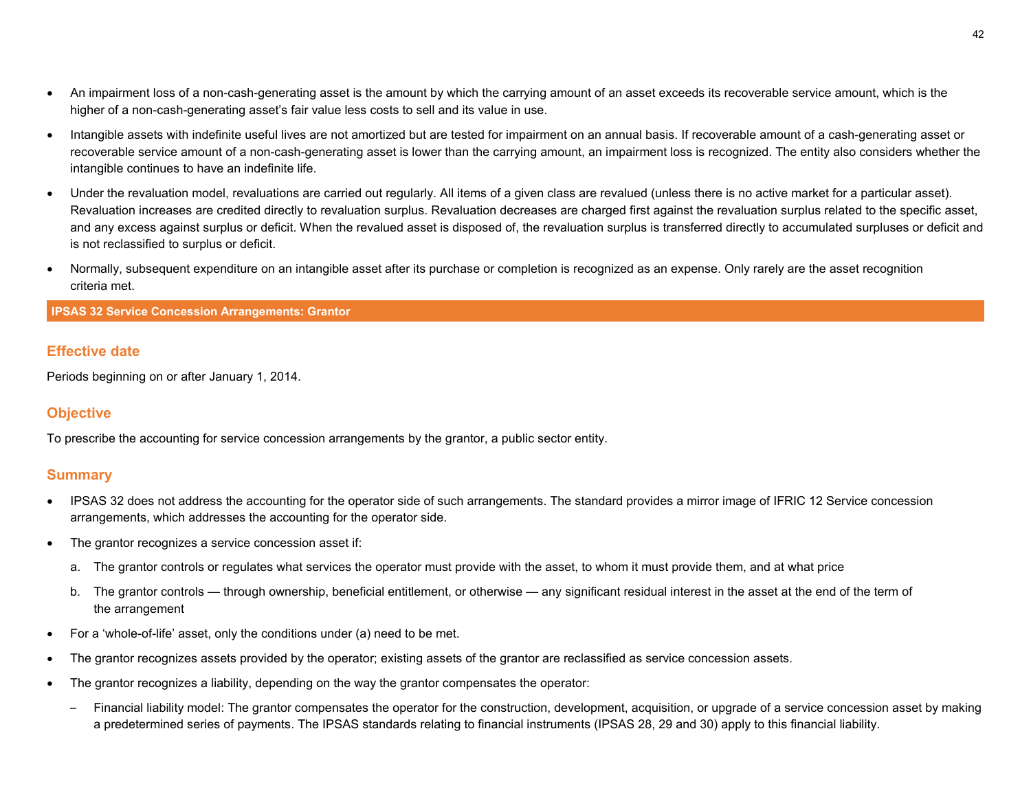- An impairment loss of a non-cash-generating asset is the amount by which the carrying amount of an asset exceeds its recoverable service amount, which is the higher of a non-cash-generating asset's fair value less costs to sell and its value in use.
- Intangible assets with indefinite useful lives are not amortized but are tested for impairment on an annual basis. If recoverable amount of a cash-generating asset or recoverable service amount of a non-cash-generating asset is lower than the carrying amount, an impairment loss is recognized. The entity also considers whether the intangible continues to have an indefinite life.
- Under the revaluation model, revaluations are carried out regularly. All items of a given class are revalued (unless there is no active market for a particular asset). Revaluation increases are credited directly to revaluation surplus. Revaluation decreases are charged first against the revaluation surplus related to the specific asset, and any excess against surplus or deficit. When the revalued asset is disposed of, the revaluation surplus is transferred directly to accumulated surpluses or deficit and is not reclassified to surplus or deficit.
- Normally, subsequent expenditure on an intangible asset after its purchase or completion is recognized as an expense. Only rarely are the asset recognition criteria met.

## IPSAS 32 Service Concession Arrangements: Grantor

### Effective date

Periods beginning on or after January 1, 2014.

### Objective

To prescribe the accounting for service concession arrangements by the grantor, a public sector entity.

### Summary

- IPSAS 32 does not address the accounting for the operator side of such arrangements. The standard provides a mirror image of IFRIC 12 Service concession arrangements, which addresses the accounting for the operator side.
- The grantor recognizes a service concession asset if:
  a. The grantor controls or regulates what services the operator must provide with the asset, to whom it must provide them, and at what price
  b. The grantor controls — through ownership, beneficial entitlement, or otherwise — any significant residual interest in the asset at the end of the term of the arrangement
- For a 'whole-of-life' asset, only the conditions under (a) need to be met.
- The grantor recognizes assets provided by the operator; existing assets of the grantor are reclassified as service concession assets.
- The grantor recognizes a liability, depending on the way the grantor compensates the operator:
  – Financial liability model: The grantor compensates the operator for the construction, development, acquisition, or upgrade of a service concession asset by making a predetermined series of payments. The IPSAS standards relating to financial instruments (IPSAS 28, 29 and 30) apply to this financial liability.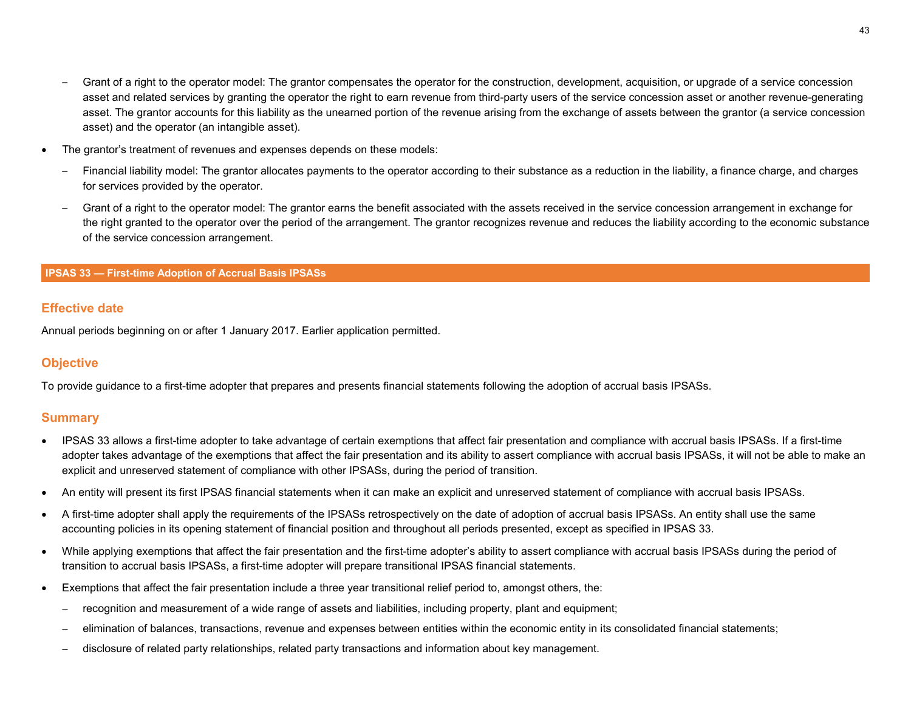- Grant of a right to the operator model: The grantor compensates the operator for the construction, development, acquisition, or upgrade of a service concession asset and related services by granting the operator the right to earn revenue from third-party users of the service concession asset or another revenue-generating asset. The grantor accounts for this liability as the unearned portion of the revenue arising from the exchange of assets between the grantor (a service concession asset) and the operator (an intangible asset).

- The grantor's treatment of revenues and expenses depends on these models:
  - Financial liability model: The grantor allocates payments to the operator according to their substance as a reduction in the liability, a finance charge, and charges for services provided by the operator.
  - Grant of a right to the operator model: The grantor earns the benefit associated with the assets received in the service concession arrangement in exchange for the right granted to the operator over the period of the arrangement. The grantor recognizes revenue and reduces the liability according to the economic substance of the service concession arrangement.

## IPSAS 33 — First-time Adoption of Accrual Basis IPSASs

### Effective date

Annual periods beginning on or after 1 January 2017. Earlier application permitted.

### Objective

To provide guidance to a first-time adopter that prepares and presents financial statements following the adoption of accrual basis IPSASs.

### Summary

- IPSAS 33 allows a first-time adopter to take advantage of certain exemptions that affect fair presentation and compliance with accrual basis IPSASs. If a first-time adopter takes advantage of the exemptions that affect the fair presentation and its ability to assert compliance with accrual basis IPSASs, it will not be able to make an explicit and unreserved statement of compliance with other IPSASs, during the period of transition.
- An entity will present its first IPSAS financial statements when it can make an explicit and unreserved statement of compliance with accrual basis IPSASs.
- A first-time adopter shall apply the requirements of the IPSASs retrospectively on the date of adoption of accrual basis IPSASs. An entity shall use the same accounting policies in its opening statement of financial position and throughout all periods presented, except as specified in IPSAS 33.
- While applying exemptions that affect the fair presentation and the first-time adopter's ability to assert compliance with accrual basis IPSASs during the period of transition to accrual basis IPSASs, a first-time adopter will prepare transitional IPSAS financial statements.
- Exemptions that affect the fair presentation include a three year transitional relief period to, amongst others, the:
  - recognition and measurement of a wide range of assets and liabilities, including property, plant and equipment;
  - elimination of balances, transactions, revenue and expenses between entities within the economic entity in its consolidated financial statements;
  - disclosure of related party relationships, related party transactions and information about key management.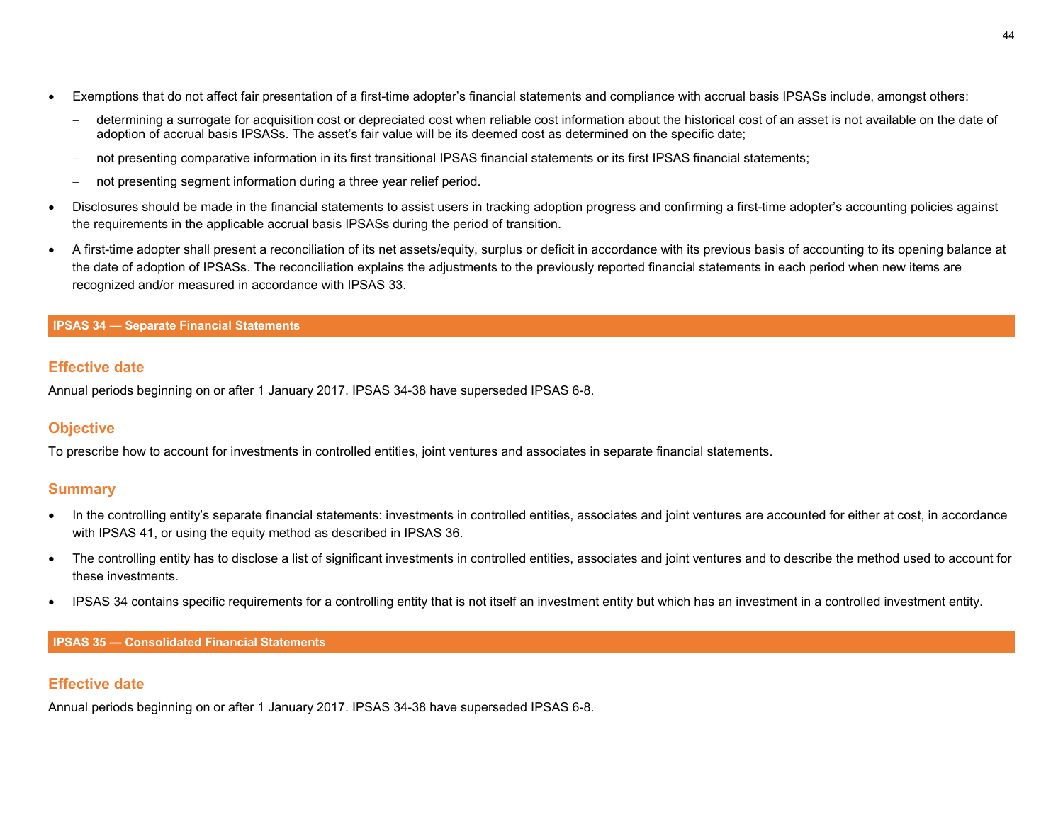- Exemptions that do not affect fair presentation of a first-time adopter's financial statements and compliance with accrual basis IPSASs include, amongst others:
  - determining a surrogate for acquisition cost or depreciated cost when reliable cost information about the historical cost of an asset is not available on the date of adoption of accrual basis IPSASs. The asset's fair value will be its deemed cost as determined on the specific date;
  - not presenting comparative information in its first transitional IPSAS financial statements or its first IPSAS financial statements;
  - not presenting segment information during a three year relief period.
- Disclosures should be made in the financial statements to assist users in tracking adoption progress and confirming a first-time adopter's accounting policies against the requirements in the applicable accrual basis IPSASs during the period of transition.
- A first-time adopter shall present a reconciliation of its net assets/equity, surplus or deficit in accordance with its previous basis of accounting to its opening balance at the date of adoption of IPSASs. The reconciliation explains the adjustments to the previously reported financial statements in each period when new items are recognized and/or measured in accordance with IPSAS 33.

## IPSAS 34 — Separate Financial Statements

### Effective date

Annual periods beginning on or after 1 January 2017. IPSAS 34-38 have superseded IPSAS 6-8.

### Objective

To prescribe how to account for investments in controlled entities, joint ventures and associates in separate financial statements.

### Summary

- In the controlling entity's separate financial statements: investments in controlled entities, associates and joint ventures are accounted for either at cost, in accordance with IPSAS 41, or using the equity method as described in IPSAS 36.
- The controlling entity has to disclose a list of significant investments in controlled entities, associates and joint ventures and to describe the method used to account for these investments.
- IPSAS 34 contains specific requirements for a controlling entity that is not itself an investment entity but which has an investment in a controlled investment entity.

## IPSAS 35 — Consolidated Financial Statements

### Effective date

Annual periods beginning on or after 1 January 2017. IPSAS 34-38 have superseded IPSAS 6-8.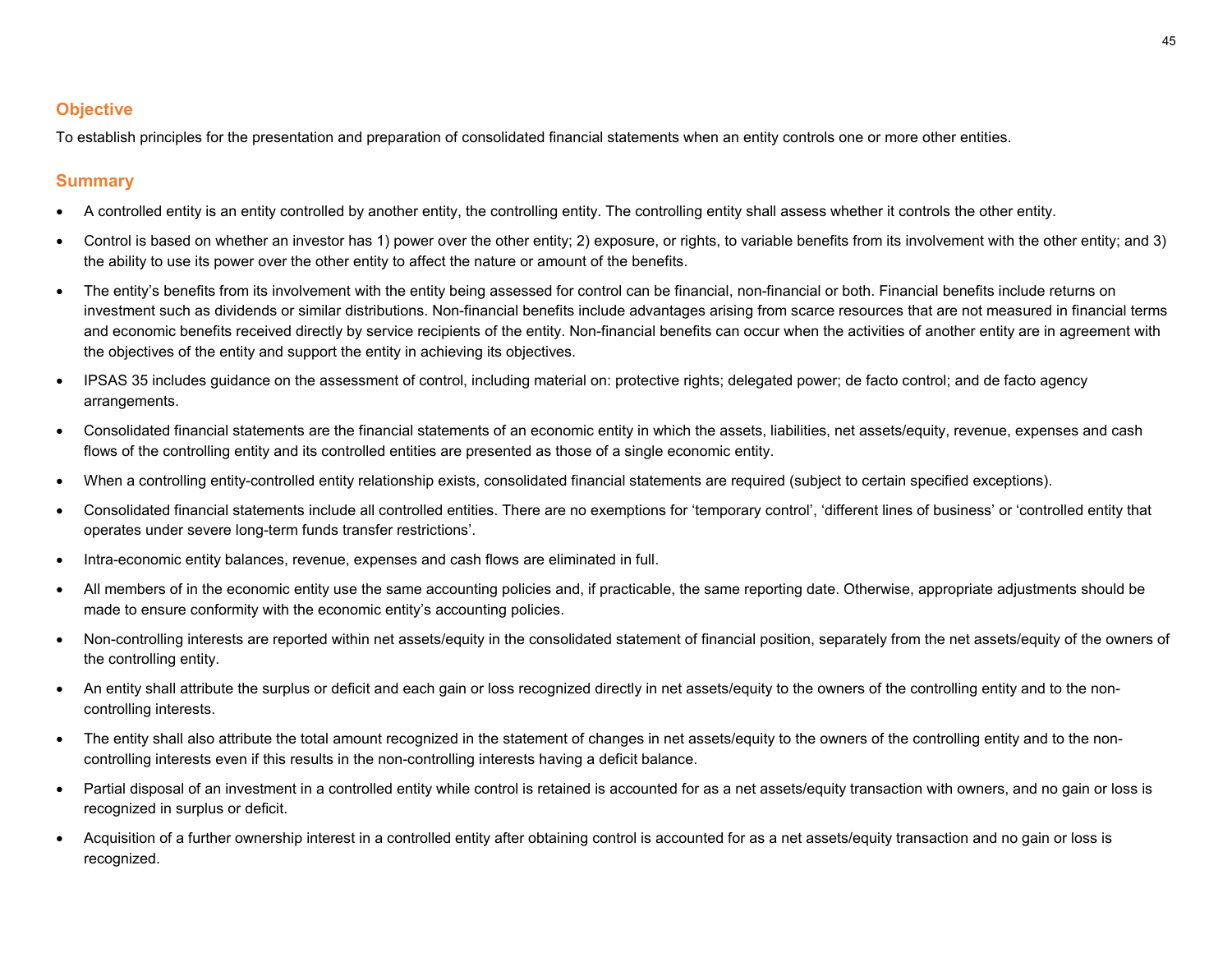## Objective

To establish principles for the presentation and preparation of consolidated financial statements when an entity controls one or more other entities.

## Summary

- A controlled entity is an entity controlled by another entity, the controlling entity. The controlling entity shall assess whether it controls the other entity.
- Control is based on whether an investor has 1) power over the other entity; 2) exposure, or rights, to variable benefits from its involvement with the other entity; and 3) the ability to use its power over the other entity to affect the nature or amount of the benefits.
- The entity's benefits from its involvement with the entity being assessed for control can be financial, non-financial or both. Financial benefits include returns on investment such as dividends or similar distributions. Non-financial benefits include advantages arising from scarce resources that are not measured in financial terms and economic benefits received directly by service recipients of the entity. Non-financial benefits can occur when the activities of another entity are in agreement with the objectives of the entity and support the entity in achieving its objectives.
- IPSAS 35 includes guidance on the assessment of control, including material on: protective rights; delegated power; de facto control; and de facto agency arrangements.
- Consolidated financial statements are the financial statements of an economic entity in which the assets, liabilities, net assets/equity, revenue, expenses and cash flows of the controlling entity and its controlled entities are presented as those of a single economic entity.
- When a controlling entity-controlled entity relationship exists, consolidated financial statements are required (subject to certain specified exceptions).
- Consolidated financial statements include all controlled entities. There are no exemptions for 'temporary control', 'different lines of business' or 'controlled entity that operates under severe long-term funds transfer restrictions'.
- Intra-economic entity balances, revenue, expenses and cash flows are eliminated in full.
- All members of in the economic entity use the same accounting policies and, if practicable, the same reporting date. Otherwise, appropriate adjustments should be made to ensure conformity with the economic entity's accounting policies.
- Non-controlling interests are reported within net assets/equity in the consolidated statement of financial position, separately from the net assets/equity of the owners of the controlling entity.
- An entity shall attribute the surplus or deficit and each gain or loss recognized directly in net assets/equity to the owners of the controlling entity and to the non-controlling interests.
- The entity shall also attribute the total amount recognized in the statement of changes in net assets/equity to the owners of the controlling entity and to the non-controlling interests even if this results in the non-controlling interests having a deficit balance.
- Partial disposal of an investment in a controlled entity while control is retained is accounted for as a net assets/equity transaction with owners, and no gain or loss is recognized in surplus or deficit.
- Acquisition of a further ownership interest in a controlled entity after obtaining control is accounted for as a net assets/equity transaction and no gain or loss is recognized.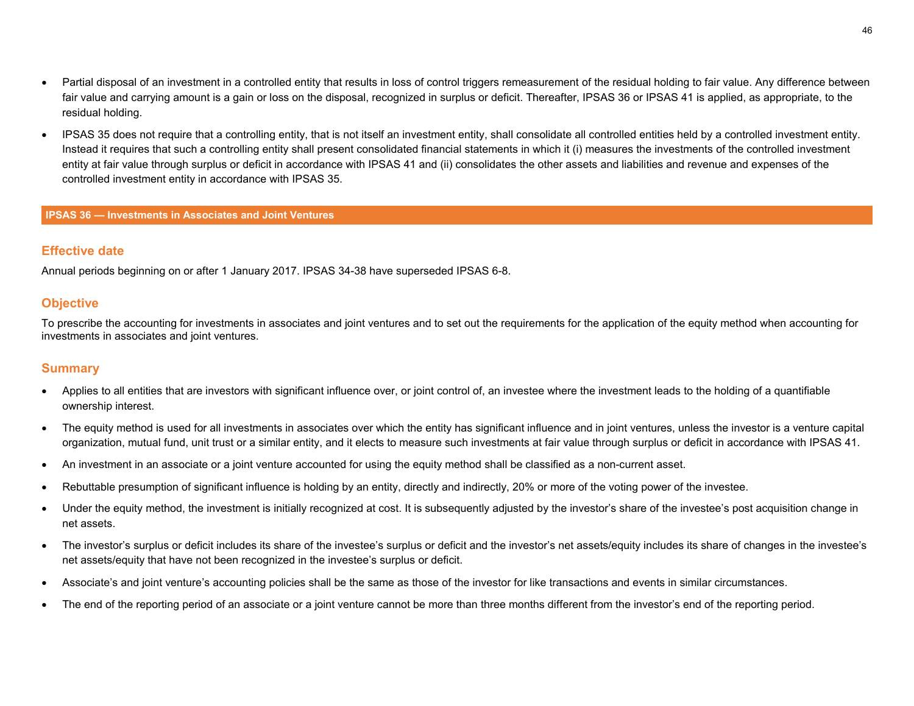- Partial disposal of an investment in a controlled entity that results in loss of control triggers remeasurement of the residual holding to fair value. Any difference between fair value and carrying amount is a gain or loss on the disposal, recognized in surplus or deficit. Thereafter, IPSAS 36 or IPSAS 41 is applied, as appropriate, to the residual holding.
- IPSAS 35 does not require that a controlling entity, that is not itself an investment entity, shall consolidate all controlled entities held by a controlled investment entity. Instead it requires that such a controlling entity shall present consolidated financial statements in which it (i) measures the investments of the controlled investment entity at fair value through surplus or deficit in accordance with IPSAS 41 and (ii) consolidates the other assets and liabilities and revenue and expenses of the controlled investment entity in accordance with IPSAS 35.

## IPSAS 36 — Investments in Associates and Joint Ventures

### Effective date

Annual periods beginning on or after 1 January 2017. IPSAS 34-38 have superseded IPSAS 6-8.

### Objective

To prescribe the accounting for investments in associates and joint ventures and to set out the requirements for the application of the equity method when accounting for investments in associates and joint ventures.

### Summary

- Applies to all entities that are investors with significant influence over, or joint control of, an investee where the investment leads to the holding of a quantifiable ownership interest.
- The equity method is used for all investments in associates over which the entity has significant influence and in joint ventures, unless the investor is a venture capital organization, mutual fund, unit trust or a similar entity, and it elects to measure such investments at fair value through surplus or deficit in accordance with IPSAS 41.
- An investment in an associate or a joint venture accounted for using the equity method shall be classified as a non-current asset.
- Rebuttable presumption of significant influence is holding by an entity, directly and indirectly, 20% or more of the voting power of the investee.
- Under the equity method, the investment is initially recognized at cost. It is subsequently adjusted by the investor's share of the investee's post acquisition change in net assets.
- The investor's surplus or deficit includes its share of the investee's surplus or deficit and the investor's net assets/equity includes its share of changes in the investee's net assets/equity that have not been recognized in the investee's surplus or deficit.
- Associate's and joint venture's accounting policies shall be the same as those of the investor for like transactions and events in similar circumstances.
- The end of the reporting period of an associate or a joint venture cannot be more than three months different from the investor's end of the reporting period.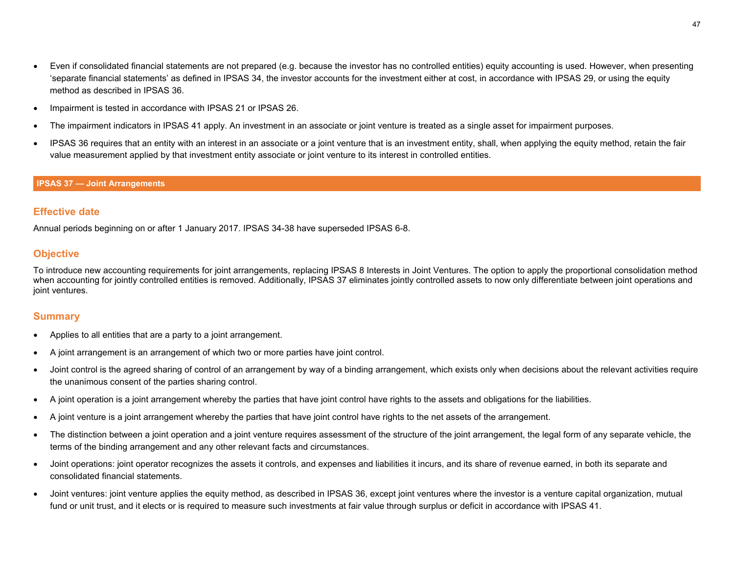- Even if consolidated financial statements are not prepared (e.g. because the investor has no controlled entities) equity accounting is used. However, when presenting 'separate financial statements' as defined in IPSAS 34, the investor accounts for the investment either at cost, in accordance with IPSAS 29, or using the equity method as described in IPSAS 36.
- Impairment is tested in accordance with IPSAS 21 or IPSAS 26.
- The impairment indicators in IPSAS 41 apply. An investment in an associate or joint venture is treated as a single asset for impairment purposes.
- IPSAS 36 requires that an entity with an interest in an associate or a joint venture that is an investment entity, shall, when applying the equity method, retain the fair value measurement applied by that investment entity associate or joint venture to its interest in controlled entities.

## IPSAS 37 — Joint Arrangements

### Effective date

Annual periods beginning on or after 1 January 2017. IPSAS 34-38 have superseded IPSAS 6-8.

### Objective

To introduce new accounting requirements for joint arrangements, replacing IPSAS 8 Interests in Joint Ventures. The option to apply the proportional consolidation method when accounting for jointly controlled entities is removed. Additionally, IPSAS 37 eliminates jointly controlled assets to now only differentiate between joint operations and joint ventures.

### Summary

- Applies to all entities that are a party to a joint arrangement.
- A joint arrangement is an arrangement of which two or more parties have joint control.
- Joint control is the agreed sharing of control of an arrangement by way of a binding arrangement, which exists only when decisions about the relevant activities require the unanimous consent of the parties sharing control.
- A joint operation is a joint arrangement whereby the parties that have joint control have rights to the assets and obligations for the liabilities.
- A joint venture is a joint arrangement whereby the parties that have joint control have rights to the net assets of the arrangement.
- The distinction between a joint operation and a joint venture requires assessment of the structure of the joint arrangement, the legal form of any separate vehicle, the terms of the binding arrangement and any other relevant facts and circumstances.
- Joint operations: joint operator recognizes the assets it controls, and expenses and liabilities it incurs, and its share of revenue earned, in both its separate and consolidated financial statements.
- Joint ventures: joint venture applies the equity method, as described in IPSAS 36, except joint ventures where the investor is a venture capital organization, mutual fund or unit trust, and it elects or is required to measure such investments at fair value through surplus or deficit in accordance with IPSAS 41.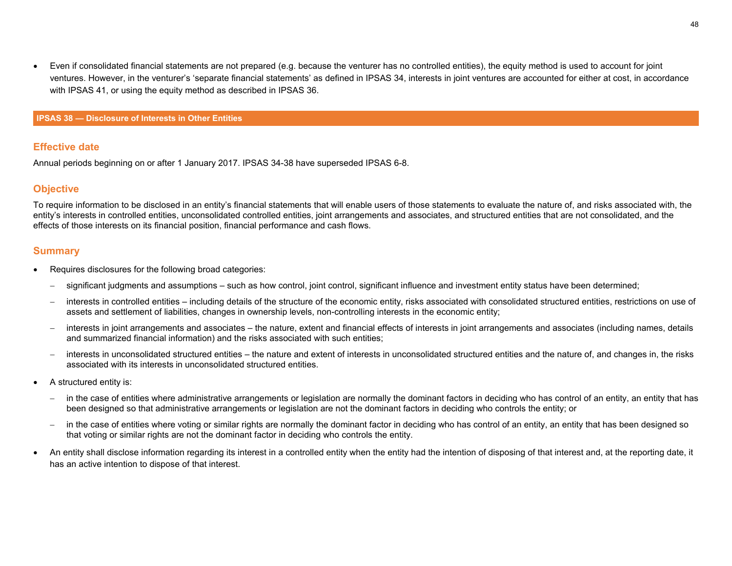- Even if consolidated financial statements are not prepared (e.g. because the venturer has no controlled entities), the equity method is used to account for joint ventures. However, in the venturer's 'separate financial statements' as defined in IPSAS 34, interests in joint ventures are accounted for either at cost, in accordance with IPSAS 41, or using the equity method as described in IPSAS 36.

# IPSAS 38 — Disclosure of Interests in Other Entities

## Effective date

Annual periods beginning on or after 1 January 2017. IPSAS 34-38 have superseded IPSAS 6-8.

## Objective

To require information to be disclosed in an entity's financial statements that will enable users of those statements to evaluate the nature of, and risks associated with, the entity's interests in controlled entities, unconsolidated controlled entities, joint arrangements and associates, and structured entities that are not consolidated, and the effects of those interests on its financial position, financial performance and cash flows.

## Summary

- Requires disclosures for the following broad categories:
  - significant judgments and assumptions – such as how control, joint control, significant influence and investment entity status have been determined;
  - interests in controlled entities – including details of the structure of the economic entity, risks associated with consolidated structured entities, restrictions on use of assets and settlement of liabilities, changes in ownership levels, non-controlling interests in the economic entity;
  - interests in joint arrangements and associates – the nature, extent and financial effects of interests in joint arrangements and associates (including names, details and summarized financial information) and the risks associated with such entities;
  - interests in unconsolidated structured entities – the nature and extent of interests in unconsolidated structured entities and the nature of, and changes in, the risks associated with its interests in unconsolidated structured entities.
- A structured entity is:
  - in the case of entities where administrative arrangements or legislation are normally the dominant factors in deciding who has control of an entity, an entity that has been designed so that administrative arrangements or legislation are not the dominant factors in deciding who controls the entity; or
  - in the case of entities where voting or similar rights are normally the dominant factor in deciding who has control of an entity, an entity that has been designed so that voting or similar rights are not the dominant factor in deciding who controls the entity.
- An entity shall disclose information regarding its interest in a controlled entity when the entity had the intention of disposing of that interest and, at the reporting date, it has an active intention to dispose of that interest.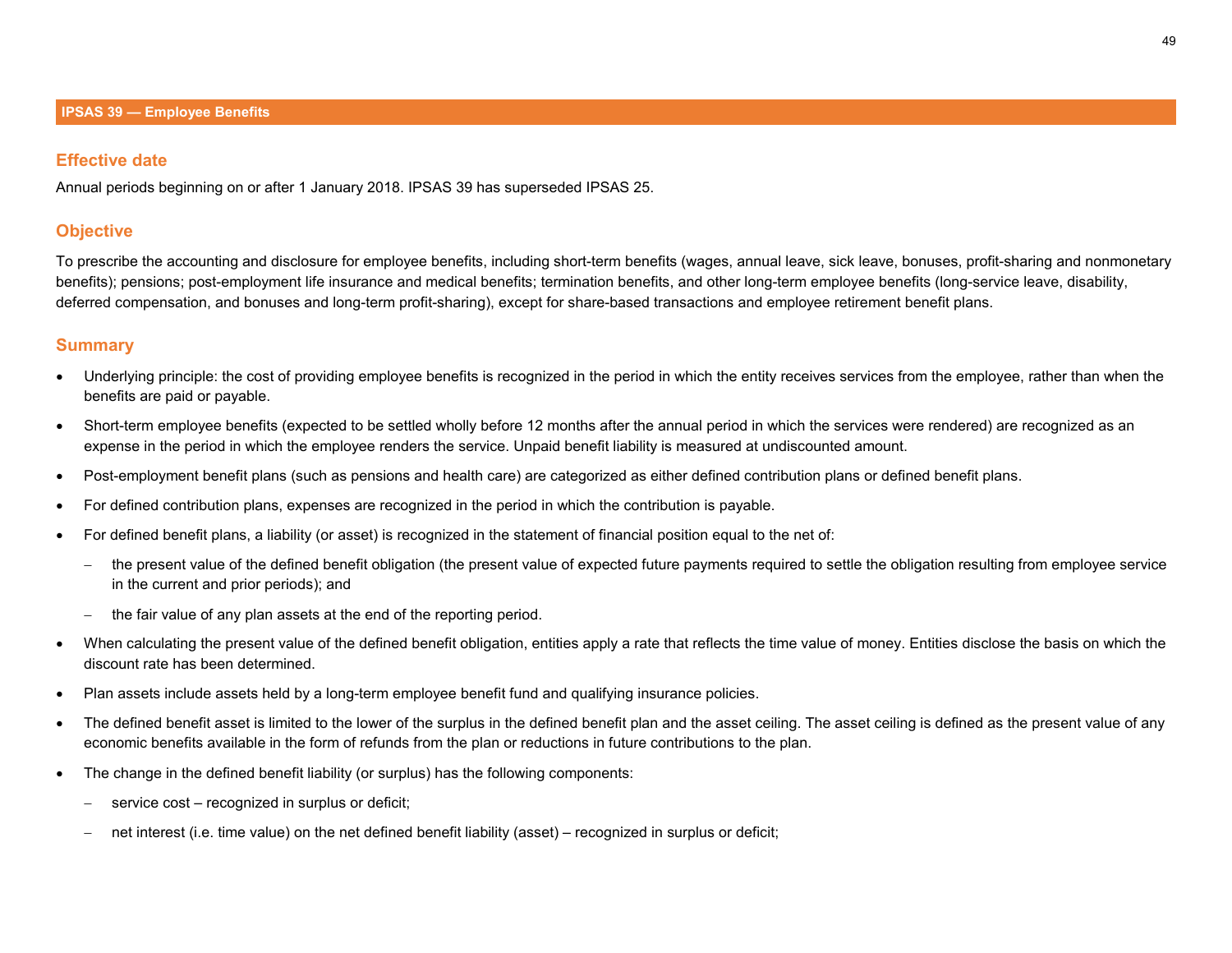## IPSAS 39 — Employee Benefits

### Effective date

Annual periods beginning on or after 1 January 2018. IPSAS 39 has superseded IPSAS 25.

### Objective

To prescribe the accounting and disclosure for employee benefits, including short-term benefits (wages, annual leave, sick leave, bonuses, profit-sharing and nonmonetary benefits); pensions; post-employment life insurance and medical benefits; termination benefits, and other long-term employee benefits (long-service leave, disability, deferred compensation, and bonuses and long-term profit-sharing), except for share-based transactions and employee retirement benefit plans.

### Summary

- Underlying principle: the cost of providing employee benefits is recognized in the period in which the entity receives services from the employee, rather than when the benefits are paid or payable.
- Short-term employee benefits (expected to be settled wholly before 12 months after the annual period in which the services were rendered) are recognized as an expense in the period in which the employee renders the service. Unpaid benefit liability is measured at undiscounted amount.
- Post-employment benefit plans (such as pensions and health care) are categorized as either defined contribution plans or defined benefit plans.
- For defined contribution plans, expenses are recognized in the period in which the contribution is payable.
- For defined benefit plans, a liability (or asset) is recognized in the statement of financial position equal to the net of:
  - the present value of the defined benefit obligation (the present value of expected future payments required to settle the obligation resulting from employee service in the current and prior periods); and
  - the fair value of any plan assets at the end of the reporting period.
- When calculating the present value of the defined benefit obligation, entities apply a rate that reflects the time value of money. Entities disclose the basis on which the discount rate has been determined.
- Plan assets include assets held by a long-term employee benefit fund and qualifying insurance policies.
- The defined benefit asset is limited to the lower of the surplus in the defined benefit plan and the asset ceiling. The asset ceiling is defined as the present value of any economic benefits available in the form of refunds from the plan or reductions in future contributions to the plan.
- The change in the defined benefit liability (or surplus) has the following components:
  - service cost – recognized in surplus or deficit;
  - net interest (i.e. time value) on the net defined benefit liability (asset) – recognized in surplus or deficit;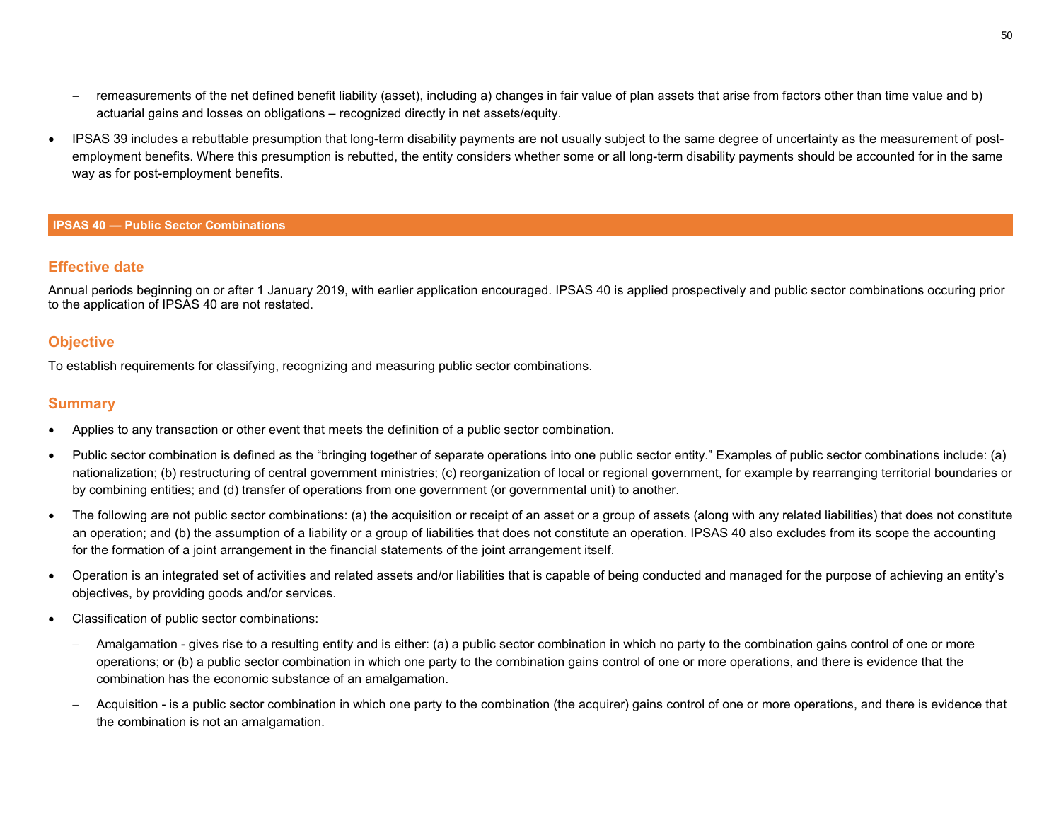- remeasurements of the net defined benefit liability (asset), including a) changes in fair value of plan assets that arise from factors other than time value and b) actuarial gains and losses on obligations – recognized directly in net assets/equity.

- IPSAS 39 includes a rebuttable presumption that long-term disability payments are not usually subject to the same degree of uncertainty as the measurement of post-employment benefits. Where this presumption is rebutted, the entity considers whether some or all long-term disability payments should be accounted for in the same way as for post-employment benefits.

## IPSAS 40 — Public Sector Combinations

### Effective date

Annual periods beginning on or after 1 January 2019, with earlier application encouraged. IPSAS 40 is applied prospectively and public sector combinations occuring prior to the application of IPSAS 40 are not restated.

### Objective

To establish requirements for classifying, recognizing and measuring public sector combinations.

### Summary

- Applies to any transaction or other event that meets the definition of a public sector combination.
- Public sector combination is defined as the "bringing together of separate operations into one public sector entity." Examples of public sector combinations include: (a) nationalization; (b) restructuring of central government ministries; (c) reorganization of local or regional government, for example by rearranging territorial boundaries or by combining entities; and (d) transfer of operations from one government (or governmental unit) to another.
- The following are not public sector combinations: (a) the acquisition or receipt of an asset or a group of assets (along with any related liabilities) that does not constitute an operation; and (b) the assumption of a liability or a group of liabilities that does not constitute an operation. IPSAS 40 also excludes from its scope the accounting for the formation of a joint arrangement in the financial statements of the joint arrangement itself.
- Operation is an integrated set of activities and related assets and/or liabilities that is capable of being conducted and managed for the purpose of achieving an entity's objectives, by providing goods and/or services.
- Classification of public sector combinations:
  - Amalgamation - gives rise to a resulting entity and is either: (a) a public sector combination in which no party to the combination gains control of one or more operations; or (b) a public sector combination in which one party to the combination gains control of one or more operations, and there is evidence that the combination has the economic substance of an amalgamation.
  - Acquisition - is a public sector combination in which one party to the combination (the acquirer) gains control of one or more operations, and there is evidence that the combination is not an amalgamation.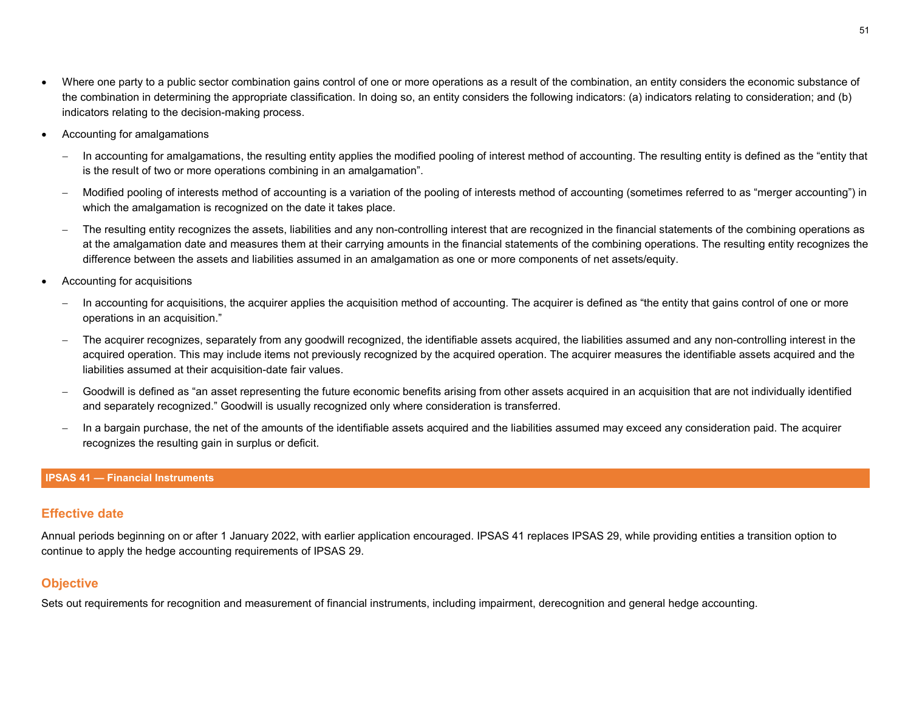- Where one party to a public sector combination gains control of one or more operations as a result of the combination, an entity considers the economic substance of the combination in determining the appropriate classification. In doing so, an entity considers the following indicators: (a) indicators relating to consideration; and (b) indicators relating to the decision-making process.
- Accounting for amalgamations
  - In accounting for amalgamations, the resulting entity applies the modified pooling of interest method of accounting. The resulting entity is defined as the "entity that is the result of two or more operations combining in an amalgamation".
  - Modified pooling of interests method of accounting is a variation of the pooling of interests method of accounting (sometimes referred to as "merger accounting") in which the amalgamation is recognized on the date it takes place.
  - The resulting entity recognizes the assets, liabilities and any non-controlling interest that are recognized in the financial statements of the combining operations as at the amalgamation date and measures them at their carrying amounts in the financial statements of the combining operations. The resulting entity recognizes the difference between the assets and liabilities assumed in an amalgamation as one or more components of net assets/equity.
- Accounting for acquisitions
  - In accounting for acquisitions, the acquirer applies the acquisition method of accounting. The acquirer is defined as "the entity that gains control of one or more operations in an acquisition."
  - The acquirer recognizes, separately from any goodwill recognized, the identifiable assets acquired, the liabilities assumed and any non-controlling interest in the acquired operation. This may include items not previously recognized by the acquired operation. The acquirer measures the identifiable assets acquired and the liabilities assumed at their acquisition-date fair values.
  - Goodwill is defined as "an asset representing the future economic benefits arising from other assets acquired in an acquisition that are not individually identified and separately recognized." Goodwill is usually recognized only where consideration is transferred.
  - In a bargain purchase, the net of the amounts of the identifiable assets acquired and the liabilities assumed may exceed any consideration paid. The acquirer recognizes the resulting gain in surplus or deficit.

## IPSAS 41 — Financial Instruments

### Effective date

Annual periods beginning on or after 1 January 2022, with earlier application encouraged. IPSAS 41 replaces IPSAS 29, while providing entities a transition option to continue to apply the hedge accounting requirements of IPSAS 29.

### Objective

Sets out requirements for recognition and measurement of financial instruments, including impairment, derecognition and general hedge accounting.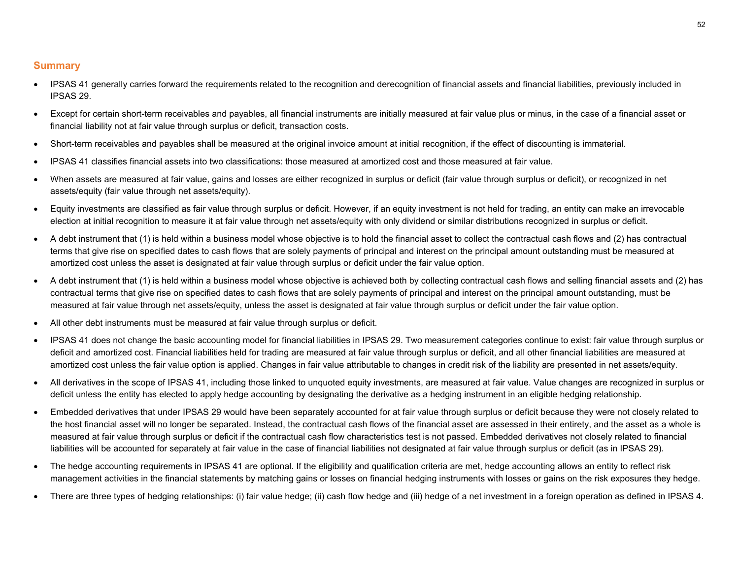## Summary

- IPSAS 41 generally carries forward the requirements related to the recognition and derecognition of financial assets and financial liabilities, previously included in IPSAS 29.
- Except for certain short-term receivables and payables, all financial instruments are initially measured at fair value plus or minus, in the case of a financial asset or financial liability not at fair value through surplus or deficit, transaction costs.
- Short-term receivables and payables shall be measured at the original invoice amount at initial recognition, if the effect of discounting is immaterial.
- IPSAS 41 classifies financial assets into two classifications: those measured at amortized cost and those measured at fair value.
- When assets are measured at fair value, gains and losses are either recognized in surplus or deficit (fair value through surplus or deficit), or recognized in net assets/equity (fair value through net assets/equity).
- Equity investments are classified as fair value through surplus or deficit. However, if an equity investment is not held for trading, an entity can make an irrevocable election at initial recognition to measure it at fair value through net assets/equity with only dividend or similar distributions recognized in surplus or deficit.
- A debt instrument that (1) is held within a business model whose objective is to hold the financial asset to collect the contractual cash flows and (2) has contractual terms that give rise on specified dates to cash flows that are solely payments of principal and interest on the principal amount outstanding must be measured at amortized cost unless the asset is designated at fair value through surplus or deficit under the fair value option.
- A debt instrument that (1) is held within a business model whose objective is achieved both by collecting contractual cash flows and selling financial assets and (2) has contractual terms that give rise on specified dates to cash flows that are solely payments of principal and interest on the principal amount outstanding, must be measured at fair value through net assets/equity, unless the asset is designated at fair value through surplus or deficit under the fair value option.
- All other debt instruments must be measured at fair value through surplus or deficit.
- IPSAS 41 does not change the basic accounting model for financial liabilities in IPSAS 29. Two measurement categories continue to exist: fair value through surplus or deficit and amortized cost. Financial liabilities held for trading are measured at fair value through surplus or deficit, and all other financial liabilities are measured at amortized cost unless the fair value option is applied. Changes in fair value attributable to changes in credit risk of the liability are presented in net assets/equity.
- All derivatives in the scope of IPSAS 41, including those linked to unquoted equity investments, are measured at fair value. Value changes are recognized in surplus or deficit unless the entity has elected to apply hedge accounting by designating the derivative as a hedging instrument in an eligible hedging relationship.
- Embedded derivatives that under IPSAS 29 would have been separately accounted for at fair value through surplus or deficit because they were not closely related to the host financial asset will no longer be separated. Instead, the contractual cash flows of the financial asset are assessed in their entirety, and the asset as a whole is measured at fair value through surplus or deficit if the contractual cash flow characteristics test is not passed. Embedded derivatives not closely related to financial liabilities will be accounted for separately at fair value in the case of financial liabilities not designated at fair value through surplus or deficit (as in IPSAS 29).
- The hedge accounting requirements in IPSAS 41 are optional. If the eligibility and qualification criteria are met, hedge accounting allows an entity to reflect risk management activities in the financial statements by matching gains or losses on financial hedging instruments with losses or gains on the risk exposures they hedge.
- There are three types of hedging relationships: (i) fair value hedge; (ii) cash flow hedge and (iii) hedge of a net investment in a foreign operation as defined in IPSAS 4.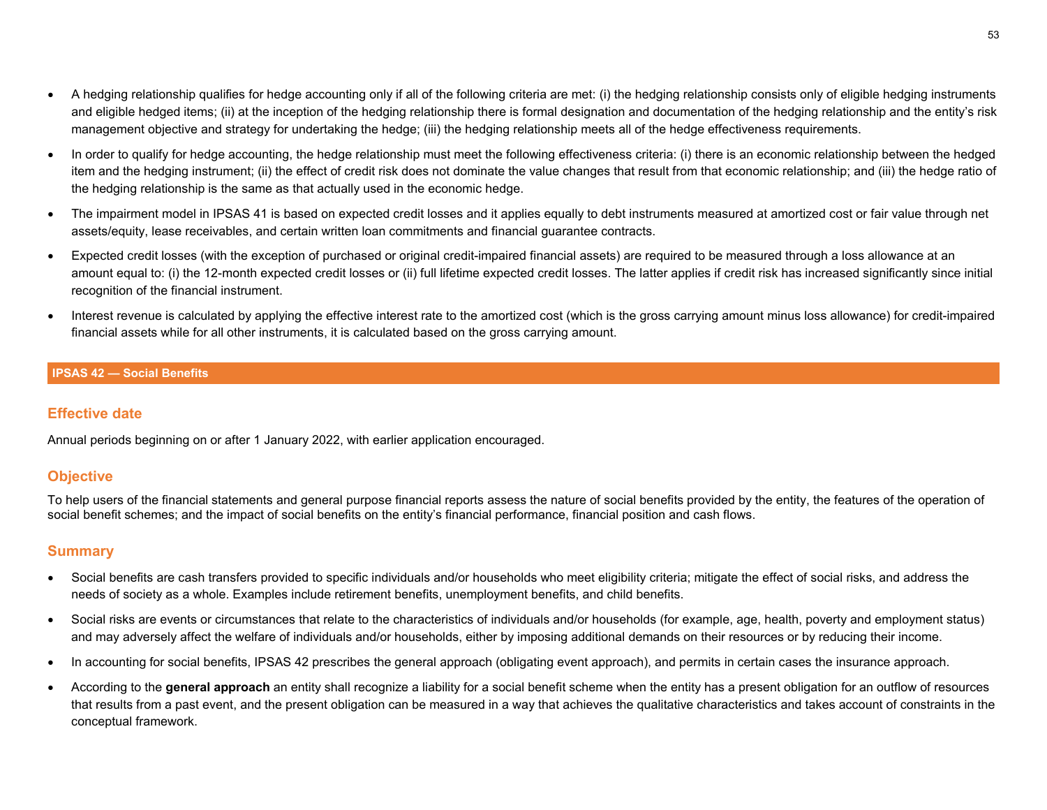- A hedging relationship qualifies for hedge accounting only if all of the following criteria are met: (i) the hedging relationship consists only of eligible hedging instruments and eligible hedged items; (ii) at the inception of the hedging relationship there is formal designation and documentation of the hedging relationship and the entity's risk management objective and strategy for undertaking the hedge; (iii) the hedging relationship meets all of the hedge effectiveness requirements.
- In order to qualify for hedge accounting, the hedge relationship must meet the following effectiveness criteria: (i) there is an economic relationship between the hedged item and the hedging instrument; (ii) the effect of credit risk does not dominate the value changes that result from that economic relationship; and (iii) the hedge ratio of the hedging relationship is the same as that actually used in the economic hedge.
- The impairment model in IPSAS 41 is based on expected credit losses and it applies equally to debt instruments measured at amortized cost or fair value through net assets/equity, lease receivables, and certain written loan commitments and financial guarantee contracts.
- Expected credit losses (with the exception of purchased or original credit-impaired financial assets) are required to be measured through a loss allowance at an amount equal to: (i) the 12-month expected credit losses or (ii) full lifetime expected credit losses. The latter applies if credit risk has increased significantly since initial recognition of the financial instrument.
- Interest revenue is calculated by applying the effective interest rate to the amortized cost (which is the gross carrying amount minus loss allowance) for credit-impaired financial assets while for all other instruments, it is calculated based on the gross carrying amount.

## IPSAS 42 — Social Benefits

### Effective date

Annual periods beginning on or after 1 January 2022, with earlier application encouraged.

### Objective

To help users of the financial statements and general purpose financial reports assess the nature of social benefits provided by the entity, the features of the operation of social benefit schemes; and the impact of social benefits on the entity's financial performance, financial position and cash flows.

### Summary

- Social benefits are cash transfers provided to specific individuals and/or households who meet eligibility criteria; mitigate the effect of social risks, and address the needs of society as a whole. Examples include retirement benefits, unemployment benefits, and child benefits.
- Social risks are events or circumstances that relate to the characteristics of individuals and/or households (for example, age, health, poverty and employment status) and may adversely affect the welfare of individuals and/or households, either by imposing additional demands on their resources or by reducing their income.
- In accounting for social benefits, IPSAS 42 prescribes the general approach (obligating event approach), and permits in certain cases the insurance approach.
- According to the **general approach** an entity shall recognize a liability for a social benefit scheme when the entity has a present obligation for an outflow of resources that results from a past event, and the present obligation can be measured in a way that achieves the qualitative characteristics and takes account of constraints in the conceptual framework.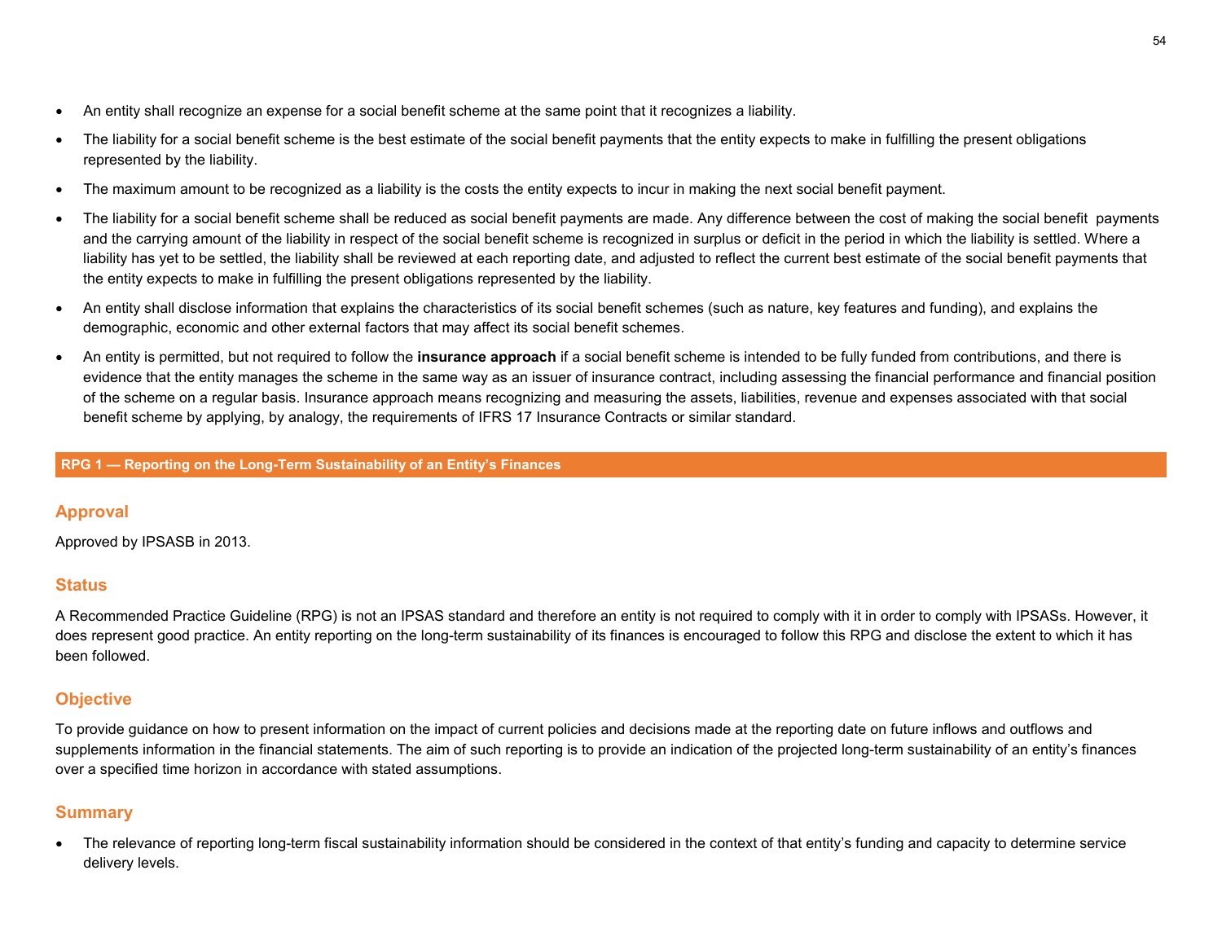- An entity shall recognize an expense for a social benefit scheme at the same point that it recognizes a liability.
- The liability for a social benefit scheme is the best estimate of the social benefit payments that the entity expects to make in fulfilling the present obligations represented by the liability.
- The maximum amount to be recognized as a liability is the costs the entity expects to incur in making the next social benefit payment.
- The liability for a social benefit scheme shall be reduced as social benefit payments are made. Any difference between the cost of making the social benefit payments and the carrying amount of the liability in respect of the social benefit scheme is recognized in surplus or deficit in the period in which the liability is settled. Where a liability has yet to be settled, the liability shall be reviewed at each reporting date, and adjusted to reflect the current best estimate of the social benefit payments that the entity expects to make in fulfilling the present obligations represented by the liability.
- An entity shall disclose information that explains the characteristics of its social benefit schemes (such as nature, key features and funding), and explains the demographic, economic and other external factors that may affect its social benefit schemes.
- An entity is permitted, but not required to follow the **insurance approach** if a social benefit scheme is intended to be fully funded from contributions, and there is evidence that the entity manages the scheme in the same way as an issuer of insurance contract, including assessing the financial performance and financial position of the scheme on a regular basis. Insurance approach means recognizing and measuring the assets, liabilities, revenue and expenses associated with that social benefit scheme by applying, by analogy, the requirements of IFRS 17 Insurance Contracts or similar standard.

## RPG 1 — Reporting on the Long-Term Sustainability of an Entity's Finances

### Approval

Approved by IPSASB in 2013.

### Status

A Recommended Practice Guideline (RPG) is not an IPSAS standard and therefore an entity is not required to comply with it in order to comply with IPSASs. However, it does represent good practice. An entity reporting on the long-term sustainability of its finances is encouraged to follow this RPG and disclose the extent to which it has been followed.

### Objective

To provide guidance on how to present information on the impact of current policies and decisions made at the reporting date on future inflows and outflows and supplements information in the financial statements. The aim of such reporting is to provide an indication of the projected long-term sustainability of an entity's finances over a specified time horizon in accordance with stated assumptions.

### Summary

- The relevance of reporting long-term fiscal sustainability information should be considered in the context of that entity's funding and capacity to determine service delivery levels.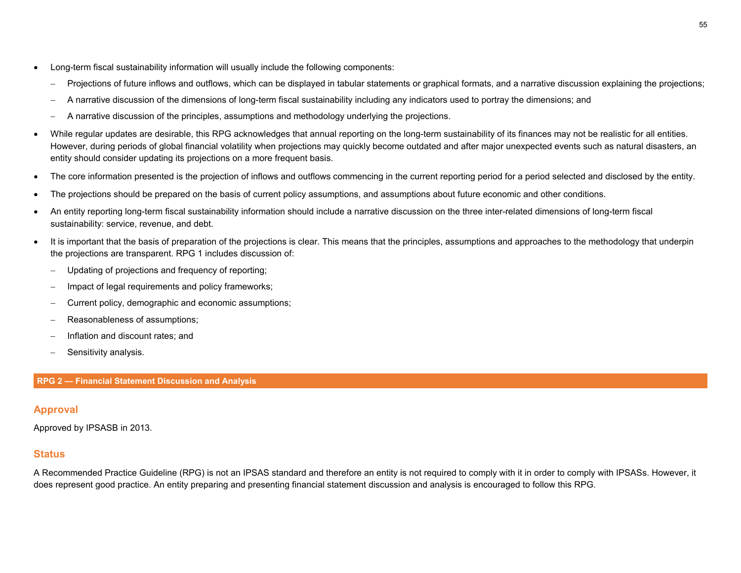- Long-term fiscal sustainability information will usually include the following components:
  - Projections of future inflows and outflows, which can be displayed in tabular statements or graphical formats, and a narrative discussion explaining the projections;
  - A narrative discussion of the dimensions of long-term fiscal sustainability including any indicators used to portray the dimensions; and
  - A narrative discussion of the principles, assumptions and methodology underlying the projections.
- While regular updates are desirable, this RPG acknowledges that annual reporting on the long-term sustainability of its finances may not be realistic for all entities. However, during periods of global financial volatility when projections may quickly become outdated and after major unexpected events such as natural disasters, an entity should consider updating its projections on a more frequent basis.
- The core information presented is the projection of inflows and outflows commencing in the current reporting period for a period selected and disclosed by the entity.
- The projections should be prepared on the basis of current policy assumptions, and assumptions about future economic and other conditions.
- An entity reporting long-term fiscal sustainability information should include a narrative discussion on the three inter-related dimensions of long-term fiscal sustainability: service, revenue, and debt.
- It is important that the basis of preparation of the projections is clear. This means that the principles, assumptions and approaches to the methodology that underpin the projections are transparent. RPG 1 includes discussion of:
  - Updating of projections and frequency of reporting;
  - Impact of legal requirements and policy frameworks;
  - Current policy, demographic and economic assumptions;
  - Reasonableness of assumptions;
  - Inflation and discount rates; and
  - Sensitivity analysis.

## RPG 2 — Financial Statement Discussion and Analysis

### Approval

Approved by IPSASB in 2013.

### Status

A Recommended Practice Guideline (RPG) is not an IPSAS standard and therefore an entity is not required to comply with it in order to comply with IPSASs. However, it does represent good practice. An entity preparing and presenting financial statement discussion and analysis is encouraged to follow this RPG.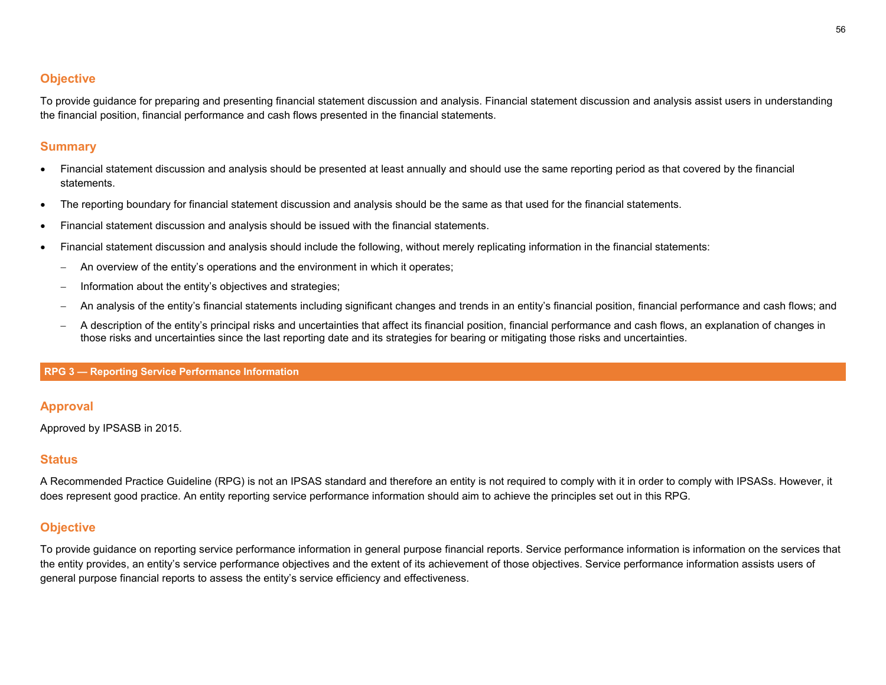## Objective

To provide guidance for preparing and presenting financial statement discussion and analysis. Financial statement discussion and analysis assist users in understanding the financial position, financial performance and cash flows presented in the financial statements.

## Summary

- Financial statement discussion and analysis should be presented at least annually and should use the same reporting period as that covered by the financial statements.
- The reporting boundary for financial statement discussion and analysis should be the same as that used for the financial statements.
- Financial statement discussion and analysis should be issued with the financial statements.
- Financial statement discussion and analysis should include the following, without merely replicating information in the financial statements:
  - An overview of the entity's operations and the environment in which it operates;
  - Information about the entity's objectives and strategies;
  - An analysis of the entity's financial statements including significant changes and trends in an entity's financial position, financial performance and cash flows; and
  - A description of the entity's principal risks and uncertainties that affect its financial position, financial performance and cash flows, an explanation of changes in those risks and uncertainties since the last reporting date and its strategies for bearing or mitigating those risks and uncertainties.

# RPG 3 — Reporting Service Performance Information

## Approval

Approved by IPSASB in 2015.

## Status

A Recommended Practice Guideline (RPG) is not an IPSAS standard and therefore an entity is not required to comply with it in order to comply with IPSASs. However, it does represent good practice. An entity reporting service performance information should aim to achieve the principles set out in this RPG.

## Objective

To provide guidance on reporting service performance information in general purpose financial reports. Service performance information is information on the services that the entity provides, an entity's service performance objectives and the extent of its achievement of those objectives. Service performance information assists users of general purpose financial reports to assess the entity's service efficiency and effectiveness.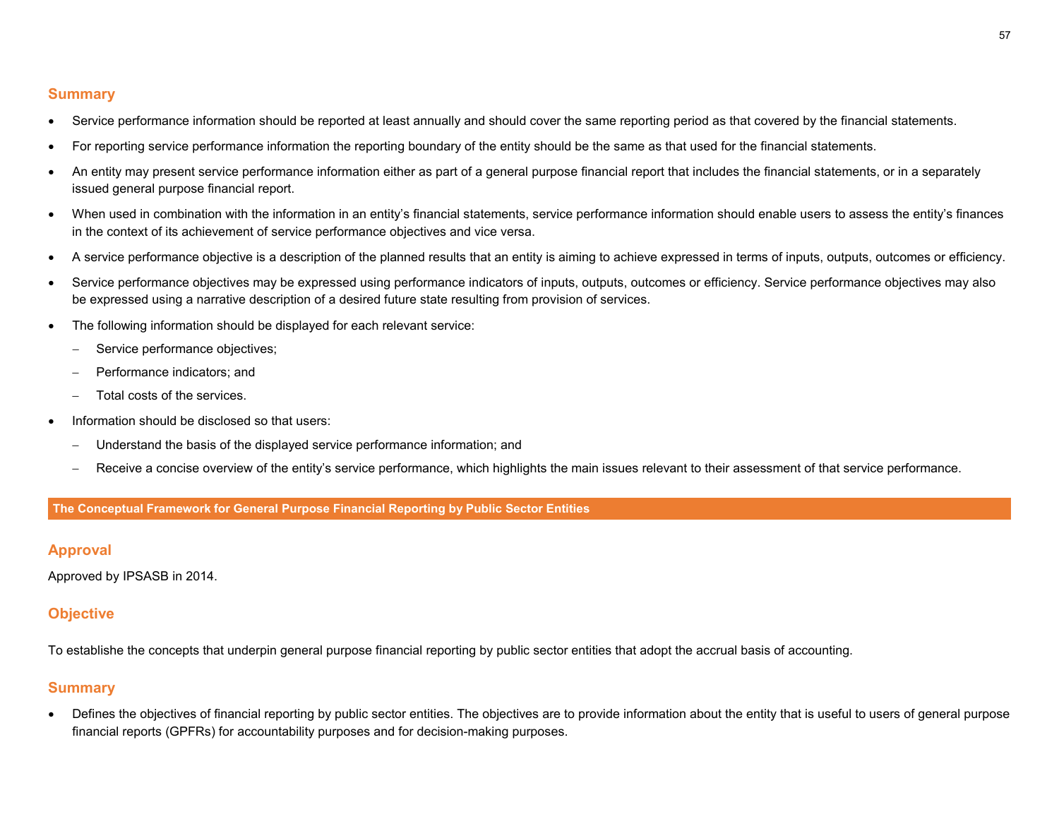## Summary

- Service performance information should be reported at least annually and should cover the same reporting period as that covered by the financial statements.
- For reporting service performance information the reporting boundary of the entity should be the same as that used for the financial statements.
- An entity may present service performance information either as part of a general purpose financial report that includes the financial statements, or in a separately issued general purpose financial report.
- When used in combination with the information in an entity's financial statements, service performance information should enable users to assess the entity's finances in the context of its achievement of service performance objectives and vice versa.
- A service performance objective is a description of the planned results that an entity is aiming to achieve expressed in terms of inputs, outputs, outcomes or efficiency.
- Service performance objectives may be expressed using performance indicators of inputs, outputs, outcomes or efficiency. Service performance objectives may also be expressed using a narrative description of a desired future state resulting from provision of services.
- The following information should be displayed for each relevant service:
  - Service performance objectives;
  - Performance indicators; and
  - Total costs of the services.
- Information should be disclosed so that users:
  - Understand the basis of the displayed service performance information; and
  - Receive a concise overview of the entity's service performance, which highlights the main issues relevant to their assessment of that service performance.

# The Conceptual Framework for General Purpose Financial Reporting by Public Sector Entities

## Approval

Approved by IPSASB in 2014.

## Objective

To establishe the concepts that underpin general purpose financial reporting by public sector entities that adopt the accrual basis of accounting.

## Summary

- Defines the objectives of financial reporting by public sector entities. The objectives are to provide information about the entity that is useful to users of general purpose financial reports (GPFRs) for accountability purposes and for decision-making purposes.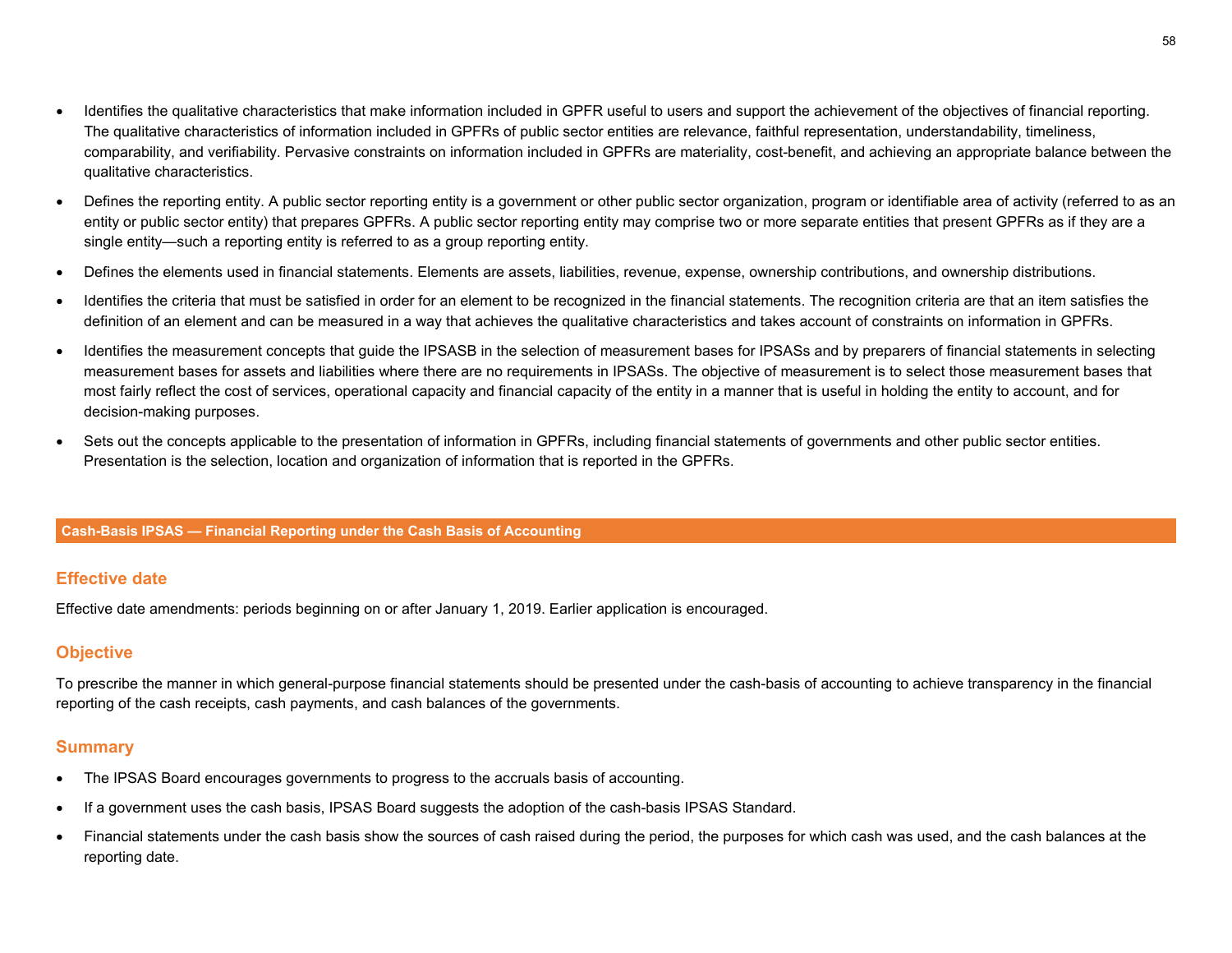- Identifies the qualitative characteristics that make information included in GPFR useful to users and support the achievement of the objectives of financial reporting. The qualitative characteristics of information included in GPFRs of public sector entities are relevance, faithful representation, understandability, timeliness, comparability, and verifiability. Pervasive constraints on information included in GPFRs are materiality, cost-benefit, and achieving an appropriate balance between the qualitative characteristics.
- Defines the reporting entity. A public sector reporting entity is a government or other public sector organization, program or identifiable area of activity (referred to as an entity or public sector entity) that prepares GPFRs. A public sector reporting entity may comprise two or more separate entities that present GPFRs as if they are a single entity—such a reporting entity is referred to as a group reporting entity.
- Defines the elements used in financial statements. Elements are assets, liabilities, revenue, expense, ownership contributions, and ownership distributions.
- Identifies the criteria that must be satisfied in order for an element to be recognized in the financial statements. The recognition criteria are that an item satisfies the definition of an element and can be measured in a way that achieves the qualitative characteristics and takes account of constraints on information in GPFRs.
- Identifies the measurement concepts that guide the IPSASB in the selection of measurement bases for IPSASs and by preparers of financial statements in selecting measurement bases for assets and liabilities where there are no requirements in IPSASs. The objective of measurement is to select those measurement bases that most fairly reflect the cost of services, operational capacity and financial capacity of the entity in a manner that is useful in holding the entity to account, and for decision-making purposes.
- Sets out the concepts applicable to the presentation of information in GPFRs, including financial statements of governments and other public sector entities. Presentation is the selection, location and organization of information that is reported in the GPFRs.

## Cash-Basis IPSAS — Financial Reporting under the Cash Basis of Accounting

### Effective date

Effective date amendments: periods beginning on or after January 1, 2019. Earlier application is encouraged.

### Objective

To prescribe the manner in which general-purpose financial statements should be presented under the cash-basis of accounting to achieve transparency in the financial reporting of the cash receipts, cash payments, and cash balances of the governments.

### Summary

- The IPSAS Board encourages governments to progress to the accruals basis of accounting.
- If a government uses the cash basis, IPSAS Board suggests the adoption of the cash-basis IPSAS Standard.
- Financial statements under the cash basis show the sources of cash raised during the period, the purposes for which cash was used, and the cash balances at the reporting date.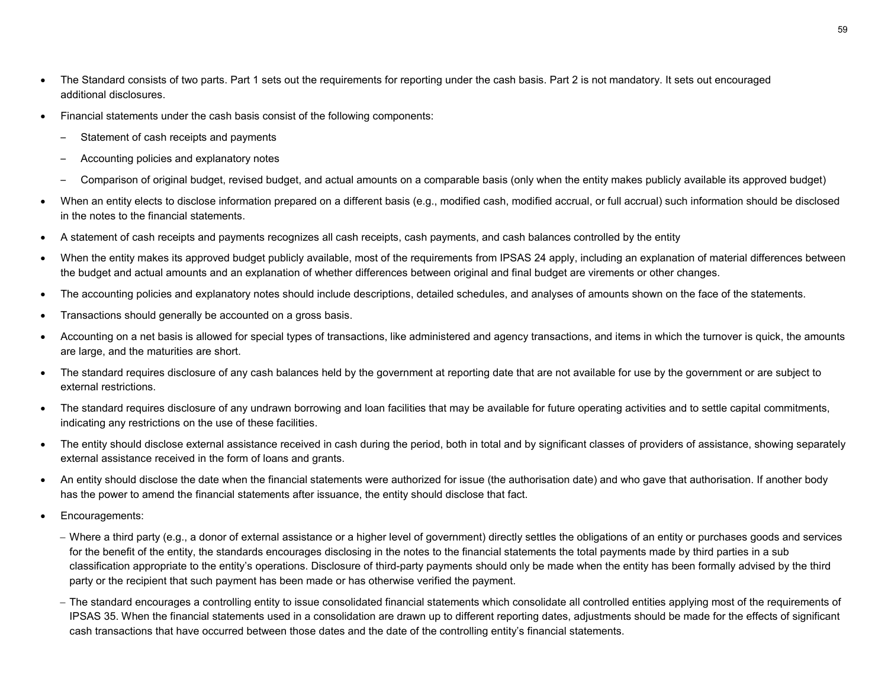- The Standard consists of two parts. Part 1 sets out the requirements for reporting under the cash basis. Part 2 is not mandatory. It sets out encouraged additional disclosures.
- Financial statements under the cash basis consist of the following components:
  - Statement of cash receipts and payments
  - Accounting policies and explanatory notes
  - Comparison of original budget, revised budget, and actual amounts on a comparable basis (only when the entity makes publicly available its approved budget)
- When an entity elects to disclose information prepared on a different basis (e.g., modified cash, modified accrual, or full accrual) such information should be disclosed in the notes to the financial statements.
- A statement of cash receipts and payments recognizes all cash receipts, cash payments, and cash balances controlled by the entity
- When the entity makes its approved budget publicly available, most of the requirements from IPSAS 24 apply, including an explanation of material differences between the budget and actual amounts and an explanation of whether differences between original and final budget are virements or other changes.
- The accounting policies and explanatory notes should include descriptions, detailed schedules, and analyses of amounts shown on the face of the statements.
- Transactions should generally be accounted on a gross basis.
- Accounting on a net basis is allowed for special types of transactions, like administered and agency transactions, and items in which the turnover is quick, the amounts are large, and the maturities are short.
- The standard requires disclosure of any cash balances held by the government at reporting date that are not available for use by the government or are subject to external restrictions.
- The standard requires disclosure of any undrawn borrowing and loan facilities that may be available for future operating activities and to settle capital commitments, indicating any restrictions on the use of these facilities.
- The entity should disclose external assistance received in cash during the period, both in total and by significant classes of providers of assistance, showing separately external assistance received in the form of loans and grants.
- An entity should disclose the date when the financial statements were authorized for issue (the authorisation date) and who gave that authorisation. If another body has the power to amend the financial statements after issuance, the entity should disclose that fact.
- Encouragements:
  - Where a third party (e.g., a donor of external assistance or a higher level of government) directly settles the obligations of an entity or purchases goods and services for the benefit of the entity, the standards encourages disclosing in the notes to the financial statements the total payments made by third parties in a sub classification appropriate to the entity's operations. Disclosure of third-party payments should only be made when the entity has been formally advised by the third party or the recipient that such payment has been made or has otherwise verified the payment.
  - The standard encourages a controlling entity to issue consolidated financial statements which consolidate all controlled entities applying most of the requirements of IPSAS 35. When the financial statements used in a consolidation are drawn up to different reporting dates, adjustments should be made for the effects of significant cash transactions that have occurred between those dates and the date of the controlling entity's financial statements.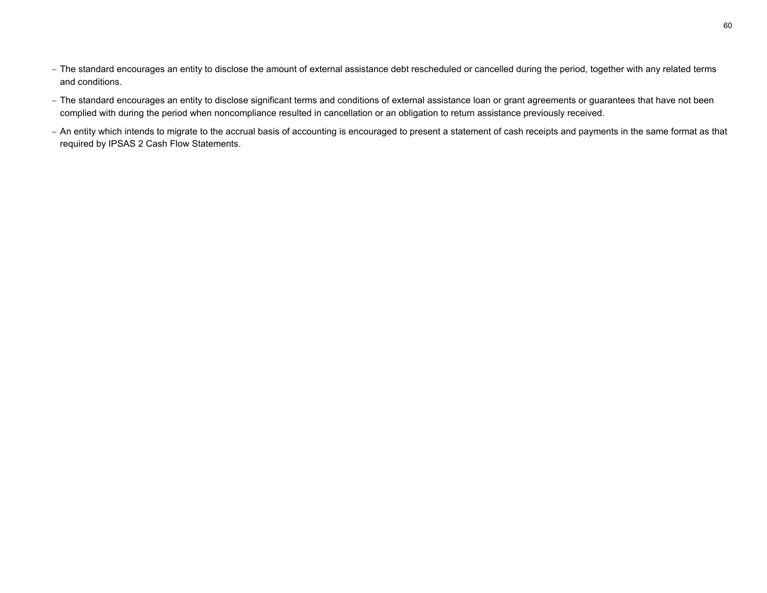- The standard encourages an entity to disclose the amount of external assistance debt rescheduled or cancelled during the period, together with any related terms and conditions.
- The standard encourages an entity to disclose significant terms and conditions of external assistance loan or grant agreements or guarantees that have not been complied with during the period when noncompliance resulted in cancellation or an obligation to return assistance previously received.
- An entity which intends to migrate to the accrual basis of accounting is encouraged to present a statement of cash receipts and payments in the same format as that required by IPSAS 2 Cash Flow Statements.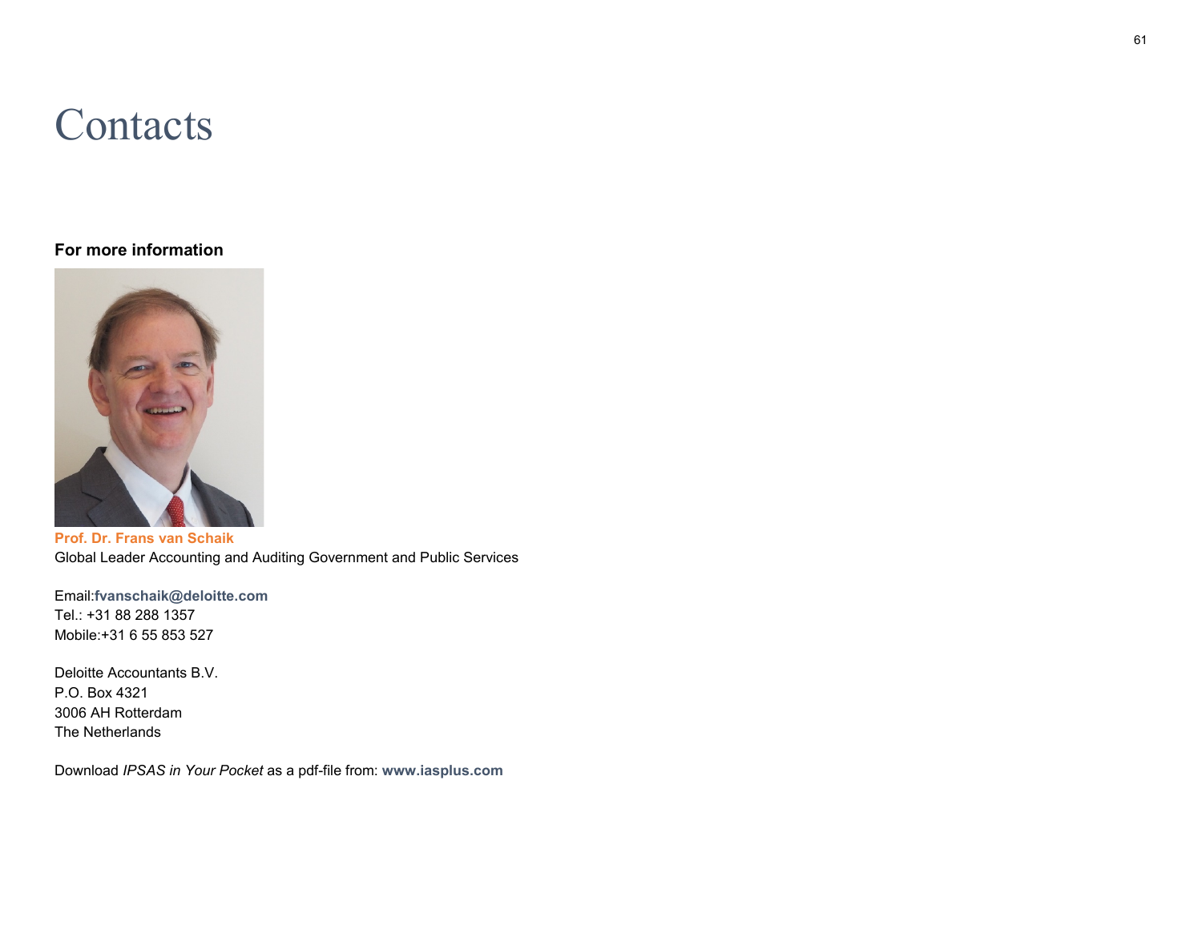# Contacts

### For more information

**Prof. Dr. Frans van Schaik**
Global Leader Accounting and Auditing Government and Public Services

Email:**fvanschaik@deloitte.com**
Tel.: +31 88 288 1357
Mobile:+31 6 55 853 527

Deloitte Accountants B.V.
P.O. Box 4321
3006 AH Rotterdam
The Netherlands

Download *IPSAS in Your Pocket* as a pdf-file from: **www.iasplus.com**